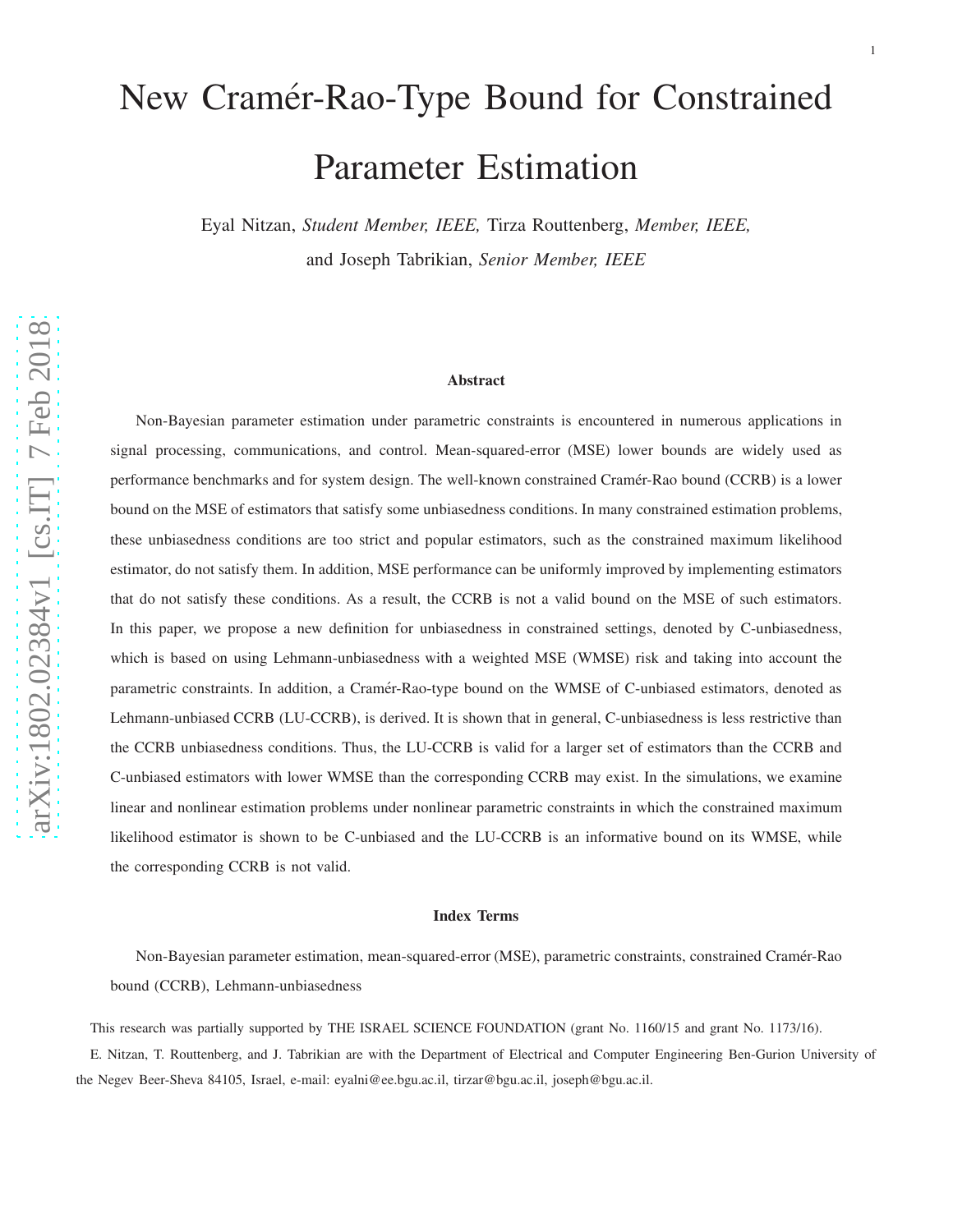# New Cramér-Rao-Type Bound for Constrained Parameter Estimation

Eyal Nitzan, *Student Member, IEEE,* Tirza Routtenberg, *Member, IEEE,* and Joseph Tabrikian, *Senior Member, IEEE*

### Abstract

Non-Bayesian parameter estimation under parametric constraints is encountered in numerous applications in signal processing, communications, and control. Mean-squared-error (MSE) lower bounds are widely used as performance benchmarks and for system design. The well-known constrained Cramér-Rao bound (CCRB) is a lower bound on the MSE of estimators that satisfy some unbiasedness conditions. In many constrained estimation problems, these unbiasedness conditions are too strict and popular estimators, such as the constrained maximum likelihood estimator, do not satisfy them. In addition, MSE performance can be uniformly improved by implementing estimators that do not satisfy these conditions. As a result, the CCRB is not a valid bound on the MSE of such estimators. In this paper, we propose a new definition for unbiasedness in constrained settings, denoted by C-unbiasedness, which is based on using Lehmann-unbiasedness with a weighted MSE (WMSE) risk and taking into account the parametric constraints. In addition, a Cramér-Rao-type bound on the WMSE of C-unbiased estimators, denoted as Lehmann-unbiased CCRB (LU-CCRB), is derived. It is shown that in general, C-unbiasedness is less restrictive than the CCRB unbiasedness conditions. Thus, the LU-CCRB is valid for a larger set of estimators than the CCRB and C-unbiased estimators with lower WMSE than the corresponding CCRB may exist. In the simulations, we examine linear and nonlinear estimation problems under nonlinear parametric constraints in which the constrained maximum likelihood estimator is shown to be C-unbiased and the LU-CCRB is an informative bound on its WMSE, while the corresponding CCRB is not valid.

### Index Terms

Non-Bayesian parameter estimation, mean-squared-error (MSE), parametric constraints, constrained Cramér-Rao bound (CCRB), Lehmann-unbiasedness

This research was partially supported by THE ISRAEL SCIENCE FOUNDATION (grant No. 1160/15 and grant No. 1173/16).

E. Nitzan, T. Routtenberg, and J. Tabrikian are with the Department of Electrical and Computer Engineering Ben-Gurion University of the Negev Beer-Sheva 84105, Israel, e-mail: eyalni@ee.bgu.ac.il, tirzar@bgu.ac.il, joseph@bgu.ac.il.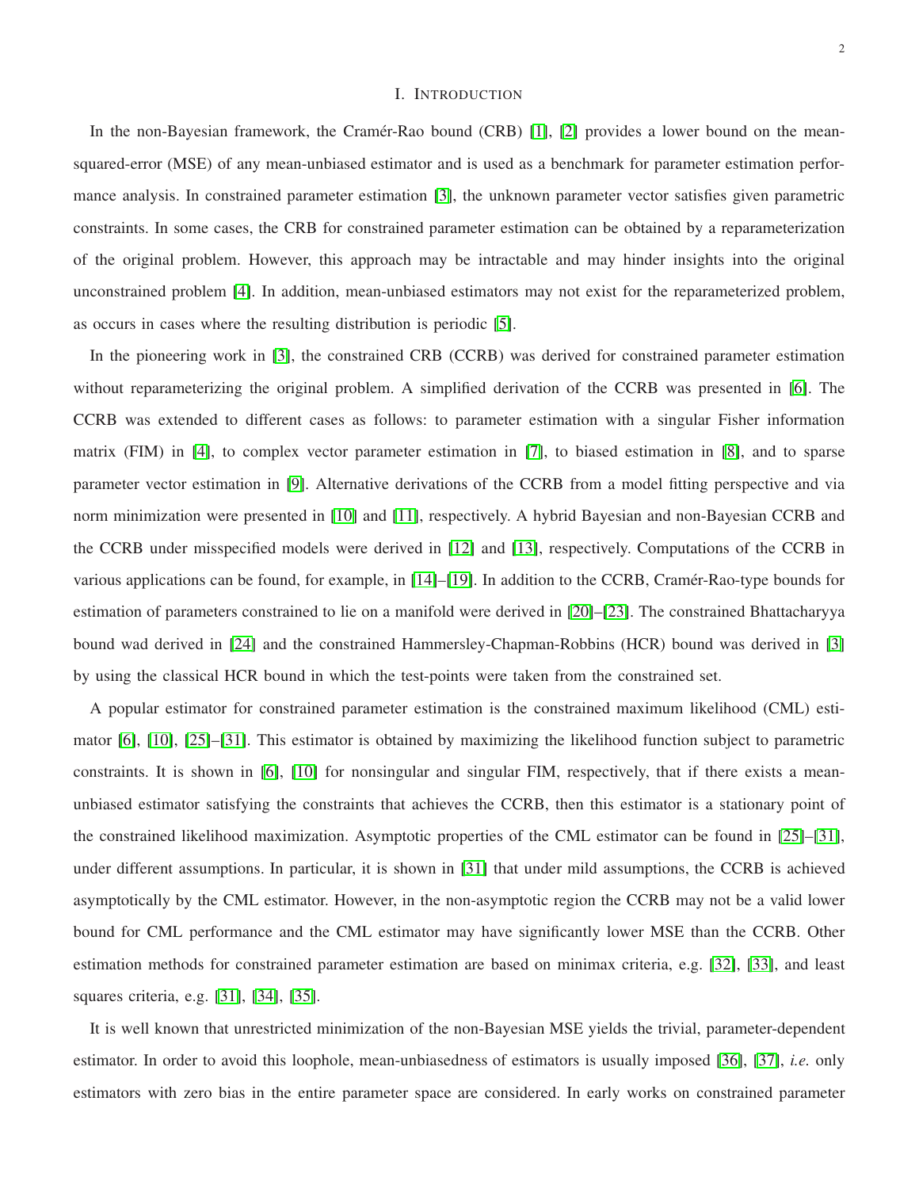# I. Introduction

In the non-Bayesian framework, the Cramér-Rao bound (CRB) [1], [2] provides a lower bound on the mean-squared-error (MSE) of any mean-unbiased estimator and is used as a benchmark for parameter estimation performance analysis. In constrained parameter estimation [3], the unknown parameter vector satisfies given parametric constraints. In some cases, the CRB for constrained parameter estimation can be obtained by a reparameterization of the original problem. However, this approach may be intractable and may hinder insights into the original unconstrained problem [4]. In addition, mean-unbiased estimators may not exist for the reparameterized problem, as occurs in cases where the resulting distribution is periodic [5].

In the pioneering work in [3], the constrained CRB (CCRB) was derived for constrained parameter estimation without reparameterizing the original problem. A simplified derivation of the CCRB was presented in [6]. The CCRB was extended to different cases as follows: to parameter estimation with a singular Fisher information matrix (FIM) in [4], to complex vector parameter estimation in [7], to biased estimation in [8], and to sparse parameter vector estimation in [9]. Alternative derivations of the CCRB from a model fitting perspective and via norm minimization were presented in [10] and [11], respectively. A hybrid Bayesian and non-Bayesian CCRB and the CCRB under misspecified models were derived in [12] and [13], respectively. Computations of the CCRB in various applications can be found, for example, in [14]–[19]. In addition to the CCRB, Cramér-Rao-type bounds for estimation of parameters constrained to lie on a manifold were derived in [20]–[23]. The constrained Bhattacharyya bound wad derived in [24] and the constrained Hammersley-Chapman-Robbins (HCR) bound was derived in [3] by using the classical HCR bound in which the test-points were taken from the constrained set.

A popular estimator for constrained parameter estimation is the constrained maximum likelihood (CML) estimator [6], [10], [25]–[31]. This estimator is obtained by maximizing the likelihood function subject to parametric constraints. It is shown in [6], [10] for nonsingular and singular FIM, respectively, that if there exists a mean-unbiased estimator satisfying the constraints that achieves the CCRB, then this estimator is a stationary point of the constrained likelihood maximization. Asymptotic properties of the CML estimator can be found in [25]–[31], under different assumptions. In particular, it is shown in [31] that under mild assumptions, the CCRB is achieved asymptotically by the CML estimator. However, in the non-asymptotic region the CCRB may not be a valid lower bound for CML performance and the CML estimator may have significantly lower MSE than the CCRB. Other estimation methods for constrained parameter estimation are based on minimax criteria, e.g. [32], [33], and least squares criteria, e.g. [31], [34], [35].

It is well known that unrestricted minimization of the non-Bayesian MSE yields the trivial, parameter-dependent estimator. In order to avoid this loophole, mean-unbiasedness of estimators is usually imposed [36], [37], *i.e.* only estimators with zero bias in the entire parameter space are considered. In early works on constrained parameter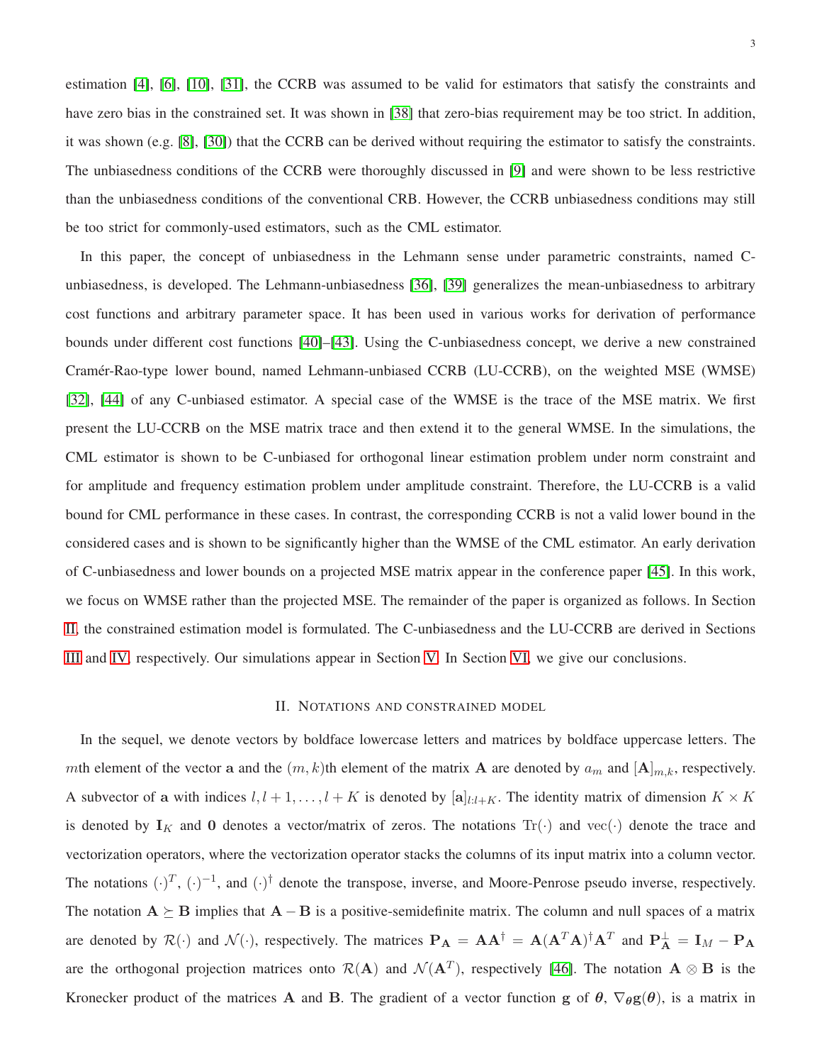estimation [4], [6], [10], [31], the CCRB was assumed to be valid for estimators that satisfy the constraints and have zero bias in the constrained set. It was shown in [38] that zero-bias requirement may be too strict. In addition, it was shown (e.g. [8], [30]) that the CCRB can be derived without requiring the estimator to satisfy the constraints. The unbiasedness conditions of the CCRB were thoroughly discussed in [9] and were shown to be less restrictive than the unbiasedness conditions of the conventional CRB. However, the CCRB unbiasedness conditions may still be too strict for commonly-used estimators, such as the CML estimator.

In this paper, the concept of unbiasedness in the Lehmann sense under parametric constraints, named C-unbiasedness, is developed. The Lehmann-unbiasedness [36], [39] generalizes the mean-unbiasedness to arbitrary cost functions and arbitrary parameter space. It has been used in various works for derivation of performance bounds under different cost functions [40]–[43]. Using the C-unbiasedness concept, we derive a new constrained Cramér-Rao-type lower bound, named Lehmann-unbiased CCRB (LU-CCRB), on the weighted MSE (WMSE) [32], [44] of any C-unbiased estimator. A special case of the WMSE is the trace of the MSE matrix. We first present the LU-CCRB on the MSE matrix trace and then extend it to the general WMSE. In the simulations, the CML estimator is shown to be C-unbiased for orthogonal linear estimation problem under norm constraint and for amplitude and frequency estimation problem under amplitude constraint. Therefore, the LU-CCRB is a valid bound for CML performance in these cases. In contrast, the corresponding CCRB is not a valid lower bound in the considered cases and is shown to be significantly higher than the WMSE of the CML estimator. An early derivation of C-unbiasedness and lower bounds on a projected MSE matrix appear in the conference paper [45]. In this work, we focus on WMSE rather than the projected MSE. The remainder of the paper is organized as follows. In Section II, the constrained estimation model is formulated. The C-unbiasedness and the LU-CCRB are derived in Sections III and IV, respectively. Our simulations appear in Section V. In Section VI, we give our conclusions.

## II. Notations and constrained model

In the sequel, we denote vectors by boldface lowercase letters and matrices by boldface uppercase letters. The $m$th element of the vector $\mathbf{a}$ and the $(m,k)$th element of the matrix $\mathbf{A}$ are denoted by $a_m$ and $[\mathbf{A}]_{m,k}$, respectively. A subvector of $\mathbf{a}$ with indices $l, l+1, \ldots, l+K$ is denoted by $[\mathbf{a}]_{l:l+K}$. The identity matrix of dimension $K \times K$ is denoted by $\mathbf{I}_K$ and $\mathbf{0}$ denotes a vector/matrix of zeros. The notations $\mathrm{Tr}(\cdot)$ and $\mathrm{vec}(\cdot)$ denote the trace and vectorization operators, where the vectorization operator stacks the columns of its input matrix into a column vector. The notations $(\cdot)^T$, $(\cdot)^{-1}$, and $(\cdot)^{\dagger}$ denote the transpose, inverse, and Moore-Penrose pseudo inverse, respectively. The notation $\mathbf{A} \succeq \mathbf{B}$ implies that $\mathbf{A} - \mathbf{B}$ is a positive-semidefinite matrix. The column and null spaces of a matrix are denoted by $\mathcal{R}(\cdot)$ and $\mathcal{N}(\cdot)$, respectively. The matrices $\mathbf{P}_{\mathbf{A}} = \mathbf{A}\mathbf{A}^{\dagger} = \mathbf{A}(\mathbf{A}^T\mathbf{A})^{\dagger}\mathbf{A}^T$ and $\mathbf{P}_{\mathbf{A}}^{\perp} = \mathbf{I}_M - \mathbf{P}_{\mathbf{A}}$ are the orthogonal projection matrices onto $\mathcal{R}(\mathbf{A})$ and $\mathcal{N}(\mathbf{A}^T)$, respectively [46]. The notation $\mathbf{A} \otimes \mathbf{B}$ is the Kronecker product of the matrices $\mathbf{A}$ and $\mathbf{B}$. The gradient of a vector function $\mathbf{g}$ of $\boldsymbol{\theta}$, $\nabla_{\boldsymbol{\theta}}\mathbf{g}(\boldsymbol{\theta})$, is a matrix in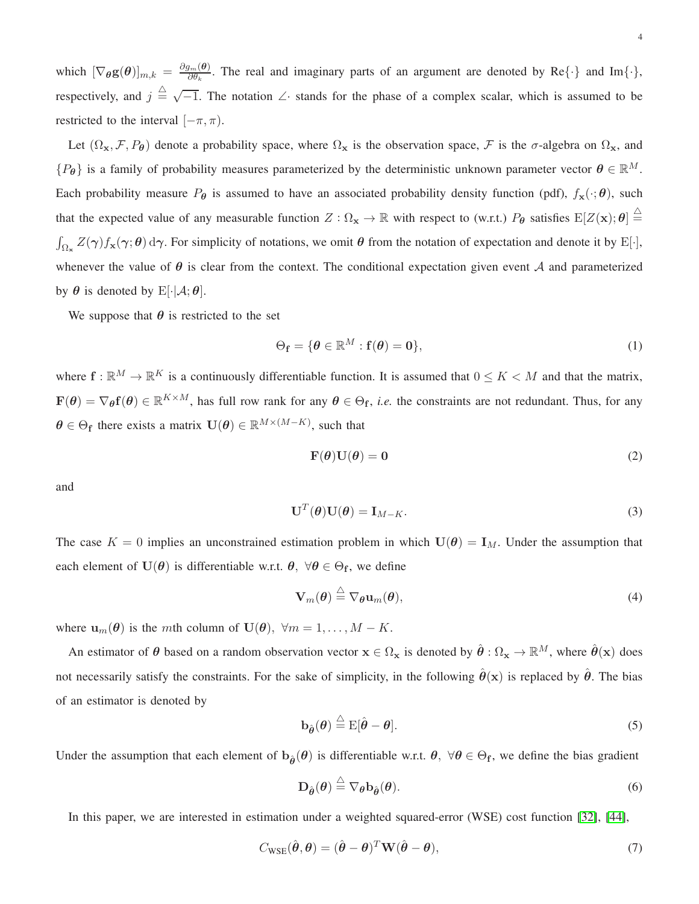which $[\nabla_{\boldsymbol{\theta}}\mathbf{g}(\boldsymbol{\theta})]_{m,k} = \frac{\partial g_m(\boldsymbol{\theta})}{\partial \theta_k}$. The real and imaginary parts of an argument are denoted by $\text{Re}\{\cdot\}$ and $\text{Im}\{\cdot\}$, respectively, and $j \stackrel{\triangle}{=} \sqrt{-1}$. The notation $\angle\cdot$ stands for the phase of a complex scalar, which is assumed to be restricted to the interval $[-\pi, \pi)$.

Let $(\Omega_{\mathbf{x}}, \mathcal{F}, P_{\boldsymbol{\theta}})$ denote a probability space, where $\Omega_{\mathbf{x}}$ is the observation space, $\mathcal{F}$ is the $\sigma$-algebra on $\Omega_{\mathbf{x}}$, and $\{P_{\boldsymbol{\theta}}\}$ is a family of probability measures parameterized by the deterministic unknown parameter vector $\boldsymbol{\theta} \in \mathbb{R}^M$. Each probability measure $P_{\boldsymbol{\theta}}$ is assumed to have an associated probability density function (pdf), $f_{\mathbf{x}}(\cdot;\boldsymbol{\theta})$, such that the expected value of any measurable function $Z : \Omega_{\mathbf{x}} \to \mathbb{R}$ with respect to (w.r.t.) $P_{\boldsymbol{\theta}}$ satisfies $\text{E}[Z(\mathbf{x});\boldsymbol{\theta}] \stackrel{\triangle}{=} \int_{\Omega_{\mathbf{x}}} Z(\boldsymbol{\gamma}) f_{\mathbf{x}}(\boldsymbol{\gamma};\boldsymbol{\theta})\, \text{d}\boldsymbol{\gamma}$. For simplicity of notations, we omit $\boldsymbol{\theta}$ from the notation of expectation and denote it by $\text{E}[\cdot]$, whenever the value of $\boldsymbol{\theta}$ is clear from the context. The conditional expectation given event $\mathcal{A}$ and parameterized by $\boldsymbol{\theta}$ is denoted by $\text{E}[\cdot|\mathcal{A};\boldsymbol{\theta}]$.

We suppose that $\boldsymbol{\theta}$ is restricted to the set

$$\Theta_{\mathbf{f}} = \{\boldsymbol{\theta} \in \mathbb{R}^M : \mathbf{f}(\boldsymbol{\theta}) = \mathbf{0}\}, \tag{1}$$

where $\mathbf{f} : \mathbb{R}^M \to \mathbb{R}^K$ is a continuously differentiable function. It is assumed that $0 \leq K < M$ and that the matrix, $\mathbf{F}(\boldsymbol{\theta}) = \nabla_{\boldsymbol{\theta}}\mathbf{f}(\boldsymbol{\theta}) \in \mathbb{R}^{K \times M}$, has full row rank for any $\boldsymbol{\theta} \in \Theta_{\mathbf{f}}$, *i.e.* the constraints are not redundant. Thus, for any $\boldsymbol{\theta} \in \Theta_{\mathbf{f}}$ there exists a matrix $\mathbf{U}(\boldsymbol{\theta}) \in \mathbb{R}^{M \times (M-K)}$, such that

$$\mathbf{F}(\boldsymbol{\theta})\mathbf{U}(\boldsymbol{\theta}) = \mathbf{0} \tag{2}$$

and

$$\mathbf{U}^T(\boldsymbol{\theta})\mathbf{U}(\boldsymbol{\theta}) = \mathbf{I}_{M-K}. \tag{3}$$

The case $K = 0$ implies an unconstrained estimation problem in which $\mathbf{U}(\boldsymbol{\theta}) = \mathbf{I}_M$. Under the assumption that each element of $\mathbf{U}(\boldsymbol{\theta})$ is differentiable w.r.t. $\boldsymbol{\theta},\ \forall \boldsymbol{\theta} \in \Theta_{\mathbf{f}}$, we define

$$\mathbf{V}_m(\boldsymbol{\theta}) \stackrel{\triangle}{=} \nabla_{\boldsymbol{\theta}}\mathbf{u}_m(\boldsymbol{\theta}), \tag{4}$$

where $\mathbf{u}_m(\boldsymbol{\theta})$ is the $m$th column of $\mathbf{U}(\boldsymbol{\theta}),\ \forall m = 1, \ldots, M-K$.

An estimator of $\boldsymbol{\theta}$ based on a random observation vector $\mathbf{x} \in \Omega_{\mathbf{x}}$ is denoted by $\hat{\boldsymbol{\theta}} : \Omega_{\mathbf{x}} \to \mathbb{R}^M$, where $\hat{\boldsymbol{\theta}}(\mathbf{x})$ does not necessarily satisfy the constraints. For the sake of simplicity, in the following $\hat{\boldsymbol{\theta}}(\mathbf{x})$ is replaced by $\hat{\boldsymbol{\theta}}$. The bias of an estimator is denoted by

$$\mathbf{b}_{\hat{\boldsymbol{\theta}}}(\boldsymbol{\theta}) \stackrel{\triangle}{=} \text{E}[\hat{\boldsymbol{\theta}} - \boldsymbol{\theta}]. \tag{5}$$

Under the assumption that each element of $\mathbf{b}_{\hat{\boldsymbol{\theta}}}(\boldsymbol{\theta})$ is differentiable w.r.t. $\boldsymbol{\theta},\ \forall \boldsymbol{\theta} \in \Theta_{\mathbf{f}}$, we define the bias gradient

$$\mathbf{D}_{\hat{\boldsymbol{\theta}}}(\boldsymbol{\theta}) \stackrel{\triangle}{=} \nabla_{\boldsymbol{\theta}}\mathbf{b}_{\hat{\boldsymbol{\theta}}}(\boldsymbol{\theta}). \tag{6}$$

In this paper, we are interested in estimation under a weighted squared-error (WSE) cost function [32], [44],

$$C_{\text{WSE}}(\hat{\boldsymbol{\theta}}, \boldsymbol{\theta}) = (\hat{\boldsymbol{\theta}} - \boldsymbol{\theta})^T\mathbf{W}(\hat{\boldsymbol{\theta}} - \boldsymbol{\theta}), \tag{7}$$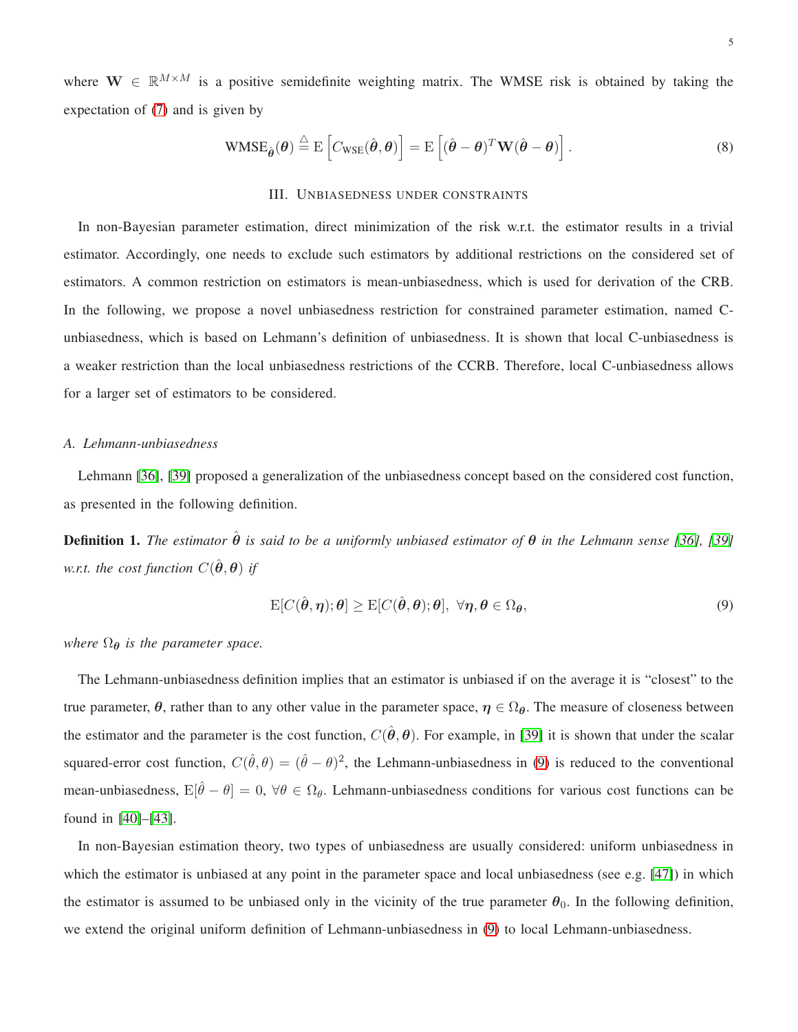where $\mathbf{W} \in \mathbb{R}^{M\times M}$ is a positive semidefinite weighting matrix. The WMSE risk is obtained by taking the expectation of (7) and is given by

$$\text{WMSE}_{\hat{\boldsymbol{\theta}}}(\boldsymbol{\theta}) \stackrel{\triangle}{=} \text{E}\left[C_{\text{WSE}}(\hat{\boldsymbol{\theta}},\boldsymbol{\theta})\right] = \text{E}\left[(\hat{\boldsymbol{\theta}}-\boldsymbol{\theta})^T\mathbf{W}(\hat{\boldsymbol{\theta}}-\boldsymbol{\theta})\right]. \tag{8}$$

## III. Unbiasedness under constraints

In non-Bayesian parameter estimation, direct minimization of the risk w.r.t. the estimator results in a trivial estimator. Accordingly, one needs to exclude such estimators by additional restrictions on the considered set of estimators. A common restriction on estimators is mean-unbiasedness, which is used for derivation of the CRB. In the following, we propose a novel unbiasedness restriction for constrained parameter estimation, named C-unbiasedness, which is based on Lehmann's definition of unbiasedness. It is shown that local C-unbiasedness is a weaker restriction than the local unbiasedness restrictions of the CCRB. Therefore, local C-unbiasedness allows for a larger set of estimators to be considered.

### A. Lehmann-unbiasedness

Lehmann [36], [39] proposed a generalization of the unbiasedness concept based on the considered cost function, as presented in the following definition.

**Definition 1.** *The estimator $\hat{\boldsymbol{\theta}}$ is said to be a uniformly unbiased estimator of $\boldsymbol{\theta}$ in the Lehmann sense [36], [39] w.r.t. the cost function $C(\hat{\boldsymbol{\theta}},\boldsymbol{\theta})$ if*

$$\text{E}[C(\hat{\boldsymbol{\theta}},\boldsymbol{\eta});\boldsymbol{\theta}] \geq \text{E}[C(\hat{\boldsymbol{\theta}},\boldsymbol{\theta});\boldsymbol{\theta}],\ \forall \boldsymbol{\eta},\boldsymbol{\theta} \in \Omega_{\boldsymbol{\theta}}, \tag{9}$$

*where $\Omega_{\boldsymbol{\theta}}$ is the parameter space.*

The Lehmann-unbiasedness definition implies that an estimator is unbiased if on the average it is "closest" to the true parameter, $\boldsymbol{\theta}$, rather than to any other value in the parameter space, $\boldsymbol{\eta} \in \Omega_{\boldsymbol{\theta}}$. The measure of closeness between the estimator and the parameter is the cost function, $C(\hat{\boldsymbol{\theta}},\boldsymbol{\theta})$. For example, in [39] it is shown that under the scalar squared-error cost function, $C(\hat{\theta},\theta) = (\hat{\theta}-\theta)^2$, the Lehmann-unbiasedness in (9) is reduced to the conventional mean-unbiasedness, $\text{E}[\hat{\theta}-\theta] = 0,\ \forall \theta \in \Omega_\theta$. Lehmann-unbiasedness conditions for various cost functions can be found in [40]–[43].

In non-Bayesian estimation theory, two types of unbiasedness are usually considered: uniform unbiasedness in which the estimator is unbiased at any point in the parameter space and local unbiasedness (see e.g. [47]) in which the estimator is assumed to be unbiased only in the vicinity of the true parameter $\boldsymbol{\theta}_0$. In the following definition, we extend the original uniform definition of Lehmann-unbiasedness in (9) to local Lehmann-unbiasedness.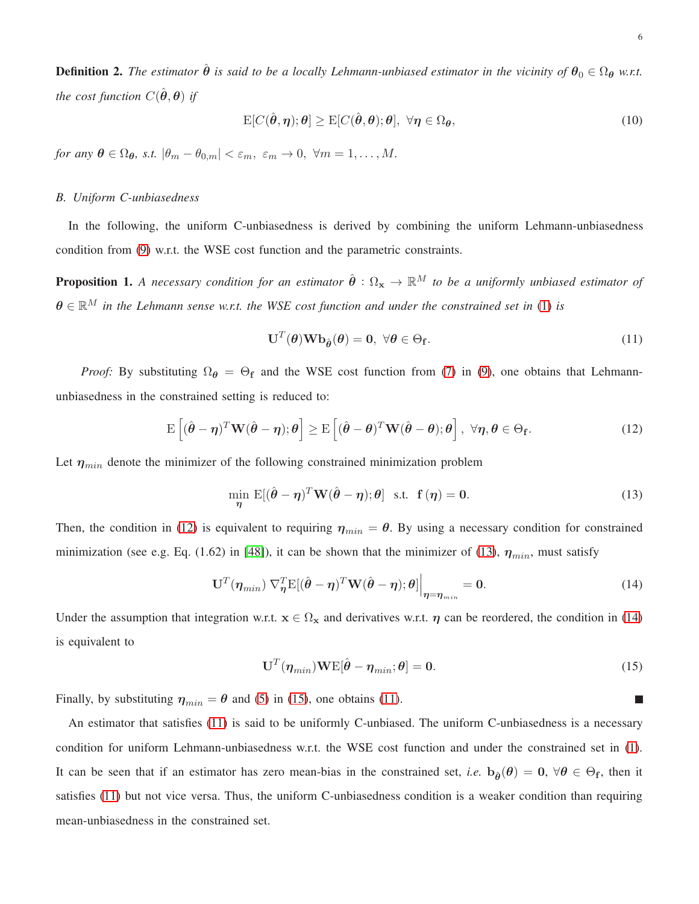**Definition 2.** *The estimator $\hat{\boldsymbol{\theta}}$ is said to be a locally Lehmann-unbiased estimator in the vicinity of $\boldsymbol{\theta}_0 \in \Omega_{\boldsymbol{\theta}}$ w.r.t. the cost function $C(\hat{\boldsymbol{\theta}}, \boldsymbol{\theta})$ if*

$$\mathrm{E}[C(\hat{\boldsymbol{\theta}}, \boldsymbol{\eta}); \boldsymbol{\theta}] \geq \mathrm{E}[C(\hat{\boldsymbol{\theta}}, \boldsymbol{\theta}); \boldsymbol{\theta}], \ \forall \boldsymbol{\eta} \in \Omega_{\boldsymbol{\theta}}, \tag{10}$$

*for any $\boldsymbol{\theta} \in \Omega_{\boldsymbol{\theta}}$, s.t. $|\theta_m - \theta_{0,m}| < \varepsilon_m, \ \varepsilon_m \to 0, \ \forall m = 1, \ldots, M$.*

### B. Uniform C-unbiasedness

In the following, the uniform C-unbiasedness is derived by combining the uniform Lehmann-unbiasedness condition from (9) w.r.t. the WSE cost function and the parametric constraints.

**Proposition 1.** *A necessary condition for an estimator $\hat{\boldsymbol{\theta}} : \Omega_{\mathbf{x}} \to \mathbb{R}^M$ to be a uniformly unbiased estimator of $\boldsymbol{\theta} \in \mathbb{R}^M$ in the Lehmann sense w.r.t. the WSE cost function and under the constrained set in (1) is*

$$\mathbf{U}^T(\boldsymbol{\theta}) \mathbf{W} \mathbf{b}_{\hat{\boldsymbol{\theta}}}(\boldsymbol{\theta}) = \mathbf{0}, \ \forall \boldsymbol{\theta} \in \Theta_{\mathbf{f}}. \tag{11}$$

*Proof:* By substituting $\Omega_{\boldsymbol{\theta}} = \Theta_{\mathbf{f}}$ and the WSE cost function from (7) in (9), one obtains that Lehmann-unbiasedness in the constrained setting is reduced to:

$$\mathrm{E}\left[(\hat{\boldsymbol{\theta}} - \boldsymbol{\eta})^T \mathbf{W} (\hat{\boldsymbol{\theta}} - \boldsymbol{\eta}); \boldsymbol{\theta}\right] \geq \mathrm{E}\left[(\hat{\boldsymbol{\theta}} - \boldsymbol{\theta})^T \mathbf{W} (\hat{\boldsymbol{\theta}} - \boldsymbol{\theta}); \boldsymbol{\theta}\right], \ \forall \boldsymbol{\eta}, \boldsymbol{\theta} \in \Theta_{\mathbf{f}}. \tag{12}$$

Let $\boldsymbol{\eta}_{min}$ denote the minimizer of the following constrained minimization problem

$$\min_{\boldsymbol{\eta}} \mathrm{E}[(\hat{\boldsymbol{\theta}} - \boldsymbol{\eta})^T \mathbf{W} (\hat{\boldsymbol{\theta}} - \boldsymbol{\eta}); \boldsymbol{\theta}] \ \text{ s.t. } \ \mathbf{f}(\boldsymbol{\eta}) = \mathbf{0}. \tag{13}$$

Then, the condition in (12) is equivalent to requiring $\boldsymbol{\eta}_{min} = \boldsymbol{\theta}$. By using a necessary condition for constrained minimization (see e.g. Eq. (1.62) in [48]), it can be shown that the minimizer of (13), $\boldsymbol{\eta}_{min}$, must satisfy

$$\mathbf{U}^T(\boldsymbol{\eta}_{min}) \, \nabla_{\boldsymbol{\eta}}^T \mathrm{E}[(\hat{\boldsymbol{\theta}} - \boldsymbol{\eta})^T \mathbf{W} (\hat{\boldsymbol{\theta}} - \boldsymbol{\eta}); \boldsymbol{\theta}] \Big|_{\boldsymbol{\eta} = \boldsymbol{\eta}_{min}} = \mathbf{0}. \tag{14}$$

Under the assumption that integration w.r.t. $\mathbf{x} \in \Omega_{\mathbf{x}}$ and derivatives w.r.t. $\boldsymbol{\eta}$ can be reordered, the condition in (14) is equivalent to

$$\mathbf{U}^T(\boldsymbol{\eta}_{min}) \mathbf{W} \mathrm{E}[\hat{\boldsymbol{\theta}} - \boldsymbol{\eta}_{min}; \boldsymbol{\theta}] = \mathbf{0}. \tag{15}$$

Finally, by substituting $\boldsymbol{\eta}_{min} = \boldsymbol{\theta}$ and (5) in (15), one obtains (11). ∎

An estimator that satisfies (11) is said to be uniformly C-unbiased. The uniform C-unbiasedness is a necessary condition for uniform Lehmann-unbiasedness w.r.t. the WSE cost function and under the constrained set in (1). It can be seen that if an estimator has zero mean-bias in the constrained set, *i.e.* $\mathbf{b}_{\hat{\boldsymbol{\theta}}}(\boldsymbol{\theta}) = \mathbf{0}, \ \forall \boldsymbol{\theta} \in \Theta_{\mathbf{f}}$, then it satisfies (11) but not vice versa. Thus, the uniform C-unbiasedness condition is a weaker condition than requiring mean-unbiasedness in the constrained set.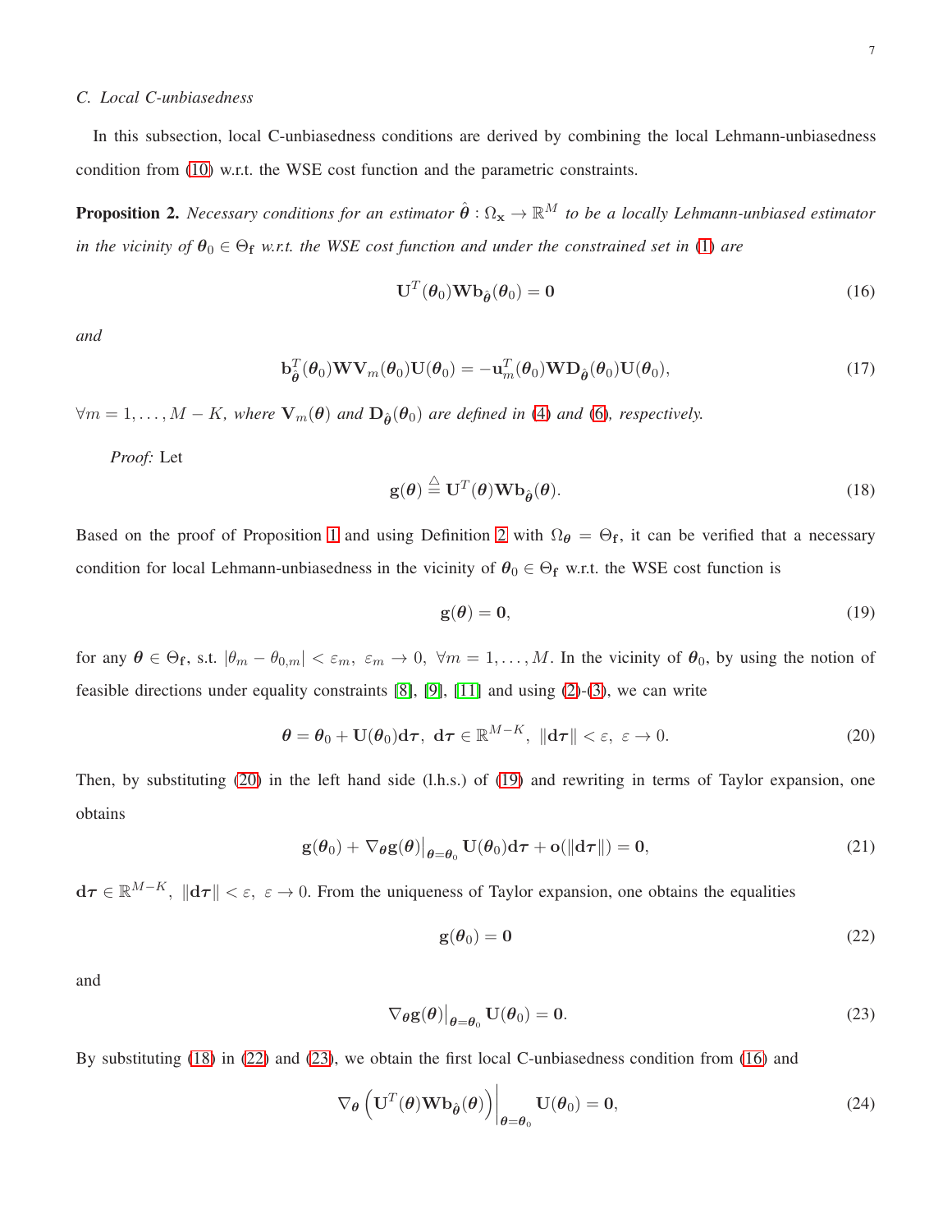### C. Local C-unbiasedness

In this subsection, local C-unbiasedness conditions are derived by combining the local Lehmann-unbiasedness condition from (10) w.r.t. the WSE cost function and the parametric constraints.

**Proposition 2.** *Necessary conditions for an estimator $\hat{\boldsymbol{\theta}} : \Omega_{\mathbf{x}} \to \mathbb{R}^M$ to be a locally Lehmann-unbiased estimator in the vicinity of $\boldsymbol{\theta}_0 \in \Theta_{\mathbf{f}}$ w.r.t. the WSE cost function and under the constrained set in (1) are*

$$\mathbf{U}^T(\boldsymbol{\theta}_0)\mathbf{W}\mathbf{b}_{\hat{\boldsymbol{\theta}}}(\boldsymbol{\theta}_0) = \mathbf{0} \tag{16}$$

*and*

$$\mathbf{b}^T_{\hat{\boldsymbol{\theta}}}(\boldsymbol{\theta}_0)\mathbf{W}\mathbf{V}_m(\boldsymbol{\theta}_0)\mathbf{U}(\boldsymbol{\theta}_0) = -\mathbf{u}^T_m(\boldsymbol{\theta}_0)\mathbf{W}\mathbf{D}_{\hat{\boldsymbol{\theta}}}(\boldsymbol{\theta}_0)\mathbf{U}(\boldsymbol{\theta}_0), \tag{17}$$

*$\forall m = 1, \ldots, M-K$, where $\mathbf{V}_m(\boldsymbol{\theta})$ and $\mathbf{D}_{\hat{\boldsymbol{\theta}}}(\boldsymbol{\theta}_0)$ are defined in (4) and (6), respectively.*

*Proof:* Let

$$\mathbf{g}(\boldsymbol{\theta}) \stackrel{\triangle}{=} \mathbf{U}^T(\boldsymbol{\theta})\mathbf{W}\mathbf{b}_{\hat{\boldsymbol{\theta}}}(\boldsymbol{\theta}). \tag{18}$$

Based on the proof of Proposition 1 and using Definition 2 with $\Omega_{\boldsymbol{\theta}} = \Theta_{\mathbf{f}}$, it can be verified that a necessary condition for local Lehmann-unbiasedness in the vicinity of $\boldsymbol{\theta}_0 \in \Theta_{\mathbf{f}}$ w.r.t. the WSE cost function is

$$\mathbf{g}(\boldsymbol{\theta}) = \mathbf{0}, \tag{19}$$

for any $\boldsymbol{\theta} \in \Theta_{\mathbf{f}}$, s.t. $|\theta_m - \theta_{0,m}| < \varepsilon_m,\ \varepsilon_m \to 0,\ \forall m = 1, \ldots, M$. In the vicinity of $\boldsymbol{\theta}_0$, by using the notion of feasible directions under equality constraints [8], [9], [11] and using (2)-(3), we can write

$$\boldsymbol{\theta} = \boldsymbol{\theta}_0 + \mathbf{U}(\boldsymbol{\theta}_0)\mathbf{d}\boldsymbol{\tau},\ \mathbf{d}\boldsymbol{\tau} \in \mathbb{R}^{M-K},\ \|\mathbf{d}\boldsymbol{\tau}\| < \varepsilon,\ \varepsilon \to 0. \tag{20}$$

Then, by substituting (20) in the left hand side (l.h.s.) of (19) and rewriting in terms of Taylor expansion, one obtains

$$\mathbf{g}(\boldsymbol{\theta}_0) + \nabla_{\boldsymbol{\theta}}\mathbf{g}(\boldsymbol{\theta})\big|_{\boldsymbol{\theta}=\boldsymbol{\theta}_0}\mathbf{U}(\boldsymbol{\theta}_0)\mathbf{d}\boldsymbol{\tau} + \mathbf{o}(\|\mathbf{d}\boldsymbol{\tau}\|) = \mathbf{0}, \tag{21}$$

$\mathbf{d}\boldsymbol{\tau} \in \mathbb{R}^{M-K},\ \|\mathbf{d}\boldsymbol{\tau}\| < \varepsilon,\ \varepsilon \to 0$. From the uniqueness of Taylor expansion, one obtains the equalities

$$\mathbf{g}(\boldsymbol{\theta}_0) = \mathbf{0} \tag{22}$$

and

$$\nabla_{\boldsymbol{\theta}}\mathbf{g}(\boldsymbol{\theta})\big|_{\boldsymbol{\theta}=\boldsymbol{\theta}_0}\mathbf{U}(\boldsymbol{\theta}_0) = \mathbf{0}. \tag{23}$$

By substituting (18) in (22) and (23), we obtain the first local C-unbiasedness condition from (16) and

$$\nabla_{\boldsymbol{\theta}}\left(\mathbf{U}^T(\boldsymbol{\theta})\mathbf{W}\mathbf{b}_{\hat{\boldsymbol{\theta}}}(\boldsymbol{\theta})\right)\Big|_{\boldsymbol{\theta}=\boldsymbol{\theta}_0}\mathbf{U}(\boldsymbol{\theta}_0) = \mathbf{0}, \tag{24}$$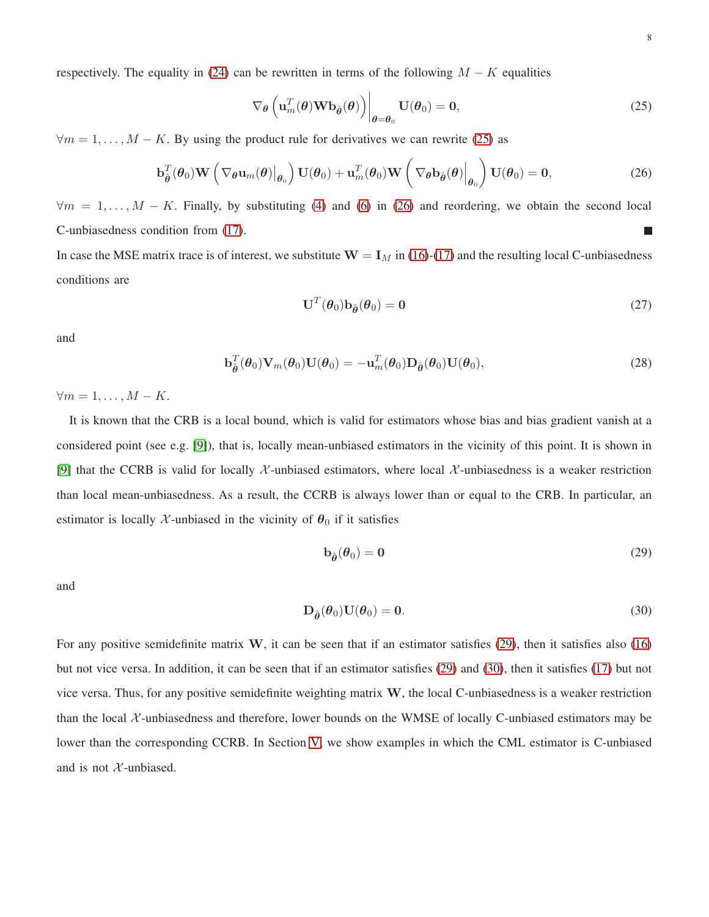respectively. The equality in (24) can be rewritten in terms of the following $M-K$ equalities

$$\nabla_{\boldsymbol{\theta}} \left( \mathbf{u}_m^T(\boldsymbol{\theta}) \mathbf{W} \mathbf{b}_{\hat{\boldsymbol{\theta}}}(\boldsymbol{\theta}) \right) \Big|_{\boldsymbol{\theta}=\boldsymbol{\theta}_0} \mathbf{U}(\boldsymbol{\theta}_0) = \mathbf{0}, \tag{25}$$

$\forall m = 1, \ldots, M-K$. By using the product rule for derivatives we can rewrite (25) as

$$\mathbf{b}_{\hat{\boldsymbol{\theta}}}^T(\boldsymbol{\theta}_0) \mathbf{W} \left( \nabla_{\boldsymbol{\theta}} \mathbf{u}_m(\boldsymbol{\theta}) \big|_{\boldsymbol{\theta}_0} \right) \mathbf{U}(\boldsymbol{\theta}_0) + \mathbf{u}_m^T(\boldsymbol{\theta}_0) \mathbf{W} \left( \nabla_{\boldsymbol{\theta}} \mathbf{b}_{\hat{\boldsymbol{\theta}}}(\boldsymbol{\theta}) \Big|_{\boldsymbol{\theta}_0} \right) \mathbf{U}(\boldsymbol{\theta}_0) = \mathbf{0}, \tag{26}$$

$\forall m = 1, \ldots, M-K$. Finally, by substituting (4) and (6) in (26) and reordering, we obtain the second local C-unbiasedness condition from (17). ■

In case the MSE matrix trace is of interest, we substitute $\mathbf{W} = \mathbf{I}_M$ in (16)-(17) and the resulting local C-unbiasedness conditions are

$$\mathbf{U}^T(\boldsymbol{\theta}_0) \mathbf{b}_{\hat{\boldsymbol{\theta}}}(\boldsymbol{\theta}_0) = \mathbf{0} \tag{27}$$

and

$$\mathbf{b}_{\hat{\boldsymbol{\theta}}}^T(\boldsymbol{\theta}_0) \mathbf{V}_m(\boldsymbol{\theta}_0) \mathbf{U}(\boldsymbol{\theta}_0) = -\mathbf{u}_m^T(\boldsymbol{\theta}_0) \mathbf{D}_{\hat{\boldsymbol{\theta}}}(\boldsymbol{\theta}_0) \mathbf{U}(\boldsymbol{\theta}_0), \tag{28}$$

$\forall m = 1, \ldots, M-K$.

It is known that the CRB is a local bound, which is valid for estimators whose bias and bias gradient vanish at a considered point (see e.g. [9]), that is, locally mean-unbiased estimators in the vicinity of this point. It is shown in [9] that the CCRB is valid for locally $\mathcal{X}$-unbiased estimators, where local $\mathcal{X}$-unbiasedness is a weaker restriction than local mean-unbiasedness. As a result, the CCRB is always lower than or equal to the CRB. In particular, an estimator is locally $\mathcal{X}$-unbiased in the vicinity of $\boldsymbol{\theta}_0$ if it satisfies

$$\mathbf{b}_{\hat{\boldsymbol{\theta}}}(\boldsymbol{\theta}_0) = \mathbf{0} \tag{29}$$

and

$$\mathbf{D}_{\hat{\boldsymbol{\theta}}}(\boldsymbol{\theta}_0) \mathbf{U}(\boldsymbol{\theta}_0) = \mathbf{0}. \tag{30}$$

For any positive semidefinite matrix $\mathbf{W}$, it can be seen that if an estimator satisfies (29), then it satisfies also (16) but not vice versa. In addition, it can be seen that if an estimator satisfies (29) and (30), then it satisfies (17) but not vice versa. Thus, for any positive semidefinite weighting matrix $\mathbf{W}$, the local C-unbiasedness is a weaker restriction than the local $\mathcal{X}$-unbiasedness and therefore, lower bounds on the WMSE of locally C-unbiased estimators may be lower than the corresponding CCRB. In Section V, we show examples in which the CML estimator is C-unbiased and is not $\mathcal{X}$-unbiased.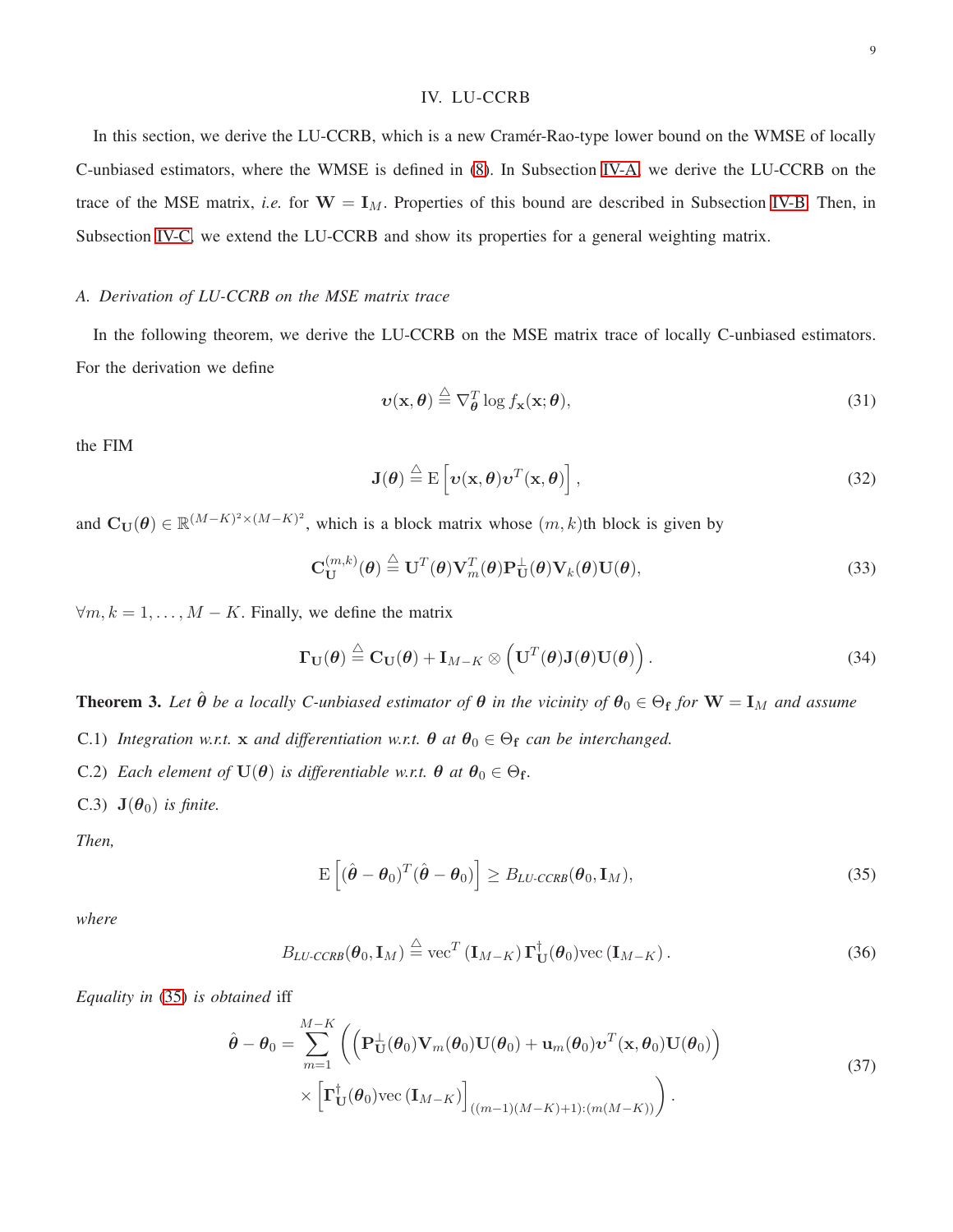## IV. LU-CCRB

In this section, we derive the LU-CCRB, which is a new Cramér-Rao-type lower bound on the WMSE of locally C-unbiased estimators, where the WMSE is defined in (8). In Subsection IV-A, we derive the LU-CCRB on the trace of the MSE matrix, *i.e.* for $\mathbf{W} = \mathbf{I}_M$. Properties of this bound are described in Subsection IV-B. Then, in Subsection IV-C, we extend the LU-CCRB and show its properties for a general weighting matrix.

### *A. Derivation of LU-CCRB on the MSE matrix trace*

In the following theorem, we derive the LU-CCRB on the MSE matrix trace of locally C-unbiased estimators. For the derivation we define

$$\boldsymbol{\upsilon}(\mathbf{x}, \boldsymbol{\theta}) \stackrel{\triangle}{=} \nabla_{\boldsymbol{\theta}}^T \log f_{\mathbf{x}}(\mathbf{x}; \boldsymbol{\theta}), \tag{31}$$

the FIM

$$\mathbf{J}(\boldsymbol{\theta}) \stackrel{\triangle}{=} \mathrm{E}\left[\boldsymbol{\upsilon}(\mathbf{x}, \boldsymbol{\theta})\boldsymbol{\upsilon}^T(\mathbf{x}, \boldsymbol{\theta})\right], \tag{32}$$

and $\mathbf{C}_{\mathbf{U}}(\boldsymbol{\theta}) \in \mathbb{R}^{(M-K)^2 \times (M-K)^2}$, which is a block matrix whose $(m, k)$th block is given by

$$\mathbf{C}_{\mathbf{U}}^{(m,k)}(\boldsymbol{\theta}) \stackrel{\triangle}{=} \mathbf{U}^T(\boldsymbol{\theta})\mathbf{V}_m^T(\boldsymbol{\theta})\mathbf{P}_{\mathbf{U}}^{\perp}(\boldsymbol{\theta})\mathbf{V}_k(\boldsymbol{\theta})\mathbf{U}(\boldsymbol{\theta}), \tag{33}$$

$\forall m, k = 1, \ldots, M-K$. Finally, we define the matrix

$$\boldsymbol{\Gamma}_{\mathbf{U}}(\boldsymbol{\theta}) \stackrel{\triangle}{=} \mathbf{C}_{\mathbf{U}}(\boldsymbol{\theta}) + \mathbf{I}_{M-K} \otimes \left(\mathbf{U}^T(\boldsymbol{\theta})\mathbf{J}(\boldsymbol{\theta})\mathbf{U}(\boldsymbol{\theta})\right). \tag{34}$$

**Theorem 3.** *Let $\hat{\boldsymbol{\theta}}$ be a locally C-unbiased estimator of $\boldsymbol{\theta}$ in the vicinity of $\boldsymbol{\theta}_0 \in \Theta_{\mathbf{f}}$ for $\mathbf{W} = \mathbf{I}_M$ and assume*

C.1) *Integration w.r.t. $\mathbf{x}$ and differentiation w.r.t. $\boldsymbol{\theta}$ at $\boldsymbol{\theta}_0 \in \Theta_{\mathbf{f}}$ can be interchanged.*

C.2) *Each element of $\mathbf{U}(\boldsymbol{\theta})$ is differentiable w.r.t. $\boldsymbol{\theta}$ at $\boldsymbol{\theta}_0 \in \Theta_{\mathbf{f}}$.*

C.3) *$\mathbf{J}(\boldsymbol{\theta}_0)$ is finite.*

*Then,*

$$\mathrm{E}\left[(\hat{\boldsymbol{\theta}} - \boldsymbol{\theta}_0)^T(\hat{\boldsymbol{\theta}} - \boldsymbol{\theta}_0)\right] \geq B_{LU\text{-}CCRB}(\boldsymbol{\theta}_0, \mathbf{I}_M), \tag{35}$$

*where*

$$B_{LU\text{-}CCRB}(\boldsymbol{\theta}_0, \mathbf{I}_M) \stackrel{\triangle}{=} \mathrm{vec}^T\left(\mathbf{I}_{M-K}\right)\boldsymbol{\Gamma}_{\mathbf{U}}^{\dagger}(\boldsymbol{\theta}_0)\mathrm{vec}\left(\mathbf{I}_{M-K}\right). \tag{36}$$

*Equality in (35) is obtained* iff

$$\begin{aligned}\hat{\boldsymbol{\theta}} - \boldsymbol{\theta}_0 = \sum_{m=1}^{M-K} \Bigg( &\left(\mathbf{P}_{\mathbf{U}}^{\perp}(\boldsymbol{\theta}_0)\mathbf{V}_m(\boldsymbol{\theta}_0)\mathbf{U}(\boldsymbol{\theta}_0) + \mathbf{u}_m(\boldsymbol{\theta}_0)\boldsymbol{\upsilon}^T(\mathbf{x}, \boldsymbol{\theta}_0)\mathbf{U}(\boldsymbol{\theta}_0)\right) \\ &\times \left[\boldsymbol{\Gamma}_{\mathbf{U}}^{\dagger}(\boldsymbol{\theta}_0)\mathrm{vec}\left(\mathbf{I}_{M-K}\right)\right]_{((m-1)(M-K)+1):(m(M-K))}\Bigg).\end{aligned} \tag{37}$$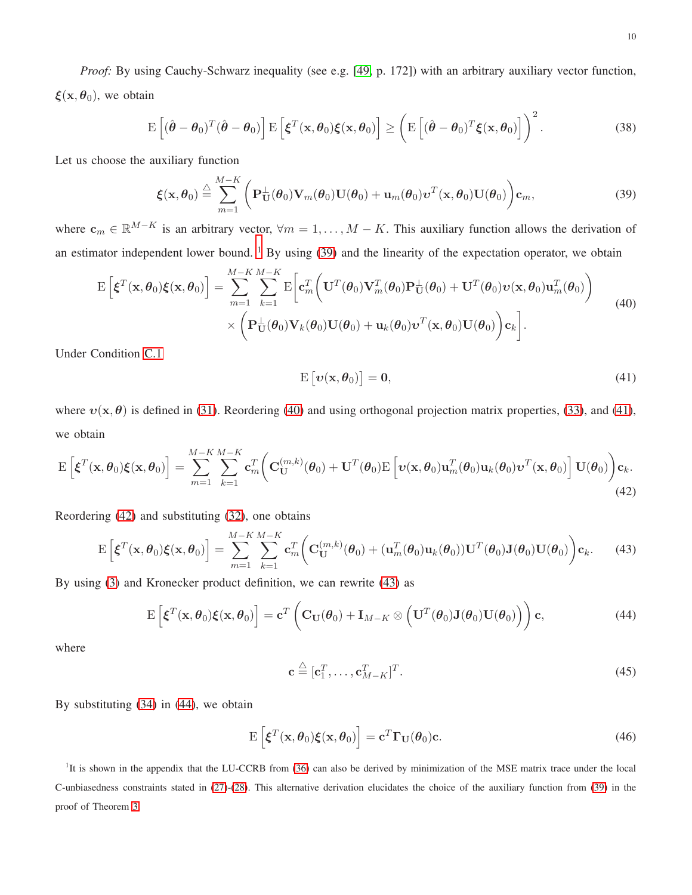*Proof:* By using Cauchy-Schwarz inequality (see e.g. [49, p. 172]) with an arbitrary auxiliary vector function, $\boldsymbol{\xi}(\mathbf{x}, \boldsymbol{\theta}_0)$, we obtain

$$\mathrm{E}\left[(\hat{\boldsymbol{\theta}} - \boldsymbol{\theta}_0)^T(\hat{\boldsymbol{\theta}} - \boldsymbol{\theta}_0)\right]\mathrm{E}\left[\boldsymbol{\xi}^T(\mathbf{x}, \boldsymbol{\theta}_0)\boldsymbol{\xi}(\mathbf{x}, \boldsymbol{\theta}_0)\right] \geq \left(\mathrm{E}\left[(\hat{\boldsymbol{\theta}} - \boldsymbol{\theta}_0)^T\boldsymbol{\xi}(\mathbf{x}, \boldsymbol{\theta}_0)\right]\right)^2. \tag{38}$$

Let us choose the auxiliary function

$$\boldsymbol{\xi}(\mathbf{x}, \boldsymbol{\theta}_0) \triangleq \sum_{m=1}^{M-K}\left(\mathbf{P}_{\mathbf{U}}^{\perp}(\boldsymbol{\theta}_0)\mathbf{V}_m(\boldsymbol{\theta}_0)\mathbf{U}(\boldsymbol{\theta}_0) + \mathbf{u}_m(\boldsymbol{\theta}_0)\boldsymbol{\upsilon}^T(\mathbf{x}, \boldsymbol{\theta}_0)\mathbf{U}(\boldsymbol{\theta}_0)\right)\mathbf{c}_m, \tag{39}$$

where $\mathbf{c}_m \in \mathbb{R}^{M-K}$ is an arbitrary vector, $\forall m = 1, \ldots, M-K$. This auxiliary function allows the derivation of an estimator independent lower bound. [1] By using (39) and the linearity of the expectation operator, we obtain

$$\begin{aligned}\mathrm{E}\left[\boldsymbol{\xi}^T(\mathbf{x}, \boldsymbol{\theta}_0)\boldsymbol{\xi}(\mathbf{x}, \boldsymbol{\theta}_0)\right] = \sum_{m=1}^{M-K}\sum_{k=1}^{M-K}\mathrm{E}\bigg[\mathbf{c}_m^T&\left(\mathbf{U}^T(\boldsymbol{\theta}_0)\mathbf{V}_m^T(\boldsymbol{\theta}_0)\mathbf{P}_{\mathbf{U}}^{\perp}(\boldsymbol{\theta}_0) + \mathbf{U}^T(\boldsymbol{\theta}_0)\boldsymbol{\upsilon}(\mathbf{x}, \boldsymbol{\theta}_0)\mathbf{u}_m^T(\boldsymbol{\theta}_0)\right)\\ &\times\left(\mathbf{P}_{\mathbf{U}}^{\perp}(\boldsymbol{\theta}_0)\mathbf{V}_k(\boldsymbol{\theta}_0)\mathbf{U}(\boldsymbol{\theta}_0) + \mathbf{u}_k(\boldsymbol{\theta}_0)\boldsymbol{\upsilon}^T(\mathbf{x}, \boldsymbol{\theta}_0)\mathbf{U}(\boldsymbol{\theta}_0)\right)\mathbf{c}_k\bigg].\end{aligned} \tag{40}$$

Under Condition C.1

$$\mathrm{E}\left[\boldsymbol{\upsilon}(\mathbf{x}, \boldsymbol{\theta}_0)\right] = \mathbf{0}, \tag{41}$$

where $\boldsymbol{\upsilon}(\mathbf{x}, \boldsymbol{\theta})$ is defined in (31). Reordering (40) and using orthogonal projection matrix properties, (33), and (41), we obtain

$$\mathrm{E}\left[\boldsymbol{\xi}^T(\mathbf{x}, \boldsymbol{\theta}_0)\boldsymbol{\xi}(\mathbf{x}, \boldsymbol{\theta}_0)\right] = \sum_{m=1}^{M-K}\sum_{k=1}^{M-K}\mathbf{c}_m^T\left(\mathbf{C}_{\mathbf{U}}^{(m,k)}(\boldsymbol{\theta}_0) + \mathbf{U}^T(\boldsymbol{\theta}_0)\mathrm{E}\left[\boldsymbol{\upsilon}(\mathbf{x}, \boldsymbol{\theta}_0)\mathbf{u}_m^T(\boldsymbol{\theta}_0)\mathbf{u}_k(\boldsymbol{\theta}_0)\boldsymbol{\upsilon}^T(\mathbf{x}, \boldsymbol{\theta}_0)\right]\mathbf{U}(\boldsymbol{\theta}_0)\right)\mathbf{c}_k. \tag{42}$$

Reordering (42) and substituting (32), one obtains

$$\mathrm{E}\left[\boldsymbol{\xi}^T(\mathbf{x}, \boldsymbol{\theta}_0)\boldsymbol{\xi}(\mathbf{x}, \boldsymbol{\theta}_0)\right] = \sum_{m=1}^{M-K}\sum_{k=1}^{M-K}\mathbf{c}_m^T\left(\mathbf{C}_{\mathbf{U}}^{(m,k)}(\boldsymbol{\theta}_0) + (\mathbf{u}_m^T(\boldsymbol{\theta}_0)\mathbf{u}_k(\boldsymbol{\theta}_0))\mathbf{U}^T(\boldsymbol{\theta}_0)\mathbf{J}(\boldsymbol{\theta}_0)\mathbf{U}(\boldsymbol{\theta}_0)\right)\mathbf{c}_k. \tag{43}$$

By using (3) and Kronecker product definition, we can rewrite (43) as

$$\mathrm{E}\left[\boldsymbol{\xi}^T(\mathbf{x}, \boldsymbol{\theta}_0)\boldsymbol{\xi}(\mathbf{x}, \boldsymbol{\theta}_0)\right] = \mathbf{c}^T\left(\mathbf{C}_{\mathbf{U}}(\boldsymbol{\theta}_0) + \mathbf{I}_{M-K}\otimes\left(\mathbf{U}^T(\boldsymbol{\theta}_0)\mathbf{J}(\boldsymbol{\theta}_0)\mathbf{U}(\boldsymbol{\theta}_0)\right)\right)\mathbf{c}, \tag{44}$$

where

$$\mathbf{c} \triangleq [\mathbf{c}_1^T, \ldots, \mathbf{c}_{M-K}^T]^T. \tag{45}$$

By substituting (34) in (44), we obtain

$$\mathrm{E}\left[\boldsymbol{\xi}^T(\mathbf{x}, \boldsymbol{\theta}_0)\boldsymbol{\xi}(\mathbf{x}, \boldsymbol{\theta}_0)\right] = \mathbf{c}^T\boldsymbol{\Gamma}_{\mathbf{U}}(\boldsymbol{\theta}_0)\mathbf{c}. \tag{46}$$

[1] It is shown in the appendix that the LU-CCRB from (36) can also be derived by minimization of the MSE matrix trace under the local C-unbiasedness constraints stated in (27)-(28). This alternative derivation elucidates the choice of the auxiliary function from (39) in the proof of Theorem 3.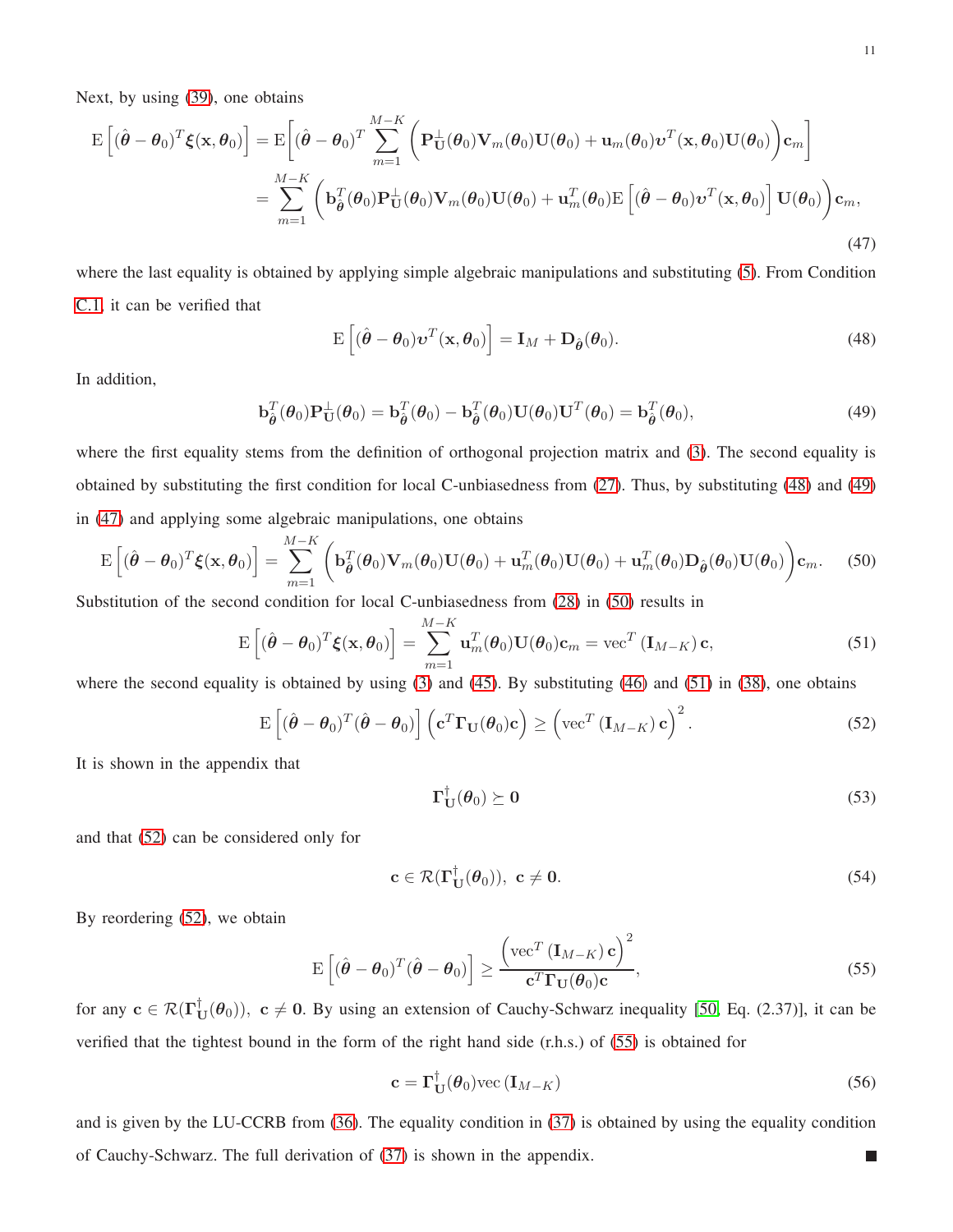Next, by using (39), one obtains

$$
\begin{aligned}
\mathrm{E}\left[(\hat{\boldsymbol{\theta}}-\boldsymbol{\theta}_0)^T\boldsymbol{\xi}(\mathbf{x},\boldsymbol{\theta}_0)\right] &= \mathrm{E}\Bigg[(\hat{\boldsymbol{\theta}}-\boldsymbol{\theta}_0)^T\sum_{m=1}^{M-K}\left(\mathbf{P}_{\mathbf{U}}^{\perp}(\boldsymbol{\theta}_0)\mathbf{V}_m(\boldsymbol{\theta}_0)\mathbf{U}(\boldsymbol{\theta}_0)+\mathbf{u}_m(\boldsymbol{\theta}_0)\boldsymbol{\upsilon}^T(\mathbf{x},\boldsymbol{\theta}_0)\mathbf{U}(\boldsymbol{\theta}_0)\right)\mathbf{c}_m\Bigg] \\
&= \sum_{m=1}^{M-K}\left(\mathbf{b}_{\hat{\boldsymbol{\theta}}}^T(\boldsymbol{\theta}_0)\mathbf{P}_{\mathbf{U}}^{\perp}(\boldsymbol{\theta}_0)\mathbf{V}_m(\boldsymbol{\theta}_0)\mathbf{U}(\boldsymbol{\theta}_0)+\mathbf{u}_m^T(\boldsymbol{\theta}_0)\mathrm{E}\left[(\hat{\boldsymbol{\theta}}-\boldsymbol{\theta}_0)\boldsymbol{\upsilon}^T(\mathbf{x},\boldsymbol{\theta}_0)\right]\mathbf{U}(\boldsymbol{\theta}_0)\right)\mathbf{c}_m,
\end{aligned} \tag{47}
$$

where the last equality is obtained by applying simple algebraic manipulations and substituting (5). From Condition C.1, it can be verified that

$$
\mathrm{E}\left[(\hat{\boldsymbol{\theta}}-\boldsymbol{\theta}_0)\boldsymbol{\upsilon}^T(\mathbf{x},\boldsymbol{\theta}_0)\right]=\mathbf{I}_M+\mathbf{D}_{\hat{\boldsymbol{\theta}}}(\boldsymbol{\theta}_0). \tag{48}
$$

In addition,

$$
\mathbf{b}_{\hat{\boldsymbol{\theta}}}^T(\boldsymbol{\theta}_0)\mathbf{P}_{\mathbf{U}}^{\perp}(\boldsymbol{\theta}_0)=\mathbf{b}_{\hat{\boldsymbol{\theta}}}^T(\boldsymbol{\theta}_0)-\mathbf{b}_{\hat{\boldsymbol{\theta}}}^T(\boldsymbol{\theta}_0)\mathbf{U}(\boldsymbol{\theta}_0)\mathbf{U}^T(\boldsymbol{\theta}_0)=\mathbf{b}_{\hat{\boldsymbol{\theta}}}^T(\boldsymbol{\theta}_0), \tag{49}
$$

where the first equality stems from the definition of orthogonal projection matrix and (3). The second equality is obtained by substituting the first condition for local C-unbiasedness from (27). Thus, by substituting (48) and (49) in (47) and applying some algebraic manipulations, one obtains

$$
\mathrm{E}\left[(\hat{\boldsymbol{\theta}}-\boldsymbol{\theta}_0)^T\boldsymbol{\xi}(\mathbf{x},\boldsymbol{\theta}_0)\right]=\sum_{m=1}^{M-K}\left(\mathbf{b}_{\hat{\boldsymbol{\theta}}}^T(\boldsymbol{\theta}_0)\mathbf{V}_m(\boldsymbol{\theta}_0)\mathbf{U}(\boldsymbol{\theta}_0)+\mathbf{u}_m^T(\boldsymbol{\theta}_0)\mathbf{U}(\boldsymbol{\theta}_0)+\mathbf{u}_m^T(\boldsymbol{\theta}_0)\mathbf{D}_{\hat{\boldsymbol{\theta}}}(\boldsymbol{\theta}_0)\mathbf{U}(\boldsymbol{\theta}_0)\right)\mathbf{c}_m. \tag{50}
$$

Substitution of the second condition for local C-unbiasedness from (28) in (50) results in

$$
\mathrm{E}\left[(\hat{\boldsymbol{\theta}}-\boldsymbol{\theta}_0)^T\boldsymbol{\xi}(\mathbf{x},\boldsymbol{\theta}_0)\right]=\sum_{m=1}^{M-K}\mathbf{u}_m^T(\boldsymbol{\theta}_0)\mathbf{U}(\boldsymbol{\theta}_0)\mathbf{c}_m=\mathrm{vec}^T\left(\mathbf{I}_{M-K}\right)\mathbf{c}, \tag{51}
$$

where the second equality is obtained by using (3) and (45). By substituting (46) and (51) in (38), one obtains

$$
\mathrm{E}\left[(\hat{\boldsymbol{\theta}}-\boldsymbol{\theta}_0)^T(\hat{\boldsymbol{\theta}}-\boldsymbol{\theta}_0)\right]\left(\mathbf{c}^T\boldsymbol{\Gamma}_{\mathbf{U}}(\boldsymbol{\theta}_0)\mathbf{c}\right)\geq\left(\mathrm{vec}^T\left(\mathbf{I}_{M-K}\right)\mathbf{c}\right)^2. \tag{52}
$$

It is shown in the appendix that

$$
\boldsymbol{\Gamma}_{\mathbf{U}}^{\dagger}(\boldsymbol{\theta}_0)\succeq\mathbf{0} \tag{53}
$$

and that (52) can be considered only for

$$
\mathbf{c}\in\mathcal{R}(\boldsymbol{\Gamma}_{\mathbf{U}}^{\dagger}(\boldsymbol{\theta}_0)),\ \ \mathbf{c}\neq\mathbf{0}. \tag{54}
$$

By reordering (52), we obtain

$$
\mathrm{E}\left[(\hat{\boldsymbol{\theta}}-\boldsymbol{\theta}_0)^T(\hat{\boldsymbol{\theta}}-\boldsymbol{\theta}_0)\right]\geq\frac{\left(\mathrm{vec}^T\left(\mathbf{I}_{M-K}\right)\mathbf{c}\right)^2}{\mathbf{c}^T\boldsymbol{\Gamma}_{\mathbf{U}}(\boldsymbol{\theta}_0)\mathbf{c}}, \tag{55}
$$

for any $\mathbf{c}\in\mathcal{R}(\boldsymbol{\Gamma}_{\mathbf{U}}^{\dagger}(\boldsymbol{\theta}_0)),\ \mathbf{c}\neq\mathbf{0}$. By using an extension of Cauchy-Schwarz inequality [50, Eq. (2.37)], it can be verified that the tightest bound in the form of the right hand side (r.h.s.) of (55) is obtained for

$$
\mathbf{c}=\boldsymbol{\Gamma}_{\mathbf{U}}^{\dagger}(\boldsymbol{\theta}_0)\mathrm{vec}\left(\mathbf{I}_{M-K}\right) \tag{56}
$$

and is given by the LU-CCRB from (36). The equality condition in (37) is obtained by using the equality condition of Cauchy-Schwarz. The full derivation of (37) is shown in the appendix. ■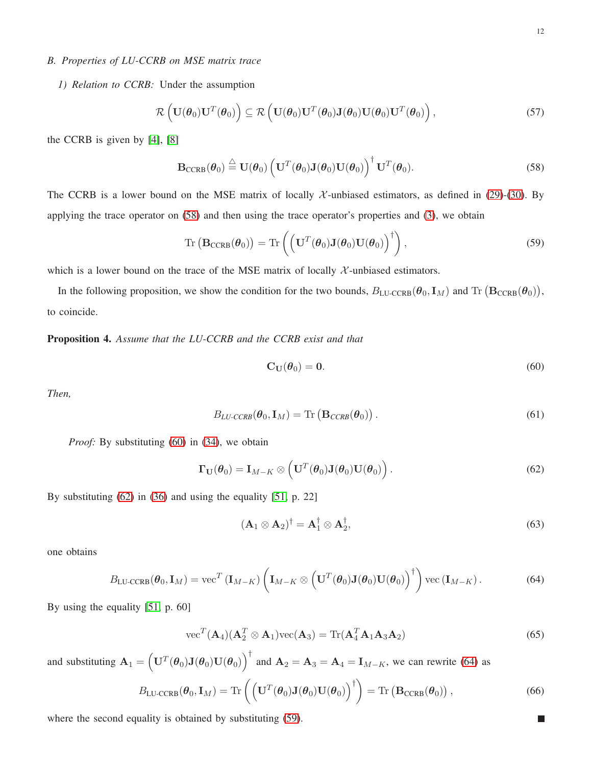### B. Properties of LU-CCRB on MSE matrix trace

*1) Relation to CCRB:* Under the assumption

$$\mathcal{R}\left(\mathbf{U}(\boldsymbol{\theta}_0)\mathbf{U}^T(\boldsymbol{\theta}_0)\right) \subseteq \mathcal{R}\left(\mathbf{U}(\boldsymbol{\theta}_0)\mathbf{U}^T(\boldsymbol{\theta}_0)\mathbf{J}(\boldsymbol{\theta}_0)\mathbf{U}(\boldsymbol{\theta}_0)\mathbf{U}^T(\boldsymbol{\theta}_0)\right), \tag{57}$$

the CCRB is given by [4], [8]

$$\mathbf{B}_{\text{CCRB}}(\boldsymbol{\theta}_0) \stackrel{\triangle}{=} \mathbf{U}(\boldsymbol{\theta}_0)\left(\mathbf{U}^T(\boldsymbol{\theta}_0)\mathbf{J}(\boldsymbol{\theta}_0)\mathbf{U}(\boldsymbol{\theta}_0)\right)^{\dagger}\mathbf{U}^T(\boldsymbol{\theta}_0). \tag{58}$$

The CCRB is a lower bound on the MSE matrix of locally $\mathcal{X}$-unbiased estimators, as defined in (29)-(30). By applying the trace operator on (58) and then using the trace operator's properties and (3), we obtain

$$\text{Tr}\left(\mathbf{B}_{\text{CCRB}}(\boldsymbol{\theta}_0)\right) = \text{Tr}\left(\left(\mathbf{U}^T(\boldsymbol{\theta}_0)\mathbf{J}(\boldsymbol{\theta}_0)\mathbf{U}(\boldsymbol{\theta}_0)\right)^{\dagger}\right), \tag{59}$$

which is a lower bound on the trace of the MSE matrix of locally $\mathcal{X}$-unbiased estimators.

In the following proposition, we show the condition for the two bounds, $B_{\text{LU-CCRB}}(\boldsymbol{\theta}_0, \mathbf{I}_M)$ and $\text{Tr}\left(\mathbf{B}_{\text{CCRB}}(\boldsymbol{\theta}_0)\right)$, to coincide.

**Proposition 4.** *Assume that the LU-CCRB and the CCRB exist and that*

$$\mathbf{C}_{\mathbf{U}}(\boldsymbol{\theta}_0) = \mathbf{0}. \tag{60}$$

*Then,*

$$B_{\textit{LU-CCRB}}(\boldsymbol{\theta}_0, \mathbf{I}_M) = \text{Tr}\left(\mathbf{B}_{\textit{CCRB}}(\boldsymbol{\theta}_0)\right). \tag{61}$$

*Proof:* By substituting (60) in (34), we obtain

$$\boldsymbol{\Gamma}_{\mathbf{U}}(\boldsymbol{\theta}_0) = \mathbf{I}_{M-K} \otimes \left(\mathbf{U}^T(\boldsymbol{\theta}_0)\mathbf{J}(\boldsymbol{\theta}_0)\mathbf{U}(\boldsymbol{\theta}_0)\right). \tag{62}$$

By substituting (62) in (36) and using the equality [51, p. 22]

$$(\mathbf{A}_1 \otimes \mathbf{A}_2)^{\dagger} = \mathbf{A}_1^{\dagger} \otimes \mathbf{A}_2^{\dagger}, \tag{63}$$

one obtains

$$B_{\text{LU-CCRB}}(\boldsymbol{\theta}_0, \mathbf{I}_M) = \text{vec}^T\left(\mathbf{I}_{M-K}\right)\left(\mathbf{I}_{M-K} \otimes \left(\mathbf{U}^T(\boldsymbol{\theta}_0)\mathbf{J}(\boldsymbol{\theta}_0)\mathbf{U}(\boldsymbol{\theta}_0)\right)^{\dagger}\right)\text{vec}\left(\mathbf{I}_{M-K}\right). \tag{64}$$

By using the equality [51, p. 60]

$$\text{vec}^T(\mathbf{A}_4)(\mathbf{A}_2^T \otimes \mathbf{A}_1)\text{vec}(\mathbf{A}_3) = \text{Tr}(\mathbf{A}_4^T\mathbf{A}_1\mathbf{A}_3\mathbf{A}_2) \tag{65}$$

and substituting $\mathbf{A}_1 = \left(\mathbf{U}^T(\boldsymbol{\theta}_0)\mathbf{J}(\boldsymbol{\theta}_0)\mathbf{U}(\boldsymbol{\theta}_0)\right)^{\dagger}$ and $\mathbf{A}_2 = \mathbf{A}_3 = \mathbf{A}_4 = \mathbf{I}_{M-K}$, we can rewrite (64) as

$$B_{\text{LU-CCRB}}(\boldsymbol{\theta}_0, \mathbf{I}_M) = \text{Tr}\left(\left(\mathbf{U}^T(\boldsymbol{\theta}_0)\mathbf{J}(\boldsymbol{\theta}_0)\mathbf{U}(\boldsymbol{\theta}_0)\right)^{\dagger}\right) = \text{Tr}\left(\mathbf{B}_{\text{CCRB}}(\boldsymbol{\theta}_0)\right), \tag{66}$$

where the second equality is obtained by substituting (59). ∎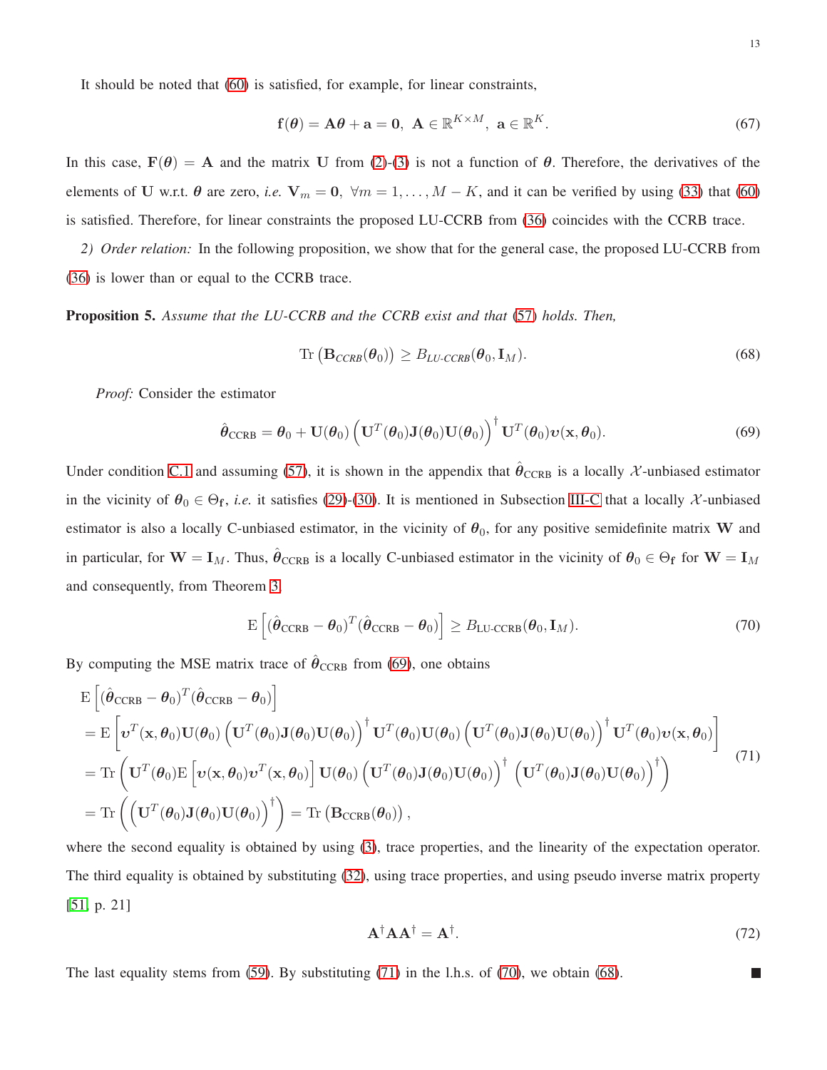It should be noted that (60) is satisfied, for example, for linear constraints,

$$\mathbf{f}(\boldsymbol{\theta}) = \mathbf{A}\boldsymbol{\theta} + \mathbf{a} = \mathbf{0}, \ \mathbf{A} \in \mathbb{R}^{K \times M}, \ \mathbf{a} \in \mathbb{R}^{K}. \tag{67}$$

In this case, $\mathbf{F}(\boldsymbol{\theta}) = \mathbf{A}$ and the matrix $\mathbf{U}$ from (2)-(3) is not a function of $\boldsymbol{\theta}$. Therefore, the derivatives of the elements of $\mathbf{U}$ w.r.t. $\boldsymbol{\theta}$ are zero, *i.e.* $\mathbf{V}_m = \mathbf{0}, \ \forall m = 1, \ldots, M-K$, and it can be verified by using (33) that (60) is satisfied. Therefore, for linear constraints the proposed LU-CCRB from (36) coincides with the CCRB trace.

*2) Order relation:* In the following proposition, we show that for the general case, the proposed LU-CCRB from (36) is lower than or equal to the CCRB trace.

**Proposition 5.** *Assume that the LU-CCRB and the CCRB exist and that (57) holds. Then,*

$$\text{Tr}\left(\mathbf{B}_{CCRB}(\boldsymbol{\theta}_0)\right) \geq B_{LU\text{-}CCRB}(\boldsymbol{\theta}_0, \mathbf{I}_M). \tag{68}$$

*Proof:* Consider the estimator

$$\hat{\boldsymbol{\theta}}_{\text{CCRB}} = \boldsymbol{\theta}_0 + \mathbf{U}(\boldsymbol{\theta}_0)\left(\mathbf{U}^T(\boldsymbol{\theta}_0)\mathbf{J}(\boldsymbol{\theta}_0)\mathbf{U}(\boldsymbol{\theta}_0)\right)^{\dagger}\mathbf{U}^T(\boldsymbol{\theta}_0)\boldsymbol{\upsilon}(\mathbf{x}, \boldsymbol{\theta}_0). \tag{69}$$

Under condition C.1 and assuming (57), it is shown in the appendix that $\hat{\boldsymbol{\theta}}_{\text{CCRB}}$ is a locally $\mathcal{X}$-unbiased estimator in the vicinity of $\boldsymbol{\theta}_0 \in \Theta_{\mathbf{f}}$, *i.e.* it satisfies (29)-(30). It is mentioned in Subsection III-C that a locally $\mathcal{X}$-unbiased estimator is also a locally C-unbiased estimator, in the vicinity of $\boldsymbol{\theta}_0$, for any positive semidefinite matrix $\mathbf{W}$ and in particular, for $\mathbf{W} = \mathbf{I}_M$. Thus, $\hat{\boldsymbol{\theta}}_{\text{CCRB}}$ is a locally C-unbiased estimator in the vicinity of $\boldsymbol{\theta}_0 \in \Theta_{\mathbf{f}}$ for $\mathbf{W} = \mathbf{I}_M$ and consequently, from Theorem 3,

$$\text{E}\left[(\hat{\boldsymbol{\theta}}_{\text{CCRB}} - \boldsymbol{\theta}_0)^T(\hat{\boldsymbol{\theta}}_{\text{CCRB}} - \boldsymbol{\theta}_0)\right] \geq B_{\text{LU-CCRB}}(\boldsymbol{\theta}_0, \mathbf{I}_M). \tag{70}$$

By computing the MSE matrix trace of $\hat{\boldsymbol{\theta}}_{\text{CCRB}}$ from (69), one obtains

$$\begin{aligned}
&\text{E}\left[(\hat{\boldsymbol{\theta}}_{\text{CCRB}} - \boldsymbol{\theta}_0)^T(\hat{\boldsymbol{\theta}}_{\text{CCRB}} - \boldsymbol{\theta}_0)\right] \\
&= \text{E}\left[\boldsymbol{\upsilon}^T(\mathbf{x}, \boldsymbol{\theta}_0)\mathbf{U}(\boldsymbol{\theta}_0)\left(\mathbf{U}^T(\boldsymbol{\theta}_0)\mathbf{J}(\boldsymbol{\theta}_0)\mathbf{U}(\boldsymbol{\theta}_0)\right)^{\dagger}\mathbf{U}^T(\boldsymbol{\theta}_0)\mathbf{U}(\boldsymbol{\theta}_0)\left(\mathbf{U}^T(\boldsymbol{\theta}_0)\mathbf{J}(\boldsymbol{\theta}_0)\mathbf{U}(\boldsymbol{\theta}_0)\right)^{\dagger}\mathbf{U}^T(\boldsymbol{\theta}_0)\boldsymbol{\upsilon}(\mathbf{x}, \boldsymbol{\theta}_0)\right] \\
&= \text{Tr}\left(\mathbf{U}^T(\boldsymbol{\theta}_0)\text{E}\left[\boldsymbol{\upsilon}(\mathbf{x}, \boldsymbol{\theta}_0)\boldsymbol{\upsilon}^T(\mathbf{x}, \boldsymbol{\theta}_0)\right]\mathbf{U}(\boldsymbol{\theta}_0)\left(\mathbf{U}^T(\boldsymbol{\theta}_0)\mathbf{J}(\boldsymbol{\theta}_0)\mathbf{U}(\boldsymbol{\theta}_0)\right)^{\dagger}\left(\mathbf{U}^T(\boldsymbol{\theta}_0)\mathbf{J}(\boldsymbol{\theta}_0)\mathbf{U}(\boldsymbol{\theta}_0)\right)^{\dagger}\right) \\
&= \text{Tr}\left(\left(\mathbf{U}^T(\boldsymbol{\theta}_0)\mathbf{J}(\boldsymbol{\theta}_0)\mathbf{U}(\boldsymbol{\theta}_0)\right)^{\dagger}\right) = \text{Tr}\left(\mathbf{B}_{\text{CCRB}}(\boldsymbol{\theta}_0)\right),
\end{aligned} \tag{71}$$

where the second equality is obtained by using (3), trace properties, and the linearity of the expectation operator. The third equality is obtained by substituting (32), using trace properties, and using pseudo inverse matrix property [51, p. 21]

$$\mathbf{A}^{\dagger}\mathbf{A}\mathbf{A}^{\dagger} = \mathbf{A}^{\dagger}. \tag{72}$$

The last equality stems from (59). By substituting (71) in the l.h.s. of (70), we obtain (68). ∎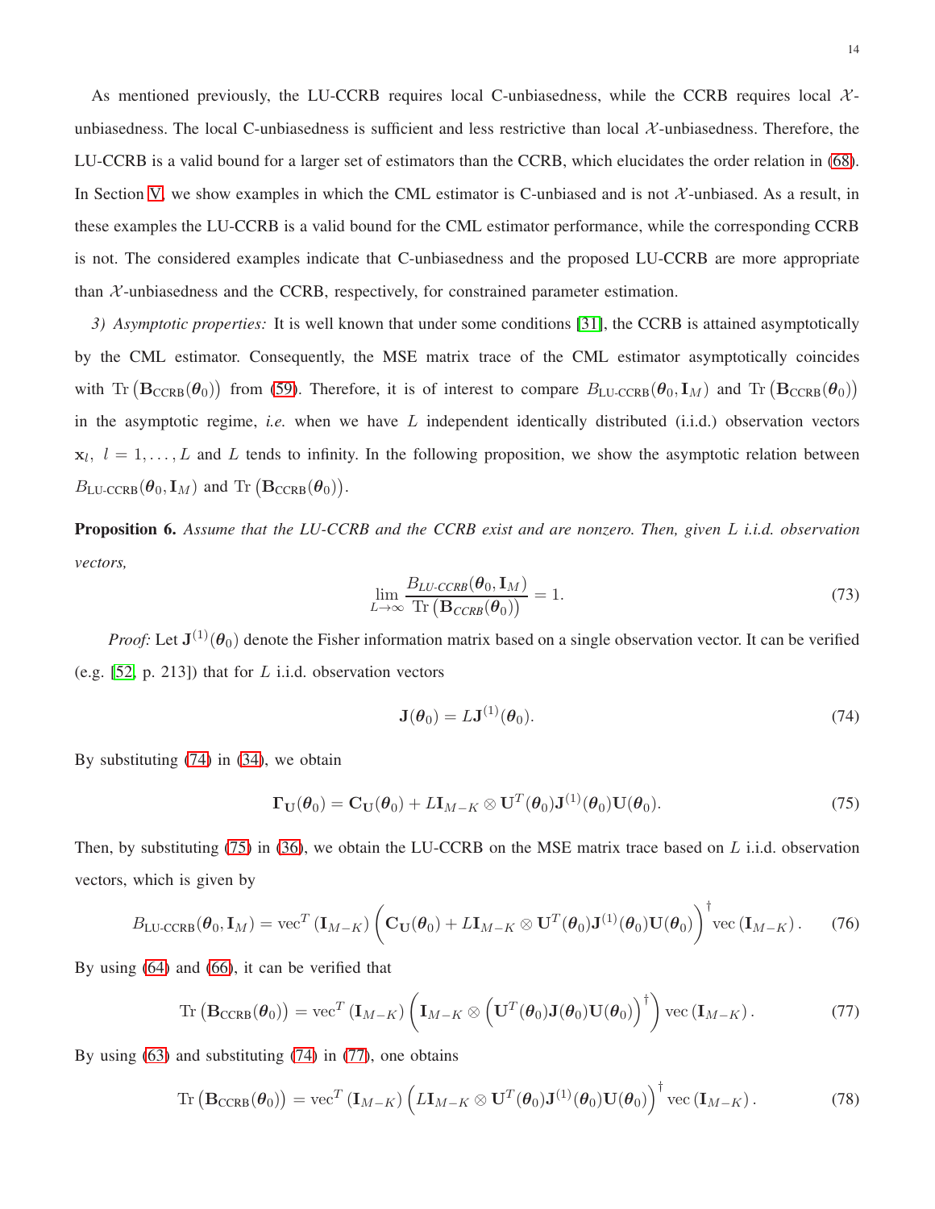As mentioned previously, the LU-CCRB requires local C-unbiasedness, while the CCRB requires local $\mathcal{X}$-unbiasedness. The local C-unbiasedness is sufficient and less restrictive than local $\mathcal{X}$-unbiasedness. Therefore, the LU-CCRB is a valid bound for a larger set of estimators than the CCRB, which elucidates the order relation in (68). In Section V, we show examples in which the CML estimator is C-unbiased and is not $\mathcal{X}$-unbiased. As a result, in these examples the LU-CCRB is a valid bound for the CML estimator performance, while the corresponding CCRB is not. The considered examples indicate that C-unbiasedness and the proposed LU-CCRB are more appropriate than $\mathcal{X}$-unbiasedness and the CCRB, respectively, for constrained parameter estimation.

*3) Asymptotic properties:* It is well known that under some conditions [31], the CCRB is attained asymptotically by the CML estimator. Consequently, the MSE matrix trace of the CML estimator asymptotically coincides with $\text{Tr}\left(\mathbf{B}_{\text{CCRB}}(\boldsymbol{\theta}_0)\right)$ from (59). Therefore, it is of interest to compare $B_{\text{LU-CCRB}}(\boldsymbol{\theta}_0, \mathbf{I}_M)$ and $\text{Tr}\left(\mathbf{B}_{\text{CCRB}}(\boldsymbol{\theta}_0)\right)$ in the asymptotic regime, *i.e.* when we have $L$ independent identically distributed (i.i.d.) observation vectors $\mathbf{x}_l$, $l = 1, \ldots, L$ and $L$ tends to infinity. In the following proposition, we show the asymptotic relation between $B_{\text{LU-CCRB}}(\boldsymbol{\theta}_0, \mathbf{I}_M)$ and $\text{Tr}\left(\mathbf{B}_{\text{CCRB}}(\boldsymbol{\theta}_0)\right)$.

**Proposition 6.** *Assume that the LU-CCRB and the CCRB exist and are nonzero. Then, given $L$ i.i.d. observation vectors,*

$$\lim_{L\to\infty} \frac{B_{\text{LU-CCRB}}(\boldsymbol{\theta}_0, \mathbf{I}_M)}{\text{Tr}\left(\mathbf{B}_{\text{CCRB}}(\boldsymbol{\theta}_0)\right)} = 1. \tag{73}$$

*Proof:* Let $\mathbf{J}^{(1)}(\boldsymbol{\theta}_0)$ denote the Fisher information matrix based on a single observation vector. It can be verified (e.g. [52, p. 213]) that for $L$ i.i.d. observation vectors

$$\mathbf{J}(\boldsymbol{\theta}_0) = L\mathbf{J}^{(1)}(\boldsymbol{\theta}_0). \tag{74}$$

By substituting (74) in (34), we obtain

$$\boldsymbol{\Gamma}_{\mathbf{U}}(\boldsymbol{\theta}_0) = \mathbf{C}_{\mathbf{U}}(\boldsymbol{\theta}_0) + L\mathbf{I}_{M-K} \otimes \mathbf{U}^T(\boldsymbol{\theta}_0)\mathbf{J}^{(1)}(\boldsymbol{\theta}_0)\mathbf{U}(\boldsymbol{\theta}_0). \tag{75}$$

Then, by substituting (75) in (36), we obtain the LU-CCRB on the MSE matrix trace based on $L$ i.i.d. observation vectors, which is given by

$$B_{\text{LU-CCRB}}(\boldsymbol{\theta}_0, \mathbf{I}_M) = \text{vec}^T\left(\mathbf{I}_{M-K}\right)\left(\mathbf{C}_{\mathbf{U}}(\boldsymbol{\theta}_0) + L\mathbf{I}_{M-K} \otimes \mathbf{U}^T(\boldsymbol{\theta}_0)\mathbf{J}^{(1)}(\boldsymbol{\theta}_0)\mathbf{U}(\boldsymbol{\theta}_0)\right)^{\dagger} \text{vec}\left(\mathbf{I}_{M-K}\right). \tag{76}$$

By using (64) and (66), it can be verified that

$$\text{Tr}\left(\mathbf{B}_{\text{CCRB}}(\boldsymbol{\theta}_0)\right) = \text{vec}^T\left(\mathbf{I}_{M-K}\right)\left(\mathbf{I}_{M-K} \otimes \left(\mathbf{U}^T(\boldsymbol{\theta}_0)\mathbf{J}(\boldsymbol{\theta}_0)\mathbf{U}(\boldsymbol{\theta}_0)\right)^{\dagger}\right) \text{vec}\left(\mathbf{I}_{M-K}\right). \tag{77}$$

By using (63) and substituting (74) in (77), one obtains

$$\text{Tr}\left(\mathbf{B}_{\text{CCRB}}(\boldsymbol{\theta}_0)\right) = \text{vec}^T\left(\mathbf{I}_{M-K}\right)\left(L\mathbf{I}_{M-K} \otimes \mathbf{U}^T(\boldsymbol{\theta}_0)\mathbf{J}^{(1)}(\boldsymbol{\theta}_0)\mathbf{U}(\boldsymbol{\theta}_0)\right)^{\dagger} \text{vec}\left(\mathbf{I}_{M-K}\right). \tag{78}$$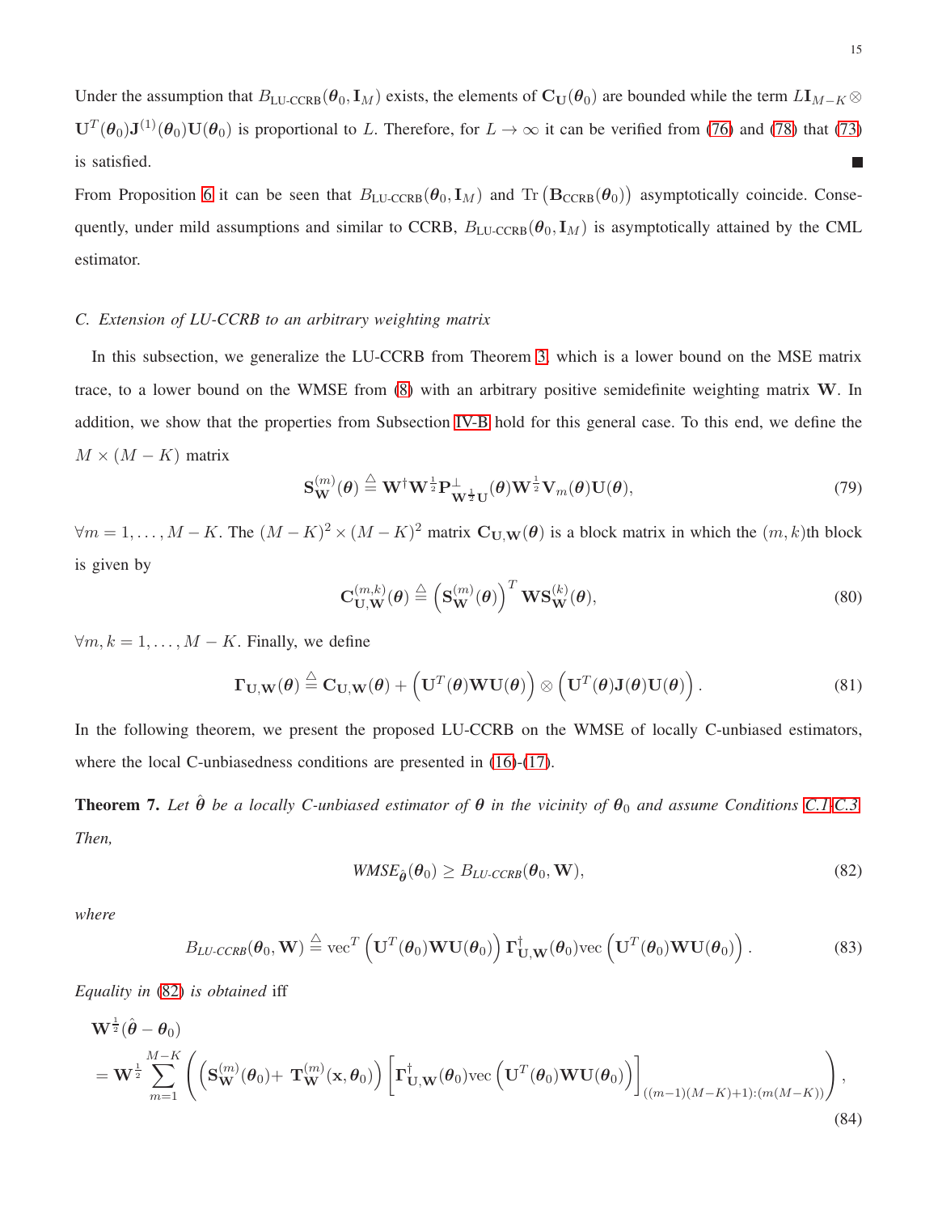Under the assumption that $B_{\text{LU-CCRB}}(\boldsymbol{\theta}_0, \mathbf{I}_M)$ exists, the elements of $\mathbf{C}_{\mathbf{U}}(\boldsymbol{\theta}_0)$ are bounded while the term $L\mathbf{I}_{M-K} \otimes \mathbf{U}^T(\boldsymbol{\theta}_0)\mathbf{J}^{(1)}(\boldsymbol{\theta}_0)\mathbf{U}(\boldsymbol{\theta}_0)$ is proportional to $L$. Therefore, for $L \to \infty$ it can be verified from (76) and (78) that (73) is satisfied. ■

From Proposition 6 it can be seen that $B_{\text{LU-CCRB}}(\boldsymbol{\theta}_0, \mathbf{I}_M)$ and $\text{Tr}\left(\mathbf{B}_{\text{CCRB}}(\boldsymbol{\theta}_0)\right)$ asymptotically coincide. Consequently, under mild assumptions and similar to CCRB, $B_{\text{LU-CCRB}}(\boldsymbol{\theta}_0, \mathbf{I}_M)$ is asymptotically attained by the CML estimator.

### C. Extension of LU-CCRB to an arbitrary weighting matrix

In this subsection, we generalize the LU-CCRB from Theorem 3, which is a lower bound on the MSE matrix trace, to a lower bound on the WMSE from (8) with an arbitrary positive semidefinite weighting matrix $\mathbf{W}$. In addition, we show that the properties from Subsection IV-B hold for this general case. To this end, we define the $M \times (M-K)$ matrix

$$\mathbf{S}_{\mathbf{W}}^{(m)}(\boldsymbol{\theta}) \stackrel{\triangle}{=} \mathbf{W}^{\dagger}\mathbf{W}^{\frac{1}{2}}\mathbf{P}^{\perp}_{\mathbf{W}^{\frac{1}{2}}\mathbf{U}}(\boldsymbol{\theta})\mathbf{W}^{\frac{1}{2}}\mathbf{V}_m(\boldsymbol{\theta})\mathbf{U}(\boldsymbol{\theta}), \tag{79}$$

$\forall m = 1, \ldots, M-K$. The $(M-K)^2 \times (M-K)^2$ matrix $\mathbf{C}_{\mathbf{U},\mathbf{W}}(\boldsymbol{\theta})$ is a block matrix in which the $(m,k)$th block is given by

$$\mathbf{C}_{\mathbf{U},\mathbf{W}}^{(m,k)}(\boldsymbol{\theta}) \stackrel{\triangle}{=} \left(\mathbf{S}_{\mathbf{W}}^{(m)}(\boldsymbol{\theta})\right)^T \mathbf{W}\mathbf{S}_{\mathbf{W}}^{(k)}(\boldsymbol{\theta}), \tag{80}$$

$\forall m, k = 1, \ldots, M-K$. Finally, we define

$$\boldsymbol{\Gamma}_{\mathbf{U},\mathbf{W}}(\boldsymbol{\theta}) \stackrel{\triangle}{=} \mathbf{C}_{\mathbf{U},\mathbf{W}}(\boldsymbol{\theta}) + \left(\mathbf{U}^T(\boldsymbol{\theta})\mathbf{W}\mathbf{U}(\boldsymbol{\theta})\right) \otimes \left(\mathbf{U}^T(\boldsymbol{\theta})\mathbf{J}(\boldsymbol{\theta})\mathbf{U}(\boldsymbol{\theta})\right). \tag{81}$$

In the following theorem, we present the proposed LU-CCRB on the WMSE of locally C-unbiased estimators, where the local C-unbiasedness conditions are presented in (16)-(17).

**Theorem 7.** *Let $\hat{\boldsymbol{\theta}}$ be a locally C-unbiased estimator of $\boldsymbol{\theta}$ in the vicinity of $\boldsymbol{\theta}_0$ and assume Conditions C.1-C.3. Then,*

$$\text{WMSE}_{\hat{\boldsymbol{\theta}}}(\boldsymbol{\theta}_0) \geq B_{\text{LU-CCRB}}(\boldsymbol{\theta}_0, \mathbf{W}), \tag{82}$$

*where*

$$B_{\text{LU-CCRB}}(\boldsymbol{\theta}_0, \mathbf{W}) \stackrel{\triangle}{=} \text{vec}^T\left(\mathbf{U}^T(\boldsymbol{\theta}_0)\mathbf{W}\mathbf{U}(\boldsymbol{\theta}_0)\right)\boldsymbol{\Gamma}^{\dagger}_{\mathbf{U},\mathbf{W}}(\boldsymbol{\theta}_0)\text{vec}\left(\mathbf{U}^T(\boldsymbol{\theta}_0)\mathbf{W}\mathbf{U}(\boldsymbol{\theta}_0)\right). \tag{83}$$

*Equality in (82) is obtained* iff

$$\begin{aligned}
&\mathbf{W}^{\frac{1}{2}}(\hat{\boldsymbol{\theta}} - \boldsymbol{\theta}_0) \\
&= \mathbf{W}^{\frac{1}{2}} \sum_{m=1}^{M-K}\left(\left(\mathbf{S}_{\mathbf{W}}^{(m)}(\boldsymbol{\theta}_0) + \mathbf{T}_{\mathbf{W}}^{(m)}(\mathbf{x}, \boldsymbol{\theta}_0)\right)\left[\boldsymbol{\Gamma}^{\dagger}_{\mathbf{U},\mathbf{W}}(\boldsymbol{\theta}_0)\text{vec}\left(\mathbf{U}^T(\boldsymbol{\theta}_0)\mathbf{W}\mathbf{U}(\boldsymbol{\theta}_0)\right)\right]_{((m-1)(M-K)+1):(m(M-K))}\right),
\end{aligned} \tag{84}$$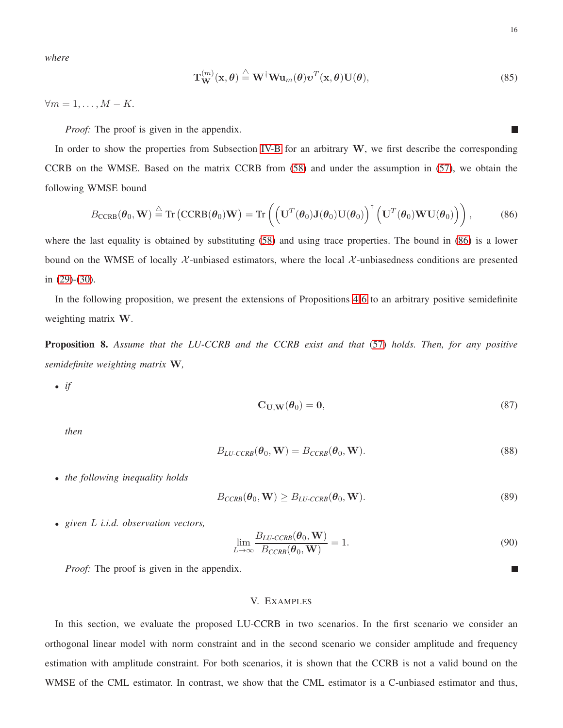*where*

$$\mathbf{T}_{\mathbf{W}}^{(m)}(\mathbf{x},\boldsymbol{\theta}) \stackrel{\triangle}{=} \mathbf{W}^{\dagger}\mathbf{W}\mathbf{u}_m(\boldsymbol{\theta})\boldsymbol{\upsilon}^T(\mathbf{x},\boldsymbol{\theta})\mathbf{U}(\boldsymbol{\theta}), \tag{85}$$

$\forall m = 1,\ldots,M-K$.

*Proof:* The proof is given in the appendix. ■

In order to show the properties from Subsection IV-B for an arbitrary $\mathbf{W}$, we first describe the corresponding CCRB on the WMSE. Based on the matrix CCRB from (58) and under the assumption in (57), we obtain the following WMSE bound

$$B_{\text{CCRB}}(\boldsymbol{\theta}_0,\mathbf{W}) \stackrel{\triangle}{=} \text{Tr}\left(\text{CCRB}(\boldsymbol{\theta}_0)\mathbf{W}\right) = \text{Tr}\left(\left(\mathbf{U}^T(\boldsymbol{\theta}_0)\mathbf{J}(\boldsymbol{\theta}_0)\mathbf{U}(\boldsymbol{\theta}_0)\right)^{\dagger}\left(\mathbf{U}^T(\boldsymbol{\theta}_0)\mathbf{W}\mathbf{U}(\boldsymbol{\theta}_0)\right)\right), \tag{86}$$

where the last equality is obtained by substituting (58) and using trace properties. The bound in (86) is a lower bound on the WMSE of locally $\mathcal{X}$-unbiased estimators, where the local $\mathcal{X}$-unbiasedness conditions are presented in (29)-(30).

In the following proposition, we present the extensions of Propositions 4-6 to an arbitrary positive semidefinite weighting matrix $\mathbf{W}$.

**Proposition 8.** *Assume that the LU-CCRB and the CCRB exist and that (57) holds. Then, for any positive semidefinite weighting matrix* $\mathbf{W}$*,*

- *if*

$$\mathbf{C}_{\mathbf{U},\mathbf{W}}(\boldsymbol{\theta}_0) = \mathbf{0}, \tag{87}$$

*then*

$$B_{\textit{LU-CCRB}}(\boldsymbol{\theta}_0,\mathbf{W}) = B_{\textit{CCRB}}(\boldsymbol{\theta}_0,\mathbf{W}). \tag{88}$$

- *the following inequality holds*

$$B_{\textit{CCRB}}(\boldsymbol{\theta}_0,\mathbf{W}) \geq B_{\textit{LU-CCRB}}(\boldsymbol{\theta}_0,\mathbf{W}). \tag{89}$$

- *given* $L$ *i.i.d. observation vectors,*

$$\lim_{L\to\infty}\frac{B_{\textit{LU-CCRB}}(\boldsymbol{\theta}_0,\mathbf{W})}{B_{\textit{CCRB}}(\boldsymbol{\theta}_0,\mathbf{W})} = 1. \tag{90}$$

*Proof:* The proof is given in the appendix. ■

## V. Examples

In this section, we evaluate the proposed LU-CCRB in two scenarios. In the first scenario we consider an orthogonal linear model with norm constraint and in the second scenario we consider amplitude and frequency estimation with amplitude constraint. For both scenarios, it is shown that the CCRB is not a valid bound on the WMSE of the CML estimator. In contrast, we show that the CML estimator is a C-unbiased estimator and thus,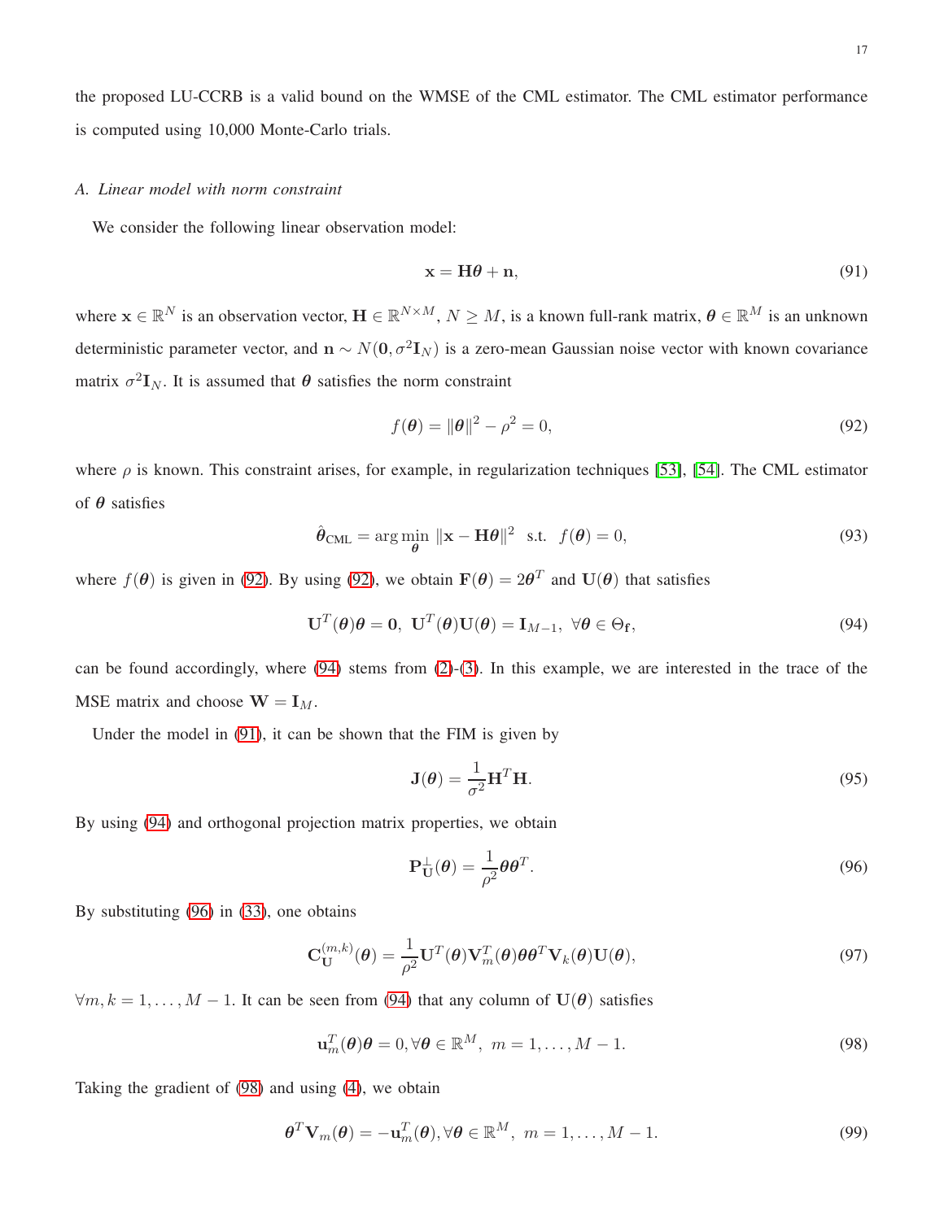the proposed LU-CCRB is a valid bound on the WMSE of the CML estimator. The CML estimator performance is computed using 10,000 Monte-Carlo trials.

### A. Linear model with norm constraint

We consider the following linear observation model:

$$\mathbf{x} = \mathbf{H}\boldsymbol{\theta} + \mathbf{n}, \tag{91}$$

where $\mathbf{x} \in \mathbb{R}^N$ is an observation vector, $\mathbf{H} \in \mathbb{R}^{N \times M}$, $N \geq M$, is a known full-rank matrix, $\boldsymbol{\theta} \in \mathbb{R}^M$ is an unknown deterministic parameter vector, and $\mathbf{n} \sim N(\mathbf{0}, \sigma^2 \mathbf{I}_N)$ is a zero-mean Gaussian noise vector with known covariance matrix $\sigma^2 \mathbf{I}_N$. It is assumed that $\boldsymbol{\theta}$ satisfies the norm constraint

$$f(\boldsymbol{\theta}) = \|\boldsymbol{\theta}\|^2 - \rho^2 = 0, \tag{92}$$

where $\rho$ is known. This constraint arises, for example, in regularization techniques [53], [54]. The CML estimator of $\boldsymbol{\theta}$ satisfies

$$\hat{\boldsymbol{\theta}}_{\text{CML}} = \arg\min_{\boldsymbol{\theta}} \|\mathbf{x} - \mathbf{H}\boldsymbol{\theta}\|^2 \quad \text{s.t.} \quad f(\boldsymbol{\theta}) = 0, \tag{93}$$

where $f(\boldsymbol{\theta})$ is given in (92). By using (92), we obtain $\mathbf{F}(\boldsymbol{\theta}) = 2\boldsymbol{\theta}^T$ and $\mathbf{U}(\boldsymbol{\theta})$ that satisfies

$$\mathbf{U}^T(\boldsymbol{\theta})\boldsymbol{\theta} = \mathbf{0}, \ \mathbf{U}^T(\boldsymbol{\theta})\mathbf{U}(\boldsymbol{\theta}) = \mathbf{I}_{M-1}, \ \forall \boldsymbol{\theta} \in \Theta_{\mathbf{f}}, \tag{94}$$

can be found accordingly, where (94) stems from (2)-(3). In this example, we are interested in the trace of the MSE matrix and choose $\mathbf{W} = \mathbf{I}_M$.

Under the model in (91), it can be shown that the FIM is given by

$$\mathbf{J}(\boldsymbol{\theta}) = \frac{1}{\sigma^2}\mathbf{H}^T\mathbf{H}. \tag{95}$$

By using (94) and orthogonal projection matrix properties, we obtain

$$\mathbf{P}_{\mathbf{U}}^{\perp}(\boldsymbol{\theta}) = \frac{1}{\rho^2}\boldsymbol{\theta}\boldsymbol{\theta}^T. \tag{96}$$

By substituting (96) in (33), one obtains

$$\mathbf{C}_{\mathbf{U}}^{(m,k)}(\boldsymbol{\theta}) = \frac{1}{\rho^2}\mathbf{U}^T(\boldsymbol{\theta})\mathbf{V}_m^T(\boldsymbol{\theta})\boldsymbol{\theta}\boldsymbol{\theta}^T\mathbf{V}_k(\boldsymbol{\theta})\mathbf{U}(\boldsymbol{\theta}), \tag{97}$$

$\forall m, k = 1, \ldots, M-1$. It can be seen from (94) that any column of $\mathbf{U}(\boldsymbol{\theta})$ satisfies

$$\mathbf{u}_m^T(\boldsymbol{\theta})\boldsymbol{\theta} = 0, \forall \boldsymbol{\theta} \in \mathbb{R}^M, \ m = 1, \ldots, M-1. \tag{98}$$

Taking the gradient of (98) and using (4), we obtain

$$\boldsymbol{\theta}^T\mathbf{V}_m(\boldsymbol{\theta}) = -\mathbf{u}_m^T(\boldsymbol{\theta}), \forall \boldsymbol{\theta} \in \mathbb{R}^M, \ m = 1, \ldots, M-1. \tag{99}$$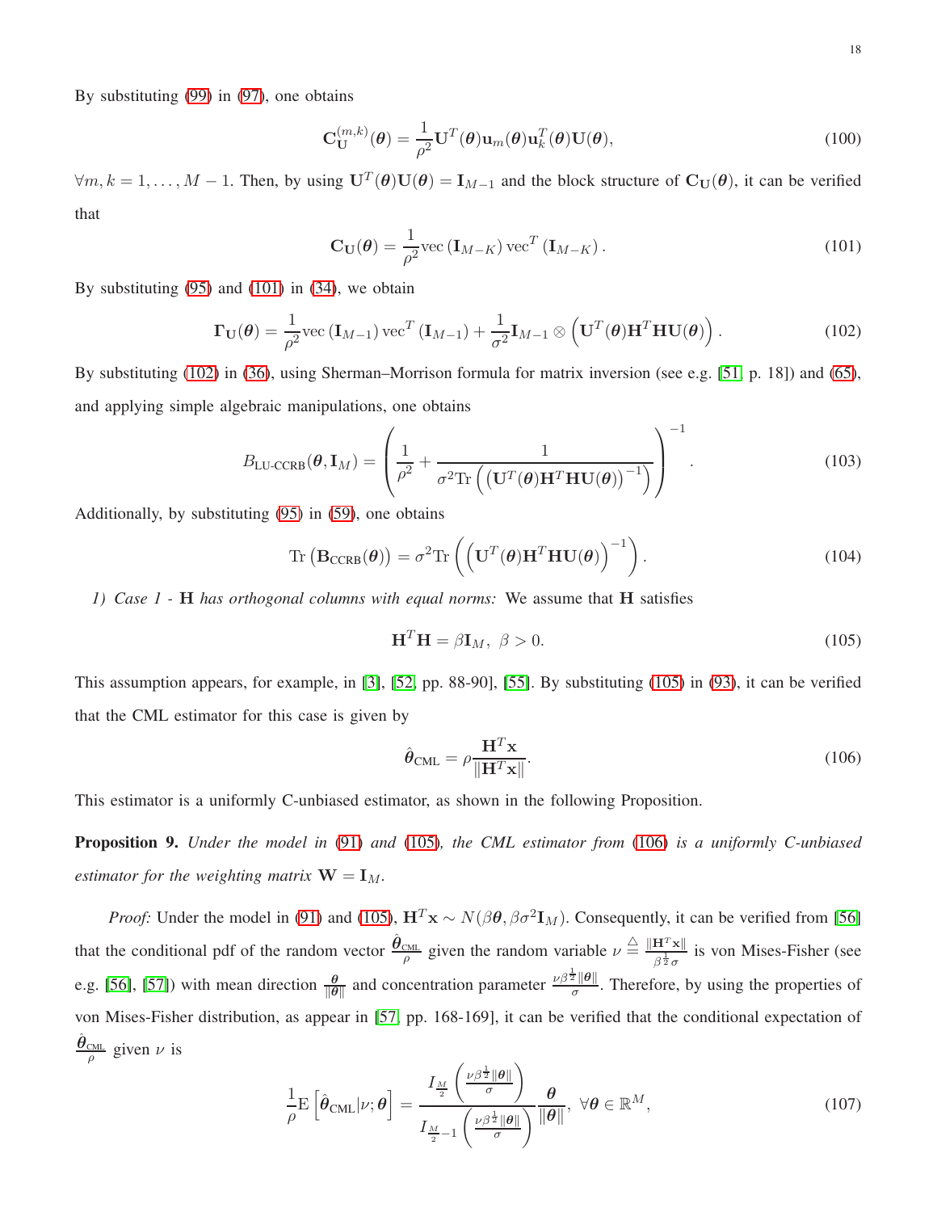By substituting (99) in (97), one obtains

$$\mathbf{C}_{\mathbf{U}}^{(m,k)}(\boldsymbol{\theta}) = \frac{1}{\rho^2}\mathbf{U}^T(\boldsymbol{\theta})\mathbf{u}_m(\boldsymbol{\theta})\mathbf{u}_k^T(\boldsymbol{\theta})\mathbf{U}(\boldsymbol{\theta}), \tag{100}$$

$\forall m, k = 1, \ldots, M-1$. Then, by using $\mathbf{U}^T(\boldsymbol{\theta})\mathbf{U}(\boldsymbol{\theta}) = \mathbf{I}_{M-1}$ and the block structure of $\mathbf{C}_{\mathbf{U}}(\boldsymbol{\theta})$, it can be verified that

$$\mathbf{C}_{\mathbf{U}}(\boldsymbol{\theta}) = \frac{1}{\rho^2}\text{vec}\left(\mathbf{I}_{M-K}\right)\text{vec}^T\left(\mathbf{I}_{M-K}\right). \tag{101}$$

By substituting (95) and (101) in (34), we obtain

$$\boldsymbol{\Gamma}_{\mathbf{U}}(\boldsymbol{\theta}) = \frac{1}{\rho^2}\text{vec}\left(\mathbf{I}_{M-1}\right)\text{vec}^T\left(\mathbf{I}_{M-1}\right) + \frac{1}{\sigma^2}\mathbf{I}_{M-1} \otimes \left(\mathbf{U}^T(\boldsymbol{\theta})\mathbf{H}^T\mathbf{H}\mathbf{U}(\boldsymbol{\theta})\right). \tag{102}$$

By substituting (102) in (36), using Sherman–Morrison formula for matrix inversion (see e.g. [51, p. 18]) and (65), and applying simple algebraic manipulations, one obtains

$$B_{\text{LU-CCRB}}(\boldsymbol{\theta}, \mathbf{I}_M) = \left(\frac{1}{\rho^2} + \frac{1}{\sigma^2\text{Tr}\left(\left(\mathbf{U}^T(\boldsymbol{\theta})\mathbf{H}^T\mathbf{H}\mathbf{U}(\boldsymbol{\theta})\right)^{-1}\right)}\right)^{-1}. \tag{103}$$

Additionally, by substituting (95) in (59), one obtains

$$\text{Tr}\left(\mathbf{B}_{\text{CCRB}}(\boldsymbol{\theta})\right) = \sigma^2\text{Tr}\left(\left(\mathbf{U}^T(\boldsymbol{\theta})\mathbf{H}^T\mathbf{H}\mathbf{U}(\boldsymbol{\theta})\right)^{-1}\right). \tag{104}$$

*1) Case 1 - $\mathbf{H}$ has orthogonal columns with equal norms:* We assume that $\mathbf{H}$ satisfies

$$\mathbf{H}^T\mathbf{H} = \beta\mathbf{I}_M,\ \beta > 0. \tag{105}$$

This assumption appears, for example, in [3], [52, pp. 88-90], [55]. By substituting (105) in (93), it can be verified that the CML estimator for this case is given by

$$\hat{\boldsymbol{\theta}}_{\text{CML}} = \rho\frac{\mathbf{H}^T\mathbf{x}}{\|\mathbf{H}^T\mathbf{x}\|}. \tag{106}$$

This estimator is a uniformly C-unbiased estimator, as shown in the following Proposition.

**Proposition 9.** *Under the model in (91) and (105), the CML estimator from (106) is a uniformly C-unbiased estimator for the weighting matrix $\mathbf{W} = \mathbf{I}_M$.*

*Proof:* Under the model in (91) and (105), $\mathbf{H}^T\mathbf{x} \sim N(\beta\boldsymbol{\theta}, \beta\sigma^2\mathbf{I}_M)$. Consequently, it can be verified from [56] that the conditional pdf of the random vector $\frac{\hat{\boldsymbol{\theta}}_{\text{CML}}}{\rho}$ given the random variable $\nu \triangleq \frac{\|\mathbf{H}^T\mathbf{x}\|}{\beta^{\frac{1}{2}}\sigma}$ is von Mises-Fisher (see e.g. [56], [57]) with mean direction $\frac{\boldsymbol{\theta}}{\|\boldsymbol{\theta}\|}$ and concentration parameter $\frac{\nu\beta^{\frac{1}{2}}\|\boldsymbol{\theta}\|}{\sigma}$. Therefore, by using the properties of von Mises-Fisher distribution, as appear in [57, pp. 168-169], it can be verified that the conditional expectation of $\frac{\hat{\boldsymbol{\theta}}_{\text{CML}}}{\rho}$ given $\nu$ is

$$\frac{1}{\rho}\text{E}\left[\hat{\boldsymbol{\theta}}_{\text{CML}}|\nu;\boldsymbol{\theta}\right] = \frac{I_{\frac{M}{2}}\left(\frac{\nu\beta^{\frac{1}{2}}\|\boldsymbol{\theta}\|}{\sigma}\right)}{I_{\frac{M}{2}-1}\left(\frac{\nu\beta^{\frac{1}{2}}\|\boldsymbol{\theta}\|}{\sigma}\right)}\frac{\boldsymbol{\theta}}{\|\boldsymbol{\theta}\|},\ \forall\boldsymbol{\theta} \in \mathbb{R}^M, \tag{107}$$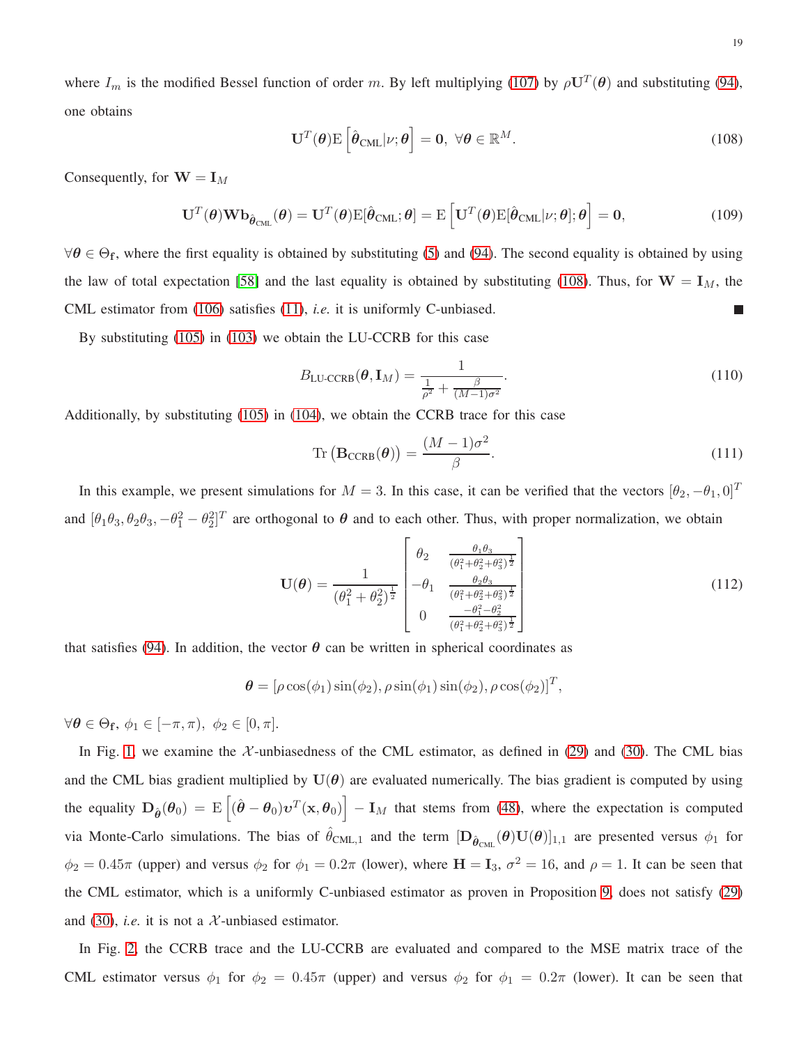where $I_m$ is the modified Bessel function of order $m$. By left multiplying (107) by $\rho \mathbf{U}^T(\boldsymbol{\theta})$ and substituting (94), one obtains

$$\mathbf{U}^T(\boldsymbol{\theta})\mathrm{E}\left[\hat{\boldsymbol{\theta}}_{\text{CML}}|\nu;\boldsymbol{\theta}\right] = \mathbf{0},\ \forall \boldsymbol{\theta} \in \mathbb{R}^M. \tag{108}$$

Consequently, for $\mathbf{W} = \mathbf{I}_M$

$$\mathbf{U}^T(\boldsymbol{\theta})\mathbf{W}\mathbf{b}_{\hat{\boldsymbol{\theta}}_{\text{CML}}}(\boldsymbol{\theta}) = \mathbf{U}^T(\boldsymbol{\theta})\mathrm{E}[\hat{\boldsymbol{\theta}}_{\text{CML}};\boldsymbol{\theta}] = \mathrm{E}\left[\mathbf{U}^T(\boldsymbol{\theta})\mathrm{E}[\hat{\boldsymbol{\theta}}_{\text{CML}}|\nu;\boldsymbol{\theta}];\boldsymbol{\theta}\right] = \mathbf{0}, \tag{109}$$

$\forall \boldsymbol{\theta} \in \Theta_{\mathbf{f}}$, where the first equality is obtained by substituting (5) and (94). The second equality is obtained by using the law of total expectation [58] and the last equality is obtained by substituting (108). Thus, for $\mathbf{W} = \mathbf{I}_M$, the CML estimator from (106) satisfies (11), *i.e.* it is uniformly C-unbiased. ∎

By substituting (105) in (103) we obtain the LU-CCRB for this case

$$B_{\text{LU-CCRB}}(\boldsymbol{\theta}, \mathbf{I}_M) = \frac{1}{\frac{1}{\rho^2} + \frac{\beta}{(M-1)\sigma^2}}. \tag{110}$$

Additionally, by substituting (105) in (104), we obtain the CCRB trace for this case

$$\mathrm{Tr}\left(\mathbf{B}_{\text{CCRB}}(\boldsymbol{\theta})\right) = \frac{(M-1)\sigma^2}{\beta}. \tag{111}$$

In this example, we present simulations for $M = 3$. In this case, it can be verified that the vectors $[\theta_2, -\theta_1, 0]^T$ and $[\theta_1\theta_3, \theta_2\theta_3, -\theta_1^2 - \theta_2^2]^T$ are orthogonal to $\boldsymbol{\theta}$ and to each other. Thus, with proper normalization, we obtain

$$\mathbf{U}(\boldsymbol{\theta}) = \frac{1}{(\theta_1^2 + \theta_2^2)^{\frac{1}{2}}} \begin{bmatrix} \theta_2 & \frac{\theta_1\theta_3}{(\theta_1^2+\theta_2^2+\theta_3^2)^{\frac{1}{2}}} \\ -\theta_1 & \frac{\theta_2\theta_3}{(\theta_1^2+\theta_2^2+\theta_3^2)^{\frac{1}{2}}} \\ 0 & \frac{-\theta_1^2-\theta_2^2}{(\theta_1^2+\theta_2^2+\theta_3^2)^{\frac{1}{2}}} \end{bmatrix} \tag{112}$$

that satisfies (94). In addition, the vector $\boldsymbol{\theta}$ can be written in spherical coordinates as

$$\boldsymbol{\theta} = [\rho\cos(\phi_1)\sin(\phi_2), \rho\sin(\phi_1)\sin(\phi_2), \rho\cos(\phi_2)]^T,$$

$\forall \boldsymbol{\theta} \in \Theta_{\mathbf{f}}$, $\phi_1 \in [-\pi, \pi)$, $\phi_2 \in [0, \pi]$.

In Fig. 1, we examine the $\mathcal{X}$-unbiasedness of the CML estimator, as defined in (29) and (30). The CML bias and the CML bias gradient multiplied by $\mathbf{U}(\boldsymbol{\theta})$ are evaluated numerically. The bias gradient is computed by using the equality $\mathbf{D}_{\hat{\boldsymbol{\theta}}}(\boldsymbol{\theta}_0) = \mathrm{E}\left[(\hat{\boldsymbol{\theta}} - \boldsymbol{\theta}_0)\boldsymbol{\upsilon}^T(\mathbf{x}, \boldsymbol{\theta}_0)\right] - \mathbf{I}_M$ that stems from (48), where the expectation is computed via Monte-Carlo simulations. The bias of $\hat{\theta}_{\text{CML},1}$ and the term $[\mathbf{D}_{\hat{\boldsymbol{\theta}}_{\text{CML}}}(\boldsymbol{\theta})\mathbf{U}(\boldsymbol{\theta})]_{1,1}$ are presented versus $\phi_1$ for $\phi_2 = 0.45\pi$ (upper) and versus $\phi_2$ for $\phi_1 = 0.2\pi$ (lower), where $\mathbf{H} = \mathbf{I}_3$, $\sigma^2 = 16$, and $\rho = 1$. It can be seen that the CML estimator, which is a uniformly C-unbiased estimator as proven in Proposition 9, does not satisfy (29) and (30), *i.e.* it is not a $\mathcal{X}$-unbiased estimator.

In Fig. 2, the CCRB trace and the LU-CCRB are evaluated and compared to the MSE matrix trace of the CML estimator versus $\phi_1$ for $\phi_2 = 0.45\pi$ (upper) and versus $\phi_2$ for $\phi_1 = 0.2\pi$ (lower). It can be seen that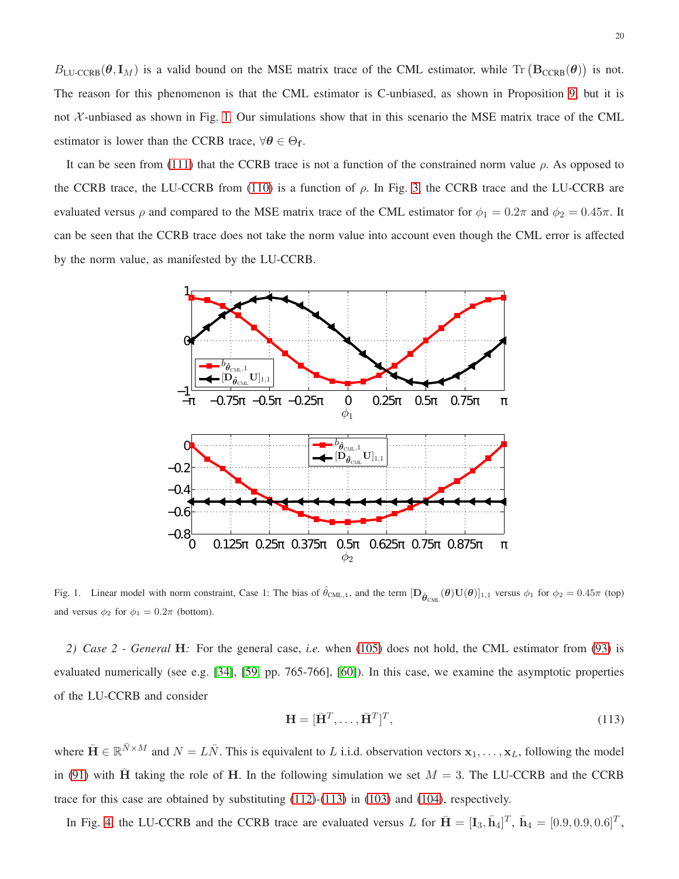$B_{\text{LU-CCRB}}(\boldsymbol{\theta}, \mathbf{I}_M)$ is a valid bound on the MSE matrix trace of the CML estimator, while $\text{Tr}\left(\mathbf{B}_{\text{CCRB}}(\boldsymbol{\theta})\right)$ is not. The reason for this phenomenon is that the CML estimator is C-unbiased, as shown in Proposition 9, but it is not $\mathcal{X}$-unbiased as shown in Fig. 1. Our simulations show that in this scenario the MSE matrix trace of the CML estimator is lower than the CCRB trace, $\forall \boldsymbol{\theta} \in \Theta_{\mathbf{f}}$.

It can be seen from (111) that the CCRB trace is not a function of the constrained norm value $\rho$. As opposed to the CCRB trace, the LU-CCRB from (110) is a function of $\rho$. In Fig. 3, the CCRB trace and the LU-CCRB are evaluated versus $\rho$ and compared to the MSE matrix trace of the CML estimator for $\phi_1 = 0.2\pi$ and $\phi_2 = 0.45\pi$. It can be seen that the CCRB trace does not take the norm value into account even though the CML error is affected by the norm value, as manifested by the LU-CCRB.

Fig. 1. Linear model with norm constraint, Case 1: The bias of $\hat{\theta}_{\text{CML},1}$, and the term $[\mathbf{D}_{\hat{\boldsymbol{\theta}}_{\text{CML}}}(\boldsymbol{\theta})\mathbf{U}(\boldsymbol{\theta})]_{1,1}$ versus $\phi_1$ for $\phi_2 = 0.45\pi$ (top) and versus $\phi_2$ for $\phi_1 = 0.2\pi$ (bottom).

2) *Case 2 - General* $\mathbf{H}$*:* For the general case, *i.e.* when (105) does not hold, the CML estimator from (93) is evaluated numerically (see e.g. [34], [59, pp. 765-766], [60]). In this case, we examine the asymptotic properties of the LU-CCRB and consider

$$\mathbf{H} = [\bar{\mathbf{H}}^T, \ldots, \bar{\mathbf{H}}^T]^T, \tag{113}$$

where $\bar{\mathbf{H}} \in \mathbb{R}^{\bar{N} \times M}$ and $N = L\bar{N}$. This is equivalent to $L$ i.i.d. observation vectors $\mathbf{x}_1, \ldots, \mathbf{x}_L$, following the model in (91) with $\bar{\mathbf{H}}$ taking the role of $\mathbf{H}$. In the following simulation we set $M = 3$. The LU-CCRB and the CCRB trace for this case are obtained by substituting (112)-(113) in (103) and (104), respectively.

In Fig. 4, the LU-CCRB and the CCRB trace are evaluated versus $L$ for $\bar{\mathbf{H}} = [\mathbf{I}_3, \bar{\mathbf{h}}_4]^T$, $\bar{\mathbf{h}}_4 = [0.9, 0.9, 0.6]^T$,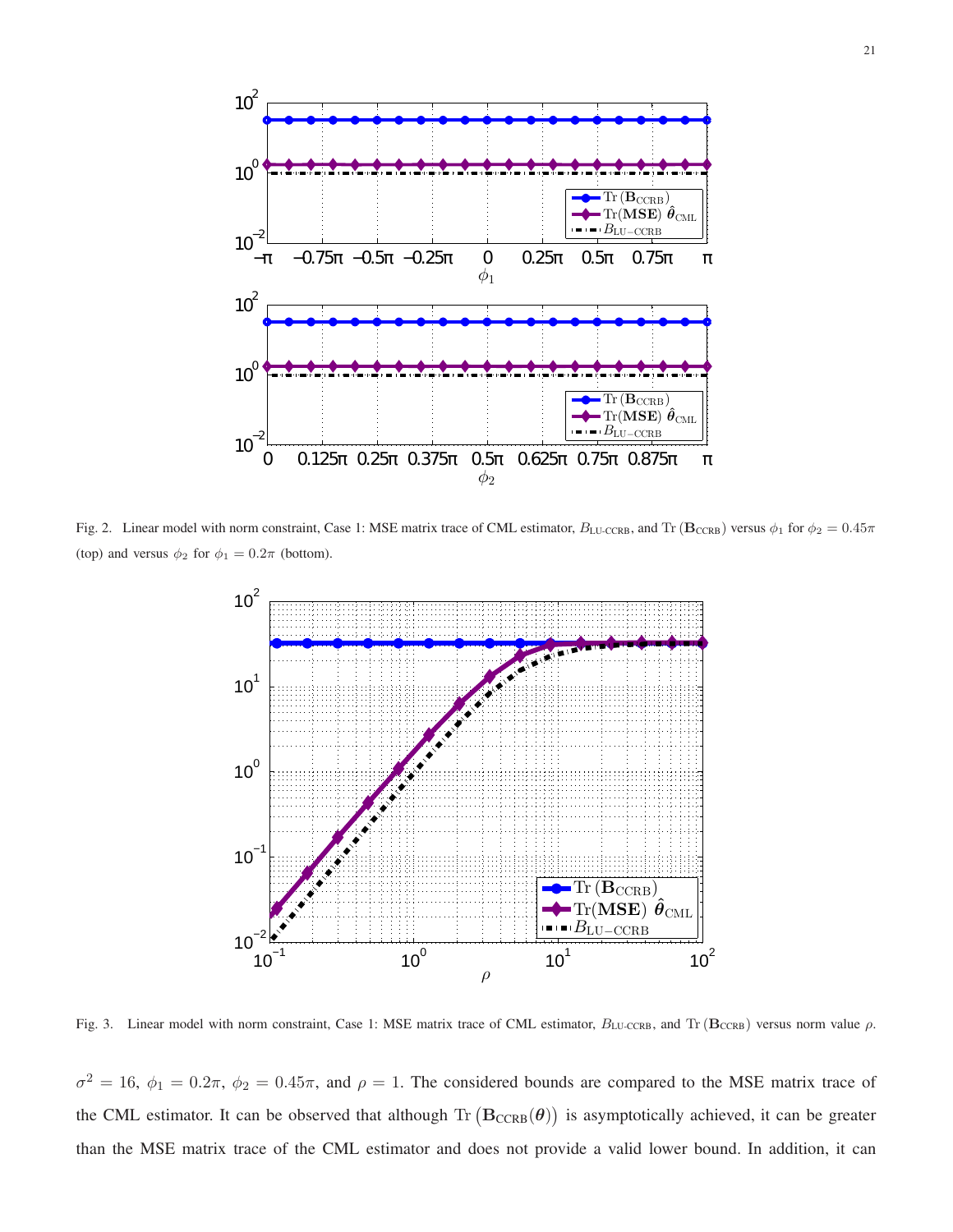Fig. 2. Linear model with norm constraint, Case 1: MSE matrix trace of CML estimator, $B_{\text{LU-CCRB}}$, and $\text{Tr}\left(\mathbf{B}_{\text{CCRB}}\right)$ versus $\phi_1$ for $\phi_2 = 0.45\pi$ (top) and versus $\phi_2$ for $\phi_1 = 0.2\pi$ (bottom).

Fig. 3. Linear model with norm constraint, Case 1: MSE matrix trace of CML estimator, $B_{\text{LU-CCRB}}$, and $\text{Tr}\left(\mathbf{B}_{\text{CCRB}}\right)$ versus norm value $\rho$.

$\sigma^2 = 16$, $\phi_1 = 0.2\pi$, $\phi_2 = 0.45\pi$, and $\rho = 1$. The considered bounds are compared to the MSE matrix trace of the CML estimator. It can be observed that although $\text{Tr}\left(\mathbf{B}_{\text{CCRB}}(\boldsymbol{\theta})\right)$ is asymptotically achieved, it can be greater than the MSE matrix trace of the CML estimator and does not provide a valid lower bound. In addition, it can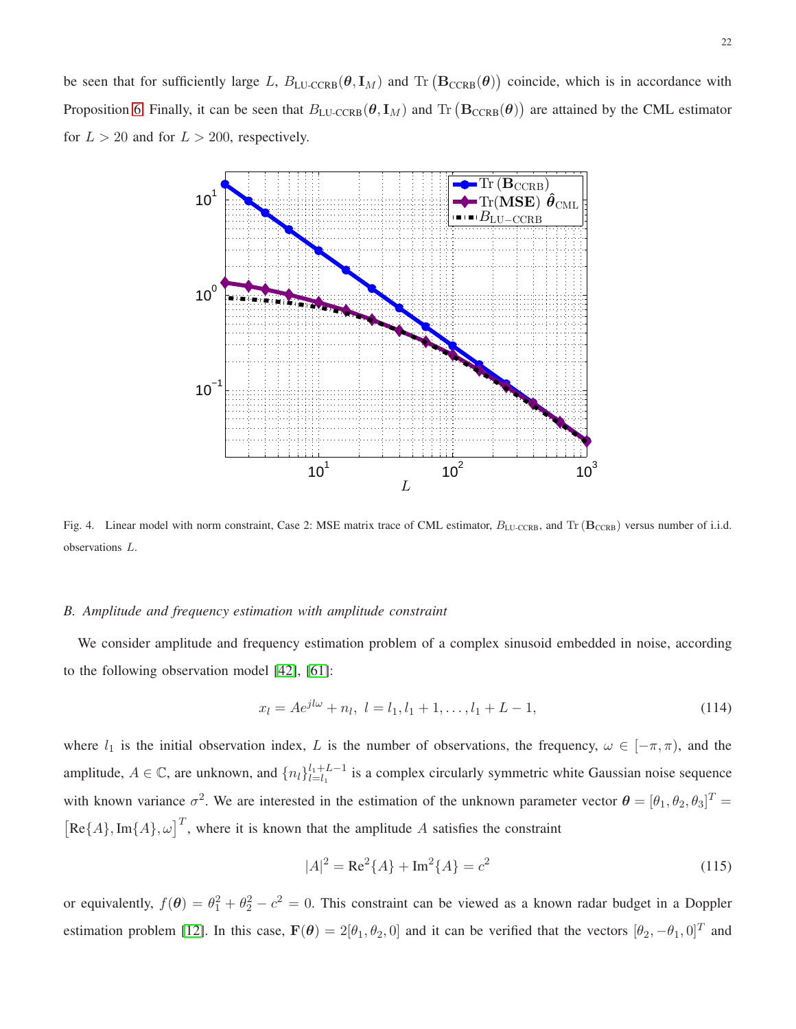be seen that for sufficiently large $L$, $B_{\text{LU-CCRB}}(\boldsymbol{\theta}, \mathbf{I}_M)$ and $\text{Tr}\left(\mathbf{B}_{\text{CCRB}}(\boldsymbol{\theta})\right)$ coincide, which is in accordance with Proposition 6. Finally, it can be seen that $B_{\text{LU-CCRB}}(\boldsymbol{\theta}, \mathbf{I}_M)$ and $\text{Tr}\left(\mathbf{B}_{\text{CCRB}}(\boldsymbol{\theta})\right)$ are attained by the CML estimator for $L > 20$ and for $L > 200$, respectively.

Fig. 4. Linear model with norm constraint, Case 2: MSE matrix trace of CML estimator, $B_{\text{LU-CCRB}}$, and $\text{Tr}\left(\mathbf{B}_{\text{CCRB}}\right)$ versus number of i.i.d. observations $L$.

### B. Amplitude and frequency estimation with amplitude constraint

We consider amplitude and frequency estimation problem of a complex sinusoid embedded in noise, according to the following observation model [42], [61]:

$$x_l = Ae^{jl\omega} + n_l, \; l = l_1, l_1 + 1, \ldots, l_1 + L - 1, \tag{114}$$

where $l_1$ is the initial observation index, $L$ is the number of observations, the frequency, $\omega \in [-\pi, \pi)$, and the amplitude, $A \in \mathbb{C}$, are unknown, and $\{n_l\}_{l=l_1}^{l_1+L-1}$ is a complex circularly symmetric white Gaussian noise sequence with known variance $\sigma^2$. We are interested in the estimation of the unknown parameter vector $\boldsymbol{\theta} = [\theta_1, \theta_2, \theta_3]^T = \left[\text{Re}\{A\}, \text{Im}\{A\}, \omega\right]^T$, where it is known that the amplitude $A$ satisfies the constraint

$$|A|^2 = \text{Re}^2\{A\} + \text{Im}^2\{A\} = c^2 \tag{115}$$

or equivalently, $f(\boldsymbol{\theta}) = \theta_1^2 + \theta_2^2 - c^2 = 0$. This constraint can be viewed as a known radar budget in a Doppler estimation problem [12]. In this case, $\mathbf{F}(\boldsymbol{\theta}) = 2[\theta_1, \theta_2, 0]$ and it can be verified that the vectors $[\theta_2, -\theta_1, 0]^T$ and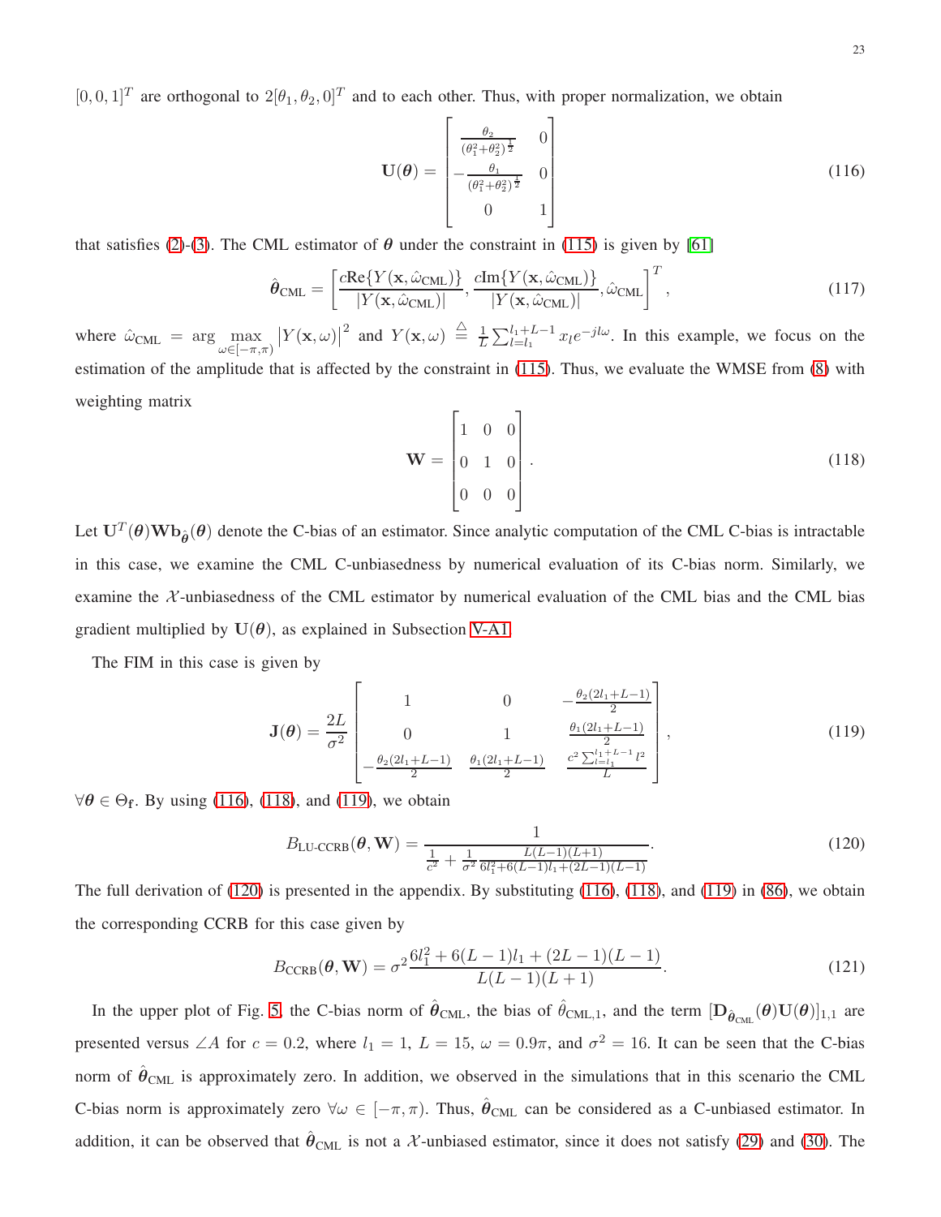$[0, 0, 1]^T$ are orthogonal to $2[\theta_1, \theta_2, 0]^T$ and to each other. Thus, with proper normalization, we obtain

$$\mathbf{U}(\boldsymbol{\theta}) = \begin{bmatrix} \frac{\theta_2}{(\theta_1^2+\theta_2^2)^{\frac{1}{2}}} & 0 \\ -\frac{\theta_1}{(\theta_1^2+\theta_2^2)^{\frac{1}{2}}} & 0 \\ 0 & 1 \end{bmatrix} \tag{116}$$

that satisfies (2)-(3). The CML estimator of $\boldsymbol{\theta}$ under the constraint in (115) is given by [61]

$$\hat{\boldsymbol{\theta}}_{\text{CML}} = \left[ \frac{c\text{Re}\{Y(\mathbf{x}, \hat{\omega}_{\text{CML}})\}}{|Y(\mathbf{x}, \hat{\omega}_{\text{CML}})|}, \frac{c\text{Im}\{Y(\mathbf{x}, \hat{\omega}_{\text{CML}})\}}{|Y(\mathbf{x}, \hat{\omega}_{\text{CML}})|}, \hat{\omega}_{\text{CML}} \right]^T, \tag{117}$$

where $\hat{\omega}_{\text{CML}} = \arg \max\limits_{\omega \in [-\pi,\pi)} \left|Y(\mathbf{x}, \omega)\right|^2$ and $Y(\mathbf{x}, \omega) \triangleq \frac{1}{L}\sum_{l=l_1}^{l_1+L-1} x_l e^{-jl\omega}$. In this example, we focus on the estimation of the amplitude that is affected by the constraint in (115). Thus, we evaluate the WMSE from (8) with weighting matrix

$$\mathbf{W} = \begin{bmatrix} 1 & 0 & 0 \\ 0 & 1 & 0 \\ 0 & 0 & 0 \end{bmatrix}. \tag{118}$$

Let $\mathbf{U}^T(\boldsymbol{\theta})\mathbf{W}\mathbf{b}_{\hat{\boldsymbol{\theta}}}(\boldsymbol{\theta})$ denote the C-bias of an estimator. Since analytic computation of the CML C-bias is intractable in this case, we examine the CML C-unbiasedness by numerical evaluation of its C-bias norm. Similarly, we examine the $\mathcal{X}$-unbiasedness of the CML estimator by numerical evaluation of the CML bias and the CML bias gradient multiplied by $\mathbf{U}(\boldsymbol{\theta})$, as explained in Subsection V-A1.

The FIM in this case is given by

$$\mathbf{J}(\boldsymbol{\theta}) = \frac{2L}{\sigma^2} \begin{bmatrix} 1 & 0 & -\frac{\theta_2(2l_1+L-1)}{2} \\ 0 & 1 & \frac{\theta_1(2l_1+L-1)}{2} \\ -\frac{\theta_2(2l_1+L-1)}{2} & \frac{\theta_1(2l_1+L-1)}{2} & \frac{c^2\sum_{l=l_1}^{l_1+L-1} l^2}{L} \end{bmatrix}, \tag{119}$$

$\forall \boldsymbol{\theta} \in \Theta_{\mathbf{f}}$. By using (116), (118), and (119), we obtain

$$B_{\text{LU-CCRB}}(\boldsymbol{\theta}, \mathbf{W}) = \frac{1}{\frac{1}{c^2} + \frac{1}{\sigma^2}\frac{L(L-1)(L+1)}{6l_1^2+6(L-1)l_1+(2L-1)(L-1)}}. \tag{120}$$

The full derivation of (120) is presented in the appendix. By substituting (116), (118), and (119) in (86), we obtain the corresponding CCRB for this case given by

$$B_{\text{CCRB}}(\boldsymbol{\theta}, \mathbf{W}) = \sigma^2 \frac{6l_1^2 + 6(L-1)l_1 + (2L-1)(L-1)}{L(L-1)(L+1)}. \tag{121}$$

In the upper plot of Fig. 5, the C-bias norm of $\hat{\boldsymbol{\theta}}_{\text{CML}}$, the bias of $\hat{\theta}_{\text{CML},1}$, and the term $[\mathbf{D}_{\hat{\boldsymbol{\theta}}_{\text{CML}}}(\boldsymbol{\theta})\mathbf{U}(\boldsymbol{\theta})]_{1,1}$ are presented versus $\angle A$ for $c = 0.2$, where $l_1 = 1$, $L = 15$, $\omega = 0.9\pi$, and $\sigma^2 = 16$. It can be seen that the C-bias norm of $\hat{\boldsymbol{\theta}}_{\text{CML}}$ is approximately zero. In addition, we observed in the simulations that in this scenario the CML C-bias norm is approximately zero $\forall \omega \in [-\pi, \pi)$. Thus, $\hat{\boldsymbol{\theta}}_{\text{CML}}$ can be considered as a C-unbiased estimator. In addition, it can be observed that $\hat{\boldsymbol{\theta}}_{\text{CML}}$ is not a $\mathcal{X}$-unbiased estimator, since it does not satisfy (29) and (30). The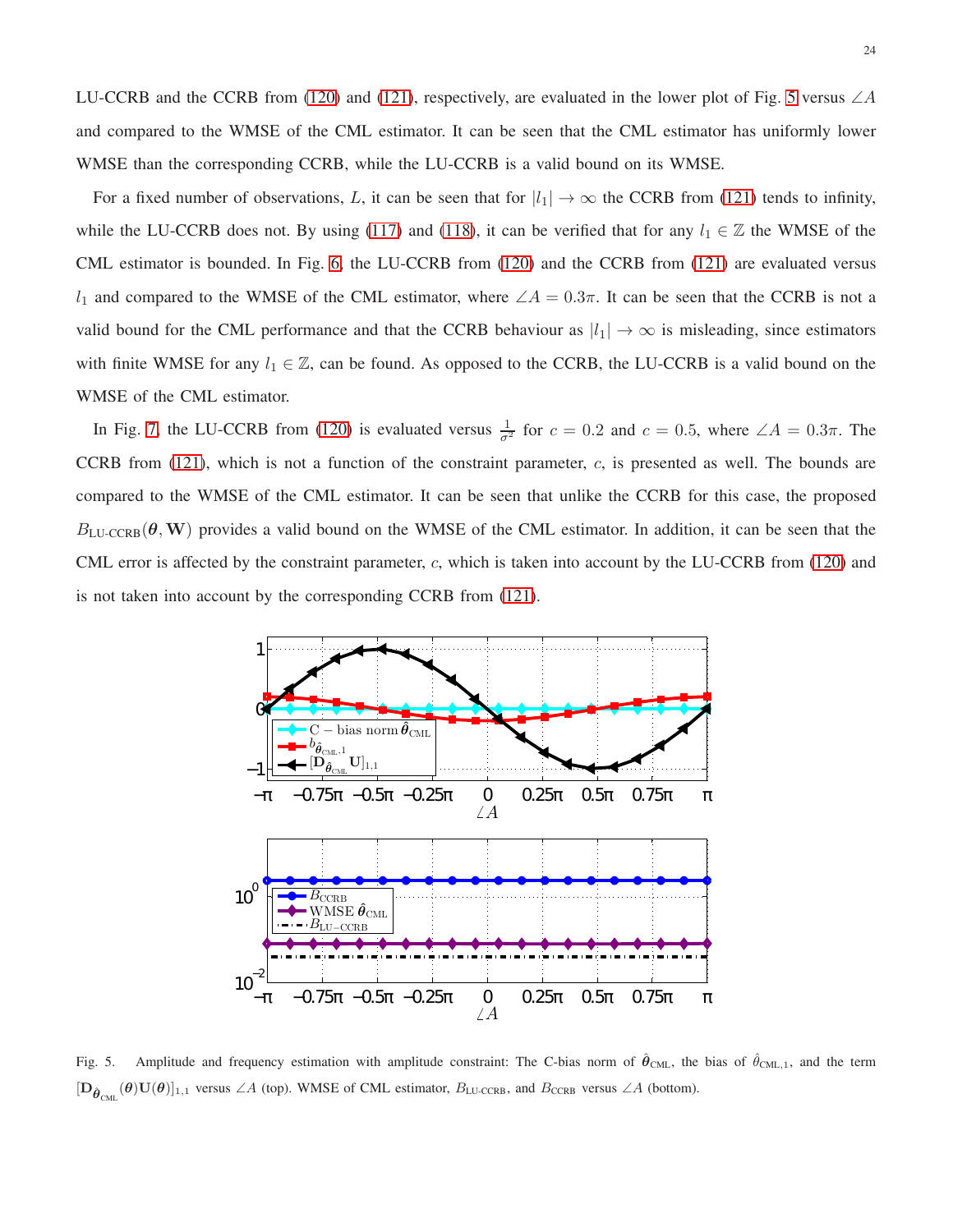LU-CCRB and the CCRB from (120) and (121), respectively, are evaluated in the lower plot of Fig. 5 versus $\angle A$ and compared to the WMSE of the CML estimator. It can be seen that the CML estimator has uniformly lower WMSE than the corresponding CCRB, while the LU-CCRB is a valid bound on its WMSE.

For a fixed number of observations, $L$, it can be seen that for $|l_1| \to \infty$ the CCRB from (121) tends to infinity, while the LU-CCRB does not. By using (117) and (118), it can be verified that for any $l_1 \in \mathbb{Z}$ the WMSE of the CML estimator is bounded. In Fig. 6, the LU-CCRB from (120) and the CCRB from (121) are evaluated versus $l_1$ and compared to the WMSE of the CML estimator, where $\angle A = 0.3\pi$. It can be seen that the CCRB is not a valid bound for the CML performance and that the CCRB behaviour as $|l_1| \to \infty$ is misleading, since estimators with finite WMSE for any $l_1 \in \mathbb{Z}$, can be found. As opposed to the CCRB, the LU-CCRB is a valid bound on the WMSE of the CML estimator.

In Fig. 7, the LU-CCRB from (120) is evaluated versus $\frac{1}{\sigma^2}$ for $c = 0.2$ and $c = 0.5$, where $\angle A = 0.3\pi$. The CCRB from (121), which is not a function of the constraint parameter, $c$, is presented as well. The bounds are compared to the WMSE of the CML estimator. It can be seen that unlike the CCRB for this case, the proposed $B_{\text{LU-CCRB}}(\boldsymbol{\theta}, \mathbf{W})$ provides a valid bound on the WMSE of the CML estimator. In addition, it can be seen that the CML error is affected by the constraint parameter, $c$, which is taken into account by the LU-CCRB from (120) and is not taken into account by the corresponding CCRB from (121).

Fig. 5. Amplitude and frequency estimation with amplitude constraint: The C-bias norm of $\hat{\boldsymbol{\theta}}_{\text{CML}}$, the bias of $\hat{\theta}_{\text{CML},1}$, and the term $[\mathbf{D}_{\hat{\boldsymbol{\theta}}_{\text{CML}}}(\boldsymbol{\theta})\mathbf{U}(\boldsymbol{\theta})]_{1,1}$ versus $\angle A$ (top). WMSE of CML estimator, $B_{\text{LU-CCRB}}$, and $B_{\text{CCRB}}$ versus $\angle A$ (bottom).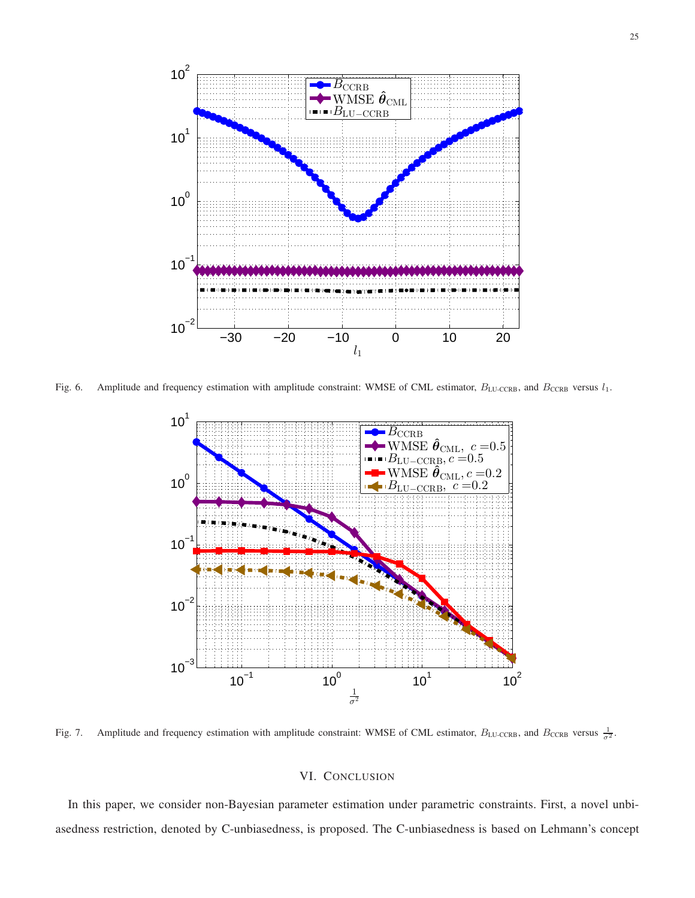Fig. 6. Amplitude and frequency estimation with amplitude constraint: WMSE of CML estimator, $B_{\text{LU-CCRB}}$, and $B_{\text{CCRB}}$ versus $l_1$.

Fig. 7. Amplitude and frequency estimation with amplitude constraint: WMSE of CML estimator, $B_{\text{LU-CCRB}}$, and $B_{\text{CCRB}}$ versus $\frac{1}{\sigma^2}$.

## VI. Conclusion

In this paper, we consider non-Bayesian parameter estimation under parametric constraints. First, a novel unbiasedness restriction, denoted by C-unbiasedness, is proposed. The C-unbiasedness is based on Lehmann's concept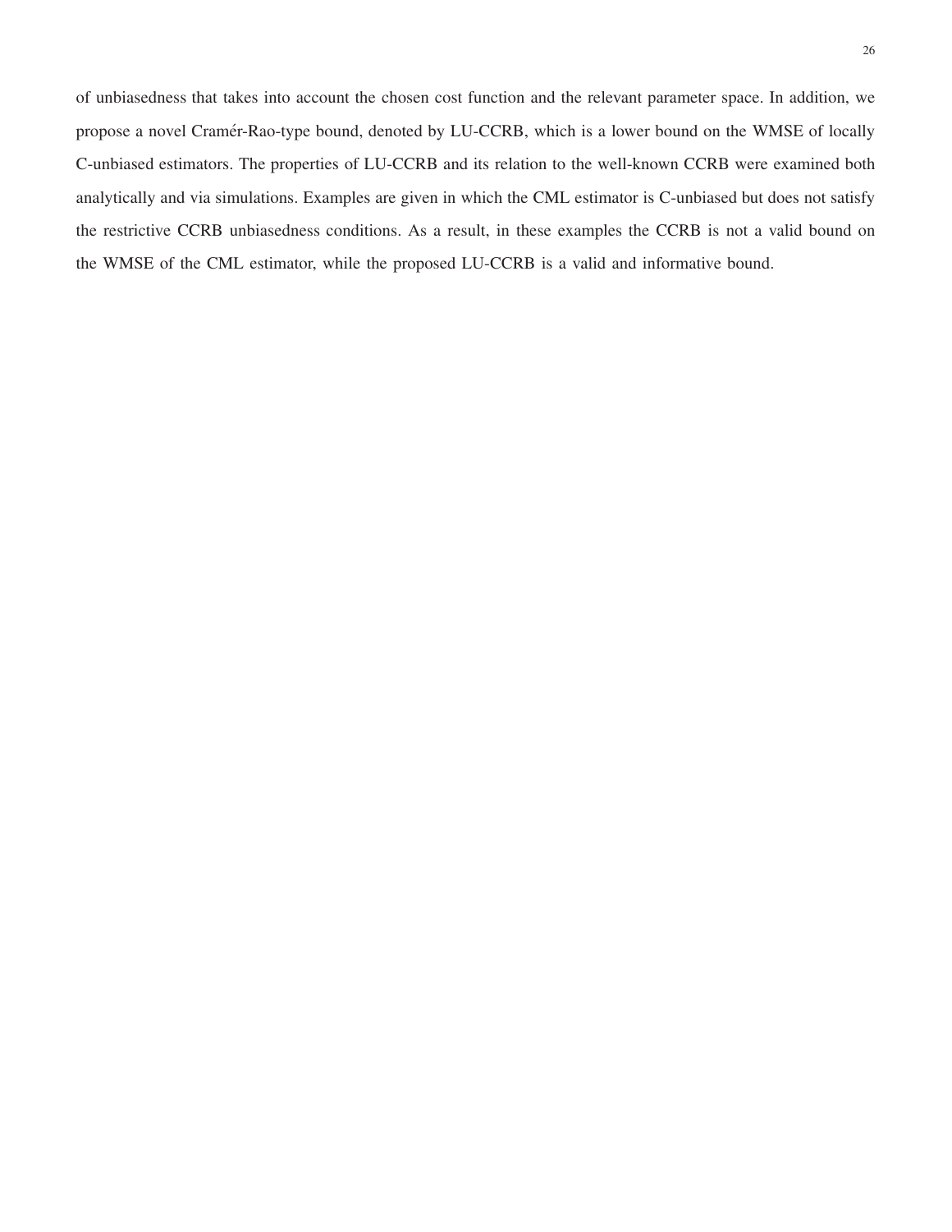of unbiasedness that takes into account the chosen cost function and the relevant parameter space. In addition, we propose a novel Cramér-Rao-type bound, denoted by LU-CCRB, which is a lower bound on the WMSE of locally C-unbiased estimators. The properties of LU-CCRB and its relation to the well-known CCRB were examined both analytically and via simulations. Examples are given in which the CML estimator is C-unbiased but does not satisfy the restrictive CCRB unbiasedness conditions. As a result, in these examples the CCRB is not a valid bound on the WMSE of the CML estimator, while the proposed LU-CCRB is a valid and informative bound.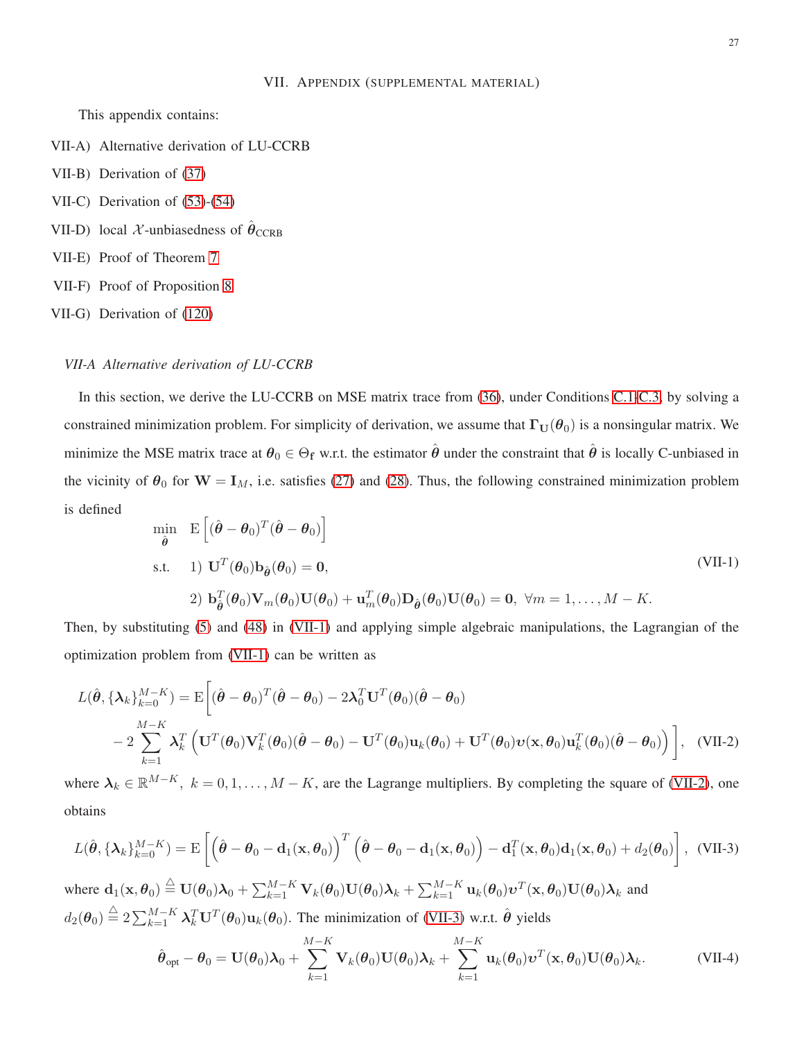## VII. Appendix (supplemental material)

This appendix contains:

VII-A) Alternative derivation of LU-CCRB

VII-B) Derivation of (37)

VII-C) Derivation of (53)-(54)

VII-D) local $\mathcal{X}$-unbiasedness of $\hat{\boldsymbol{\theta}}_{\text{CCRB}}$

VII-E) Proof of Theorem 7

VII-F) Proof of Proposition 8

VII-G) Derivation of (120)

### *VII-A Alternative derivation of LU-CCRB*

In this section, we derive the LU-CCRB on MSE matrix trace from (36), under Conditions C.1-C.3, by solving a constrained minimization problem. For simplicity of derivation, we assume that $\boldsymbol{\Gamma}_{\mathbf{U}}(\boldsymbol{\theta}_0)$ is a nonsingular matrix. We minimize the MSE matrix trace at $\boldsymbol{\theta}_0 \in \Theta_{\mathbf{f}}$ w.r.t. the estimator $\hat{\boldsymbol{\theta}}$ under the constraint that $\hat{\boldsymbol{\theta}}$ is locally C-unbiased in the vicinity of $\boldsymbol{\theta}_0$ for $\mathbf{W} = \mathbf{I}_M$, i.e. satisfies (27) and (28). Thus, the following constrained minimization problem is defined

$$
\begin{aligned}
\min_{\hat{\boldsymbol{\theta}}} \quad & \mathrm{E}\left[(\hat{\boldsymbol{\theta}} - \boldsymbol{\theta}_0)^T(\hat{\boldsymbol{\theta}} - \boldsymbol{\theta}_0)\right] \\
\text{s.t.} \quad & 1)\ \mathbf{U}^T(\boldsymbol{\theta}_0)\mathbf{b}_{\hat{\boldsymbol{\theta}}}(\boldsymbol{\theta}_0) = \mathbf{0}, \\
& 2)\ \mathbf{b}^T_{\hat{\boldsymbol{\theta}}}(\boldsymbol{\theta}_0)\mathbf{V}_m(\boldsymbol{\theta}_0)\mathbf{U}(\boldsymbol{\theta}_0) + \mathbf{u}^T_m(\boldsymbol{\theta}_0)\mathbf{D}_{\hat{\boldsymbol{\theta}}}(\boldsymbol{\theta}_0)\mathbf{U}(\boldsymbol{\theta}_0) = \mathbf{0},\ \forall m = 1, \ldots, M-K.
\end{aligned}
\tag{VII-1}
$$

Then, by substituting (5) and (48) in (VII-1) and applying simple algebraic manipulations, the Lagrangian of the optimization problem from (VII-1) can be written as

$$
\begin{aligned}
L(\hat{\boldsymbol{\theta}}, \{\boldsymbol{\lambda}_k\}_{k=0}^{M-K}) = \mathrm{E}\Bigg[&(\hat{\boldsymbol{\theta}} - \boldsymbol{\theta}_0)^T(\hat{\boldsymbol{\theta}} - \boldsymbol{\theta}_0) - 2\boldsymbol{\lambda}_0^T\mathbf{U}^T(\boldsymbol{\theta}_0)(\hat{\boldsymbol{\theta}} - \boldsymbol{\theta}_0) \\
&- 2\sum_{k=1}^{M-K}\boldsymbol{\lambda}_k^T\left(\mathbf{U}^T(\boldsymbol{\theta}_0)\mathbf{V}_k^T(\boldsymbol{\theta}_0)(\hat{\boldsymbol{\theta}} - \boldsymbol{\theta}_0) - \mathbf{U}^T(\boldsymbol{\theta}_0)\mathbf{u}_k(\boldsymbol{\theta}_0) + \mathbf{U}^T(\boldsymbol{\theta}_0)\boldsymbol{\upsilon}(\mathbf{x}, \boldsymbol{\theta}_0)\mathbf{u}_k^T(\boldsymbol{\theta}_0)(\hat{\boldsymbol{\theta}} - \boldsymbol{\theta}_0)\right)\Bigg],
\end{aligned}
\tag{VII-2}
$$

where $\boldsymbol{\lambda}_k \in \mathbb{R}^{M-K},\ k = 0, 1, \ldots, M-K$, are the Lagrange multipliers. By completing the square of (VII-2), one obtains

$$
L(\hat{\boldsymbol{\theta}}, \{\boldsymbol{\lambda}_k\}_{k=0}^{M-K}) = \mathrm{E}\left[\left(\hat{\boldsymbol{\theta}} - \boldsymbol{\theta}_0 - \mathbf{d}_1(\mathbf{x}, \boldsymbol{\theta}_0)\right)^T\left(\hat{\boldsymbol{\theta}} - \boldsymbol{\theta}_0 - \mathbf{d}_1(\mathbf{x}, \boldsymbol{\theta}_0)\right) - \mathbf{d}_1^T(\mathbf{x}, \boldsymbol{\theta}_0)\mathbf{d}_1(\mathbf{x}, \boldsymbol{\theta}_0) + d_2(\boldsymbol{\theta}_0)\right], \tag{VII-3}
$$

where $\mathbf{d}_1(\mathbf{x}, \boldsymbol{\theta}_0) \triangleq \mathbf{U}(\boldsymbol{\theta}_0)\boldsymbol{\lambda}_0 + \sum_{k=1}^{M-K}\mathbf{V}_k(\boldsymbol{\theta}_0)\mathbf{U}(\boldsymbol{\theta}_0)\boldsymbol{\lambda}_k + \sum_{k=1}^{M-K}\mathbf{u}_k(\boldsymbol{\theta}_0)\boldsymbol{\upsilon}^T(\mathbf{x}, \boldsymbol{\theta}_0)\mathbf{U}(\boldsymbol{\theta}_0)\boldsymbol{\lambda}_k$ and $d_2(\boldsymbol{\theta}_0) \triangleq 2\sum_{k=1}^{M-K}\boldsymbol{\lambda}_k^T\mathbf{U}^T(\boldsymbol{\theta}_0)\mathbf{u}_k(\boldsymbol{\theta}_0)$. The minimization of (VII-3) w.r.t. $\hat{\boldsymbol{\theta}}$ yields

$$
\hat{\boldsymbol{\theta}}_{\text{opt}} - \boldsymbol{\theta}_0 = \mathbf{U}(\boldsymbol{\theta}_0)\boldsymbol{\lambda}_0 + \sum_{k=1}^{M-K}\mathbf{V}_k(\boldsymbol{\theta}_0)\mathbf{U}(\boldsymbol{\theta}_0)\boldsymbol{\lambda}_k + \sum_{k=1}^{M-K}\mathbf{u}_k(\boldsymbol{\theta}_0)\boldsymbol{\upsilon}^T(\mathbf{x}, \boldsymbol{\theta}_0)\mathbf{U}(\boldsymbol{\theta}_0)\boldsymbol{\lambda}_k. \tag{VII-4}
$$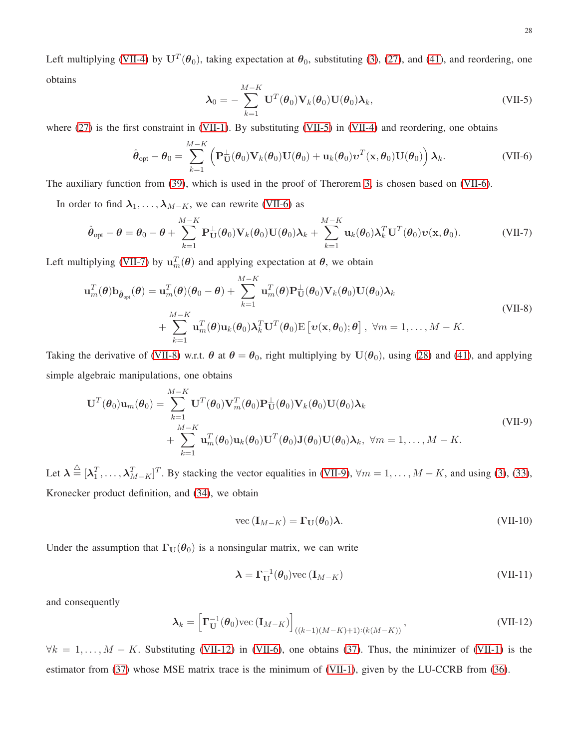Left multiplying (VII-4) by $\mathbf{U}^T(\boldsymbol{\theta}_0)$, taking expectation at $\boldsymbol{\theta}_0$, substituting (3), (27), and (41), and reordering, one obtains

$$\boldsymbol{\lambda}_0 = -\sum_{k=1}^{M-K} \mathbf{U}^T(\boldsymbol{\theta}_0)\mathbf{V}_k(\boldsymbol{\theta}_0)\mathbf{U}(\boldsymbol{\theta}_0)\boldsymbol{\lambda}_k, \tag{VII-5}$$

where (27) is the first constraint in (VII-1). By substituting (VII-5) in (VII-4) and reordering, one obtains

$$\hat{\boldsymbol{\theta}}_{\text{opt}} - \boldsymbol{\theta}_0 = \sum_{k=1}^{M-K} \left(\mathbf{P}_{\mathbf{U}}^{\perp}(\boldsymbol{\theta}_0)\mathbf{V}_k(\boldsymbol{\theta}_0)\mathbf{U}(\boldsymbol{\theta}_0) + \mathbf{u}_k(\boldsymbol{\theta}_0)\boldsymbol{\upsilon}^T(\mathbf{x},\boldsymbol{\theta}_0)\mathbf{U}(\boldsymbol{\theta}_0)\right)\boldsymbol{\lambda}_k. \tag{VII-6}$$

The auxiliary function from (39), which is used in the proof of Therorem 3, is chosen based on (VII-6).

In order to find $\boldsymbol{\lambda}_1, \ldots, \boldsymbol{\lambda}_{M-K}$, we can rewrite (VII-6) as

$$\hat{\boldsymbol{\theta}}_{\text{opt}} - \boldsymbol{\theta} = \boldsymbol{\theta}_0 - \boldsymbol{\theta} + \sum_{k=1}^{M-K} \mathbf{P}_{\mathbf{U}}^{\perp}(\boldsymbol{\theta}_0)\mathbf{V}_k(\boldsymbol{\theta}_0)\mathbf{U}(\boldsymbol{\theta}_0)\boldsymbol{\lambda}_k + \sum_{k=1}^{M-K} \mathbf{u}_k(\boldsymbol{\theta}_0)\boldsymbol{\lambda}_k^T\mathbf{U}^T(\boldsymbol{\theta}_0)\boldsymbol{\upsilon}(\mathbf{x},\boldsymbol{\theta}_0). \tag{VII-7}$$

Left multiplying (VII-7) by $\mathbf{u}_m^T(\boldsymbol{\theta})$ and applying expectation at $\boldsymbol{\theta}$, we obtain

$$\begin{aligned}\mathbf{u}_m^T(\boldsymbol{\theta})\mathbf{b}_{\hat{\boldsymbol{\theta}}_{\text{opt}}}(\boldsymbol{\theta}) = \mathbf{u}_m^T(\boldsymbol{\theta})(\boldsymbol{\theta}_0 - \boldsymbol{\theta}) + \sum_{k=1}^{M-K} \mathbf{u}_m^T(\boldsymbol{\theta})\mathbf{P}_{\mathbf{U}}^{\perp}(\boldsymbol{\theta}_0)\mathbf{V}_k(\boldsymbol{\theta}_0)\mathbf{U}(\boldsymbol{\theta}_0)\boldsymbol{\lambda}_k \\ + \sum_{k=1}^{M-K} \mathbf{u}_m^T(\boldsymbol{\theta})\mathbf{u}_k(\boldsymbol{\theta}_0)\boldsymbol{\lambda}_k^T\mathbf{U}^T(\boldsymbol{\theta}_0)\mathrm{E}\left[\boldsymbol{\upsilon}(\mathbf{x},\boldsymbol{\theta}_0);\boldsymbol{\theta}\right], \ \forall m = 1,\ldots,M-K.\end{aligned} \tag{VII-8}$$

Taking the derivative of (VII-8) w.r.t. $\boldsymbol{\theta}$ at $\boldsymbol{\theta} = \boldsymbol{\theta}_0$, right multiplying by $\mathbf{U}(\boldsymbol{\theta}_0)$, using (28) and (41), and applying simple algebraic manipulations, one obtains

$$\begin{aligned}\mathbf{U}^T(\boldsymbol{\theta}_0)\mathbf{u}_m(\boldsymbol{\theta}_0) = \sum_{k=1}^{M-K} \mathbf{U}^T(\boldsymbol{\theta}_0)\mathbf{V}_m^T(\boldsymbol{\theta}_0)\mathbf{P}_{\mathbf{U}}^{\perp}(\boldsymbol{\theta}_0)\mathbf{V}_k(\boldsymbol{\theta}_0)\mathbf{U}(\boldsymbol{\theta}_0)\boldsymbol{\lambda}_k \\ + \sum_{k=1}^{M-K} \mathbf{u}_m^T(\boldsymbol{\theta}_0)\mathbf{u}_k(\boldsymbol{\theta}_0)\mathbf{U}^T(\boldsymbol{\theta}_0)\mathbf{J}(\boldsymbol{\theta}_0)\mathbf{U}(\boldsymbol{\theta}_0)\boldsymbol{\lambda}_k, \ \forall m = 1,\ldots,M-K.\end{aligned} \tag{VII-9}$$

Let $\boldsymbol{\lambda} \triangleq [\boldsymbol{\lambda}_1^T, \ldots, \boldsymbol{\lambda}_{M-K}^T]^T$. By stacking the vector equalities in (VII-9), $\forall m = 1,\ldots,M-K$, and using (3), (33), Kronecker product definition, and (34), we obtain

$$\text{vec}\left(\mathbf{I}_{M-K}\right) = \boldsymbol{\Gamma}_{\mathbf{U}}(\boldsymbol{\theta}_0)\boldsymbol{\lambda}. \tag{VII-10}$$

Under the assumption that $\boldsymbol{\Gamma}_{\mathbf{U}}(\boldsymbol{\theta}_0)$ is a nonsingular matrix, we can write

$$\boldsymbol{\lambda} = \boldsymbol{\Gamma}_{\mathbf{U}}^{-1}(\boldsymbol{\theta}_0)\text{vec}\left(\mathbf{I}_{M-K}\right) \tag{VII-11}$$

and consequently

$$\boldsymbol{\lambda}_k = \left[\boldsymbol{\Gamma}_{\mathbf{U}}^{-1}(\boldsymbol{\theta}_0)\text{vec}\left(\mathbf{I}_{M-K}\right)\right]_{((k-1)(M-K)+1):(k(M-K))}, \tag{VII-12}$$

$\forall k = 1,\ldots,M-K$. Substituting (VII-12) in (VII-6), one obtains (37). Thus, the minimizer of (VII-1) is the estimator from (37) whose MSE matrix trace is the minimum of (VII-1), given by the LU-CCRB from (36).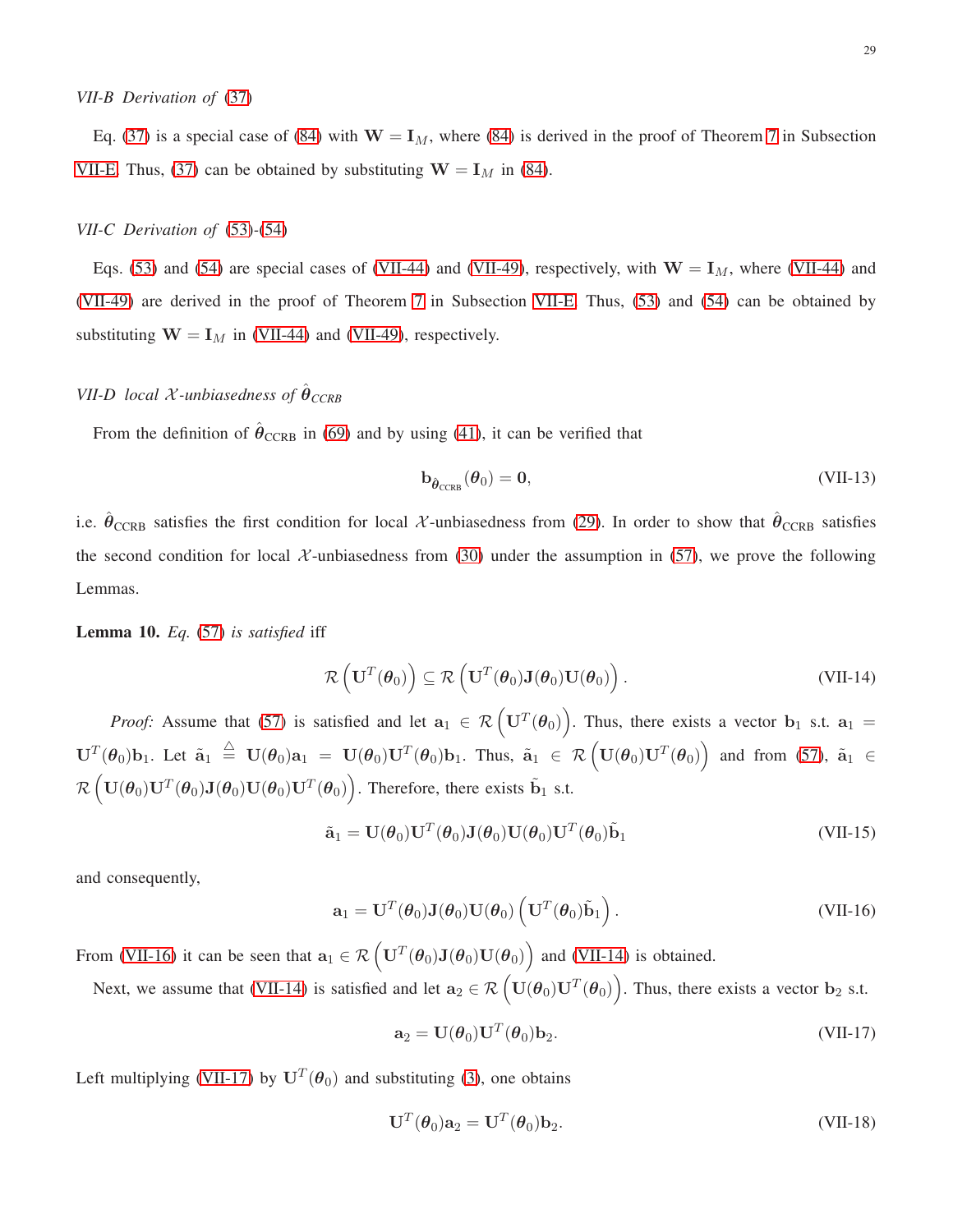### VII-B Derivation of (37)

Eq. (37) is a special case of (84) with $\mathbf{W} = \mathbf{I}_M$, where (84) is derived in the proof of Theorem 7 in Subsection VII-E. Thus, (37) can be obtained by substituting $\mathbf{W} = \mathbf{I}_M$ in (84).

### VII-C Derivation of (53)-(54)

Eqs. (53) and (54) are special cases of (VII-44) and (VII-49), respectively, with $\mathbf{W} = \mathbf{I}_M$, where (VII-44) and (VII-49) are derived in the proof of Theorem 7 in Subsection VII-E. Thus, (53) and (54) can be obtained by substituting $\mathbf{W} = \mathbf{I}_M$ in (VII-44) and (VII-49), respectively.

### VII-D local $\mathcal{X}$-unbiasedness of $\hat{\boldsymbol{\theta}}_{\text{CCRB}}$

From the definition of $\hat{\boldsymbol{\theta}}_{\text{CCRB}}$ in (69) and by using (41), it can be verified that

$$\mathbf{b}_{\hat{\boldsymbol{\theta}}_{\text{CCRB}}}(\boldsymbol{\theta}_0) = \mathbf{0}, \tag{VII-13}$$

i.e. $\hat{\boldsymbol{\theta}}_{\text{CCRB}}$ satisfies the first condition for local $\mathcal{X}$-unbiasedness from (29). In order to show that $\hat{\boldsymbol{\theta}}_{\text{CCRB}}$ satisfies the second condition for local $\mathcal{X}$-unbiasedness from (30) under the assumption in (57), we prove the following Lemmas.

**Lemma 10.** *Eq. (57) is satisfied* iff

$$\mathcal{R}\left(\mathbf{U}^T(\boldsymbol{\theta}_0)\right) \subseteq \mathcal{R}\left(\mathbf{U}^T(\boldsymbol{\theta}_0)\mathbf{J}(\boldsymbol{\theta}_0)\mathbf{U}(\boldsymbol{\theta}_0)\right). \tag{VII-14}$$

*Proof:* Assume that (57) is satisfied and let $\mathbf{a}_1 \in \mathcal{R}\left(\mathbf{U}^T(\boldsymbol{\theta}_0)\right)$. Thus, there exists a vector $\mathbf{b}_1$ s.t. $\mathbf{a}_1 = \mathbf{U}^T(\boldsymbol{\theta}_0)\mathbf{b}_1$. Let $\tilde{\mathbf{a}}_1 \stackrel{\triangle}{=} \mathbf{U}(\boldsymbol{\theta}_0)\mathbf{a}_1 = \mathbf{U}(\boldsymbol{\theta}_0)\mathbf{U}^T(\boldsymbol{\theta}_0)\mathbf{b}_1$. Thus, $\tilde{\mathbf{a}}_1 \in \mathcal{R}\left(\mathbf{U}(\boldsymbol{\theta}_0)\mathbf{U}^T(\boldsymbol{\theta}_0)\right)$ and from (57), $\tilde{\mathbf{a}}_1 \in \mathcal{R}\left(\mathbf{U}(\boldsymbol{\theta}_0)\mathbf{U}^T(\boldsymbol{\theta}_0)\mathbf{J}(\boldsymbol{\theta}_0)\mathbf{U}(\boldsymbol{\theta}_0)\mathbf{U}^T(\boldsymbol{\theta}_0)\right)$. Therefore, there exists $\tilde{\mathbf{b}}_1$ s.t.

$$\tilde{\mathbf{a}}_1 = \mathbf{U}(\boldsymbol{\theta}_0)\mathbf{U}^T(\boldsymbol{\theta}_0)\mathbf{J}(\boldsymbol{\theta}_0)\mathbf{U}(\boldsymbol{\theta}_0)\mathbf{U}^T(\boldsymbol{\theta}_0)\tilde{\mathbf{b}}_1 \tag{VII-15}$$

and consequently,

$$\mathbf{a}_1 = \mathbf{U}^T(\boldsymbol{\theta}_0)\mathbf{J}(\boldsymbol{\theta}_0)\mathbf{U}(\boldsymbol{\theta}_0)\left(\mathbf{U}^T(\boldsymbol{\theta}_0)\tilde{\mathbf{b}}_1\right). \tag{VII-16}$$

From (VII-16) it can be seen that $\mathbf{a}_1 \in \mathcal{R}\left(\mathbf{U}^T(\boldsymbol{\theta}_0)\mathbf{J}(\boldsymbol{\theta}_0)\mathbf{U}(\boldsymbol{\theta}_0)\right)$ and (VII-14) is obtained.

Next, we assume that (VII-14) is satisfied and let $\mathbf{a}_2 \in \mathcal{R}\left(\mathbf{U}(\boldsymbol{\theta}_0)\mathbf{U}^T(\boldsymbol{\theta}_0)\right)$. Thus, there exists a vector $\mathbf{b}_2$ s.t.

$$\mathbf{a}_2 = \mathbf{U}(\boldsymbol{\theta}_0)\mathbf{U}^T(\boldsymbol{\theta}_0)\mathbf{b}_2. \tag{VII-17}$$

Left multiplying (VII-17) by $\mathbf{U}^T(\boldsymbol{\theta}_0)$ and substituting (3), one obtains

$$\mathbf{U}^T(\boldsymbol{\theta}_0)\mathbf{a}_2 = \mathbf{U}^T(\boldsymbol{\theta}_0)\mathbf{b}_2. \tag{VII-18}$$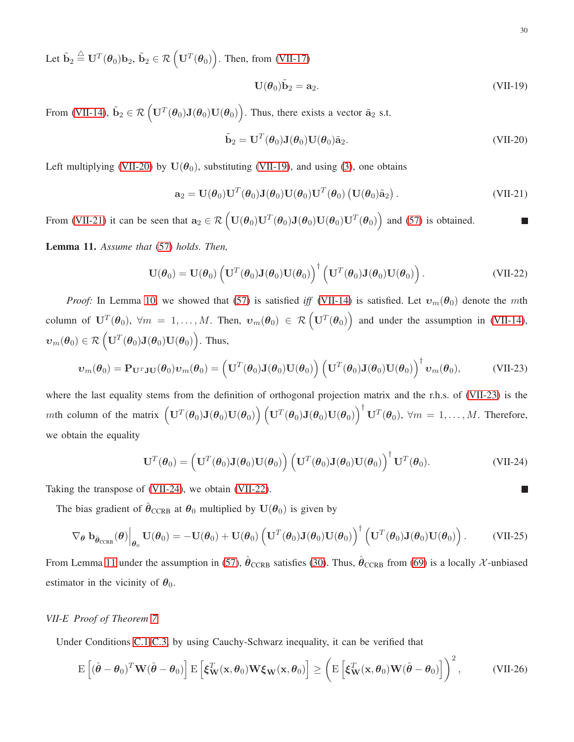Let $\tilde{\mathbf{b}}_2 \triangleq \mathbf{U}^T(\boldsymbol{\theta}_0)\mathbf{b}_2$, $\tilde{\mathbf{b}}_2 \in \mathcal{R}\left(\mathbf{U}^T(\boldsymbol{\theta}_0)\right)$. Then, from (VII-17)

$$\mathbf{U}(\boldsymbol{\theta}_0)\tilde{\mathbf{b}}_2 = \mathbf{a}_2. \tag{VII-19}$$

From (VII-14), $\tilde{\mathbf{b}}_2 \in \mathcal{R}\left(\mathbf{U}^T(\boldsymbol{\theta}_0)\mathbf{J}(\boldsymbol{\theta}_0)\mathbf{U}(\boldsymbol{\theta}_0)\right)$. Thus, there exists a vector $\tilde{\mathbf{a}}_2$ s.t.

$$\tilde{\mathbf{b}}_2 = \mathbf{U}^T(\boldsymbol{\theta}_0)\mathbf{J}(\boldsymbol{\theta}_0)\mathbf{U}(\boldsymbol{\theta}_0)\tilde{\mathbf{a}}_2. \tag{VII-20}$$

Left multiplying (VII-20) by $\mathbf{U}(\boldsymbol{\theta}_0)$, substituting (VII-19), and using (3), one obtains

$$\mathbf{a}_2 = \mathbf{U}(\boldsymbol{\theta}_0)\mathbf{U}^T(\boldsymbol{\theta}_0)\mathbf{J}(\boldsymbol{\theta}_0)\mathbf{U}(\boldsymbol{\theta}_0)\mathbf{U}^T(\boldsymbol{\theta}_0)\left(\mathbf{U}(\boldsymbol{\theta}_0)\tilde{\mathbf{a}}_2\right). \tag{VII-21}$$

From (VII-21) it can be seen that $\mathbf{a}_2 \in \mathcal{R}\left(\mathbf{U}(\boldsymbol{\theta}_0)\mathbf{U}^T(\boldsymbol{\theta}_0)\mathbf{J}(\boldsymbol{\theta}_0)\mathbf{U}(\boldsymbol{\theta}_0)\mathbf{U}^T(\boldsymbol{\theta}_0)\right)$ and (57) is obtained. ■

**Lemma 11.** *Assume that* (57) *holds. Then,*

$$\mathbf{U}(\boldsymbol{\theta}_0) = \mathbf{U}(\boldsymbol{\theta}_0)\left(\mathbf{U}^T(\boldsymbol{\theta}_0)\mathbf{J}(\boldsymbol{\theta}_0)\mathbf{U}(\boldsymbol{\theta}_0)\right)^{\dagger}\left(\mathbf{U}^T(\boldsymbol{\theta}_0)\mathbf{J}(\boldsymbol{\theta}_0)\mathbf{U}(\boldsymbol{\theta}_0)\right). \tag{VII-22}$$

*Proof:* In Lemma 10, we showed that (57) is satisfied *iff* (VII-14) is satisfied. Let $\boldsymbol{\upsilon}_m(\boldsymbol{\theta}_0)$ denote the $m$th column of $\mathbf{U}^T(\boldsymbol{\theta}_0)$, $\forall m = 1,\dots,M$. Then, $\boldsymbol{\upsilon}_m(\boldsymbol{\theta}_0) \in \mathcal{R}\left(\mathbf{U}^T(\boldsymbol{\theta}_0)\right)$ and under the assumption in (VII-14), $\boldsymbol{\upsilon}_m(\boldsymbol{\theta}_0) \in \mathcal{R}\left(\mathbf{U}^T(\boldsymbol{\theta}_0)\mathbf{J}(\boldsymbol{\theta}_0)\mathbf{U}(\boldsymbol{\theta}_0)\right)$. Thus,

$$\boldsymbol{\upsilon}_m(\boldsymbol{\theta}_0) = \mathbf{P}_{\mathbf{U}^T\mathbf{J}\mathbf{U}}(\boldsymbol{\theta}_0)\boldsymbol{\upsilon}_m(\boldsymbol{\theta}_0) = \left(\mathbf{U}^T(\boldsymbol{\theta}_0)\mathbf{J}(\boldsymbol{\theta}_0)\mathbf{U}(\boldsymbol{\theta}_0)\right)\left(\mathbf{U}^T(\boldsymbol{\theta}_0)\mathbf{J}(\boldsymbol{\theta}_0)\mathbf{U}(\boldsymbol{\theta}_0)\right)^{\dagger}\boldsymbol{\upsilon}_m(\boldsymbol{\theta}_0), \tag{VII-23}$$

where the last equality stems from the definition of orthogonal projection matrix and the r.h.s. of (VII-23) is the $m$th column of the matrix $\left(\mathbf{U}^T(\boldsymbol{\theta}_0)\mathbf{J}(\boldsymbol{\theta}_0)\mathbf{U}(\boldsymbol{\theta}_0)\right)\left(\mathbf{U}^T(\boldsymbol{\theta}_0)\mathbf{J}(\boldsymbol{\theta}_0)\mathbf{U}(\boldsymbol{\theta}_0)\right)^{\dagger}\mathbf{U}^T(\boldsymbol{\theta}_0)$, $\forall m = 1,\dots,M$. Therefore, we obtain the equality

$$\mathbf{U}^T(\boldsymbol{\theta}_0) = \left(\mathbf{U}^T(\boldsymbol{\theta}_0)\mathbf{J}(\boldsymbol{\theta}_0)\mathbf{U}(\boldsymbol{\theta}_0)\right)\left(\mathbf{U}^T(\boldsymbol{\theta}_0)\mathbf{J}(\boldsymbol{\theta}_0)\mathbf{U}(\boldsymbol{\theta}_0)\right)^{\dagger}\mathbf{U}^T(\boldsymbol{\theta}_0). \tag{VII-24}$$

Taking the transpose of (VII-24), we obtain (VII-22). ■

The bias gradient of $\hat{\boldsymbol{\theta}}_{\text{CCRB}}$ at $\boldsymbol{\theta}_0$ multiplied by $\mathbf{U}(\boldsymbol{\theta}_0)$ is given by

$$\nabla_{\boldsymbol{\theta}}\, \mathbf{b}_{\hat{\boldsymbol{\theta}}_{\text{CCRB}}}(\boldsymbol{\theta})\Big|_{\boldsymbol{\theta}_0}\mathbf{U}(\boldsymbol{\theta}_0) = -\mathbf{U}(\boldsymbol{\theta}_0) + \mathbf{U}(\boldsymbol{\theta}_0)\left(\mathbf{U}^T(\boldsymbol{\theta}_0)\mathbf{J}(\boldsymbol{\theta}_0)\mathbf{U}(\boldsymbol{\theta}_0)\right)^{\dagger}\left(\mathbf{U}^T(\boldsymbol{\theta}_0)\mathbf{J}(\boldsymbol{\theta}_0)\mathbf{U}(\boldsymbol{\theta}_0)\right). \tag{VII-25}$$

From Lemma 11 under the assumption in (57), $\hat{\boldsymbol{\theta}}_{\text{CCRB}}$ satisfies (30). Thus, $\hat{\boldsymbol{\theta}}_{\text{CCRB}}$ from (69) is a locally $\mathcal{X}$-unbiased estimator in the vicinity of $\boldsymbol{\theta}_0$.

### VII-E Proof of Theorem 7

Under Conditions C.1-C.3, by using Cauchy-Schwarz inequality, it can be verified that

$$\mathrm{E}\left[(\hat{\boldsymbol{\theta}}-\boldsymbol{\theta}_0)^T\mathbf{W}(\hat{\boldsymbol{\theta}}-\boldsymbol{\theta}_0)\right]\mathrm{E}\left[\boldsymbol{\xi}_{\mathbf{W}}^T(\mathbf{x},\boldsymbol{\theta}_0)\mathbf{W}\boldsymbol{\xi}_{\mathbf{W}}(\mathbf{x},\boldsymbol{\theta}_0)\right] \geq \left(\mathrm{E}\left[\boldsymbol{\xi}_{\mathbf{W}}^T(\mathbf{x},\boldsymbol{\theta}_0)\mathbf{W}(\hat{\boldsymbol{\theta}}-\boldsymbol{\theta}_0)\right]\right)^2, \tag{VII-26}$$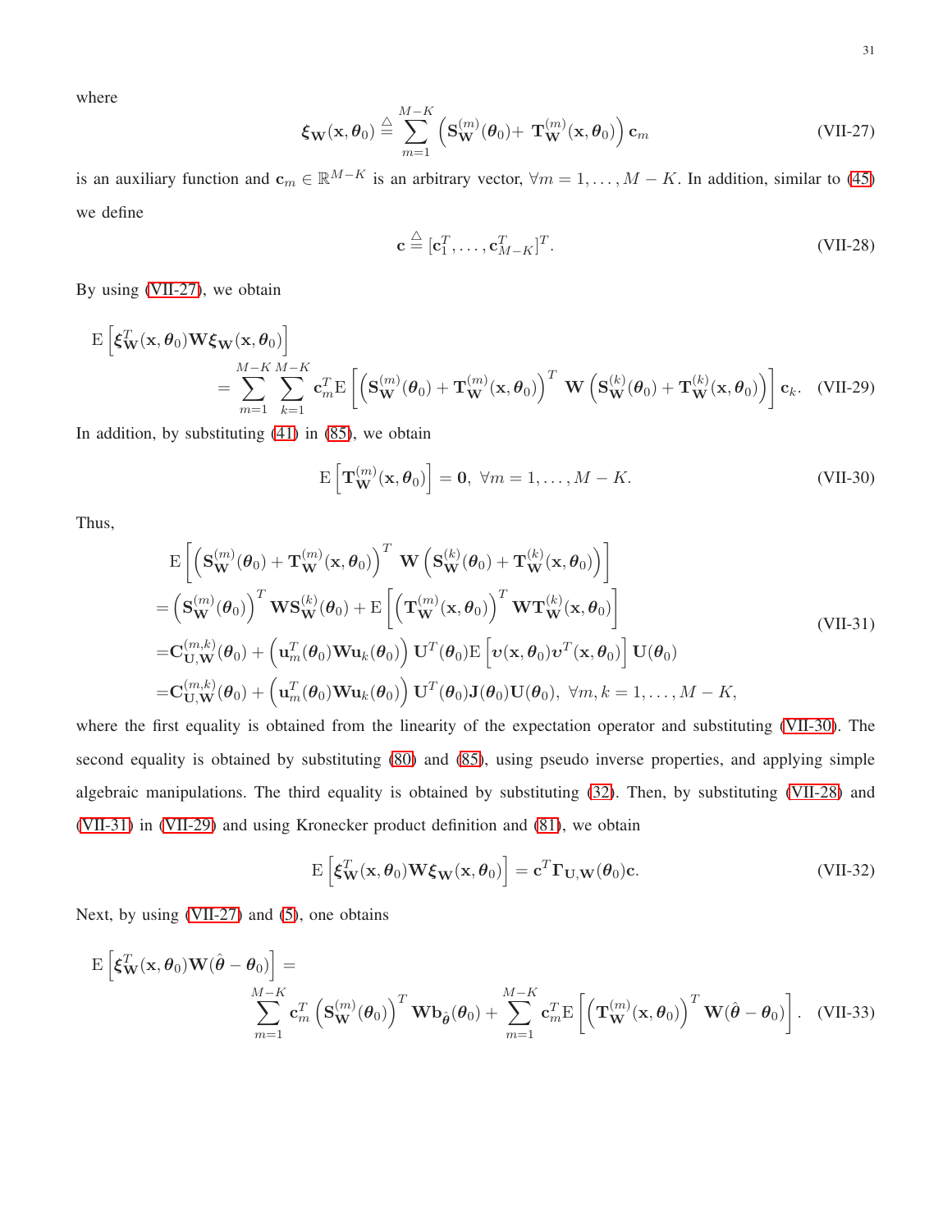where

$$\boldsymbol{\xi}_{\mathbf{W}}(\mathbf{x},\boldsymbol{\theta}_0) \triangleq \sum_{m=1}^{M-K} \left(\mathbf{S}_{\mathbf{W}}^{(m)}(\boldsymbol{\theta}_0) + \mathbf{T}_{\mathbf{W}}^{(m)}(\mathbf{x},\boldsymbol{\theta}_0)\right)\mathbf{c}_m \tag{VII-27}$$

is an auxiliary function and $\mathbf{c}_m \in \mathbb{R}^{M-K}$ is an arbitrary vector, $\forall m = 1,\ldots,M-K$. In addition, similar to (45) we define

$$\mathbf{c} \triangleq [\mathbf{c}_1^T,\ldots,\mathbf{c}_{M-K}^T]^T. \tag{VII-28}$$

By using (VII-27), we obtain

$$\begin{aligned}
&\mathrm{E}\left[\boldsymbol{\xi}_{\mathbf{W}}^T(\mathbf{x},\boldsymbol{\theta}_0)\mathbf{W}\boldsymbol{\xi}_{\mathbf{W}}(\mathbf{x},\boldsymbol{\theta}_0)\right] \\
&\quad = \sum_{m=1}^{M-K}\sum_{k=1}^{M-K} \mathbf{c}_m^T \mathrm{E}\left[\left(\mathbf{S}_{\mathbf{W}}^{(m)}(\boldsymbol{\theta}_0) + \mathbf{T}_{\mathbf{W}}^{(m)}(\mathbf{x},\boldsymbol{\theta}_0)\right)^T \mathbf{W}\left(\mathbf{S}_{\mathbf{W}}^{(k)}(\boldsymbol{\theta}_0) + \mathbf{T}_{\mathbf{W}}^{(k)}(\mathbf{x},\boldsymbol{\theta}_0)\right)\right]\mathbf{c}_k.
\end{aligned} \tag{VII-29}$$

In addition, by substituting (41) in (85), we obtain

$$\mathrm{E}\left[\mathbf{T}_{\mathbf{W}}^{(m)}(\mathbf{x},\boldsymbol{\theta}_0)\right] = \mathbf{0},\ \forall m = 1,\ldots,M-K. \tag{VII-30}$$

Thus,

$$\begin{aligned}
&\mathrm{E}\left[\left(\mathbf{S}_{\mathbf{W}}^{(m)}(\boldsymbol{\theta}_0) + \mathbf{T}_{\mathbf{W}}^{(m)}(\mathbf{x},\boldsymbol{\theta}_0)\right)^T \mathbf{W}\left(\mathbf{S}_{\mathbf{W}}^{(k)}(\boldsymbol{\theta}_0) + \mathbf{T}_{\mathbf{W}}^{(k)}(\mathbf{x},\boldsymbol{\theta}_0)\right)\right] \\
&= \left(\mathbf{S}_{\mathbf{W}}^{(m)}(\boldsymbol{\theta}_0)\right)^T \mathbf{W}\mathbf{S}_{\mathbf{W}}^{(k)}(\boldsymbol{\theta}_0) + \mathrm{E}\left[\left(\mathbf{T}_{\mathbf{W}}^{(m)}(\mathbf{x},\boldsymbol{\theta}_0)\right)^T \mathbf{W}\mathbf{T}_{\mathbf{W}}^{(k)}(\mathbf{x},\boldsymbol{\theta}_0)\right] \\
&= \mathbf{C}_{\mathbf{U},\mathbf{W}}^{(m,k)}(\boldsymbol{\theta}_0) + \left(\mathbf{u}_m^T(\boldsymbol{\theta}_0)\mathbf{W}\mathbf{u}_k(\boldsymbol{\theta}_0)\right)\mathbf{U}^T(\boldsymbol{\theta}_0)\mathrm{E}\left[\boldsymbol{\upsilon}(\mathbf{x},\boldsymbol{\theta}_0)\boldsymbol{\upsilon}^T(\mathbf{x},\boldsymbol{\theta}_0)\right]\mathbf{U}(\boldsymbol{\theta}_0) \\
&= \mathbf{C}_{\mathbf{U},\mathbf{W}}^{(m,k)}(\boldsymbol{\theta}_0) + \left(\mathbf{u}_m^T(\boldsymbol{\theta}_0)\mathbf{W}\mathbf{u}_k(\boldsymbol{\theta}_0)\right)\mathbf{U}^T(\boldsymbol{\theta}_0)\mathbf{J}(\boldsymbol{\theta}_0)\mathbf{U}(\boldsymbol{\theta}_0),\ \forall m,k = 1,\ldots,M-K,
\end{aligned} \tag{VII-31}$$

where the first equality is obtained from the linearity of the expectation operator and substituting (VII-30). The second equality is obtained by substituting (80) and (85), using pseudo inverse properties, and applying simple algebraic manipulations. The third equality is obtained by substituting (32). Then, by substituting (VII-28) and (VII-31) in (VII-29) and using Kronecker product definition and (81), we obtain

$$\mathrm{E}\left[\boldsymbol{\xi}_{\mathbf{W}}^T(\mathbf{x},\boldsymbol{\theta}_0)\mathbf{W}\boldsymbol{\xi}_{\mathbf{W}}(\mathbf{x},\boldsymbol{\theta}_0)\right] = \mathbf{c}^T\boldsymbol{\Gamma}_{\mathbf{U},\mathbf{W}}(\boldsymbol{\theta}_0)\mathbf{c}. \tag{VII-32}$$

Next, by using (VII-27) and (5), one obtains

$$\begin{aligned}
&\mathrm{E}\left[\boldsymbol{\xi}_{\mathbf{W}}^T(\mathbf{x},\boldsymbol{\theta}_0)\mathbf{W}(\hat{\boldsymbol{\theta}} - \boldsymbol{\theta}_0)\right] = \\
&\quad \sum_{m=1}^{M-K}\mathbf{c}_m^T\left(\mathbf{S}_{\mathbf{W}}^{(m)}(\boldsymbol{\theta}_0)\right)^T\mathbf{W}\mathbf{b}_{\hat{\boldsymbol{\theta}}}(\boldsymbol{\theta}_0) + \sum_{m=1}^{M-K}\mathbf{c}_m^T\mathrm{E}\left[\left(\mathbf{T}_{\mathbf{W}}^{(m)}(\mathbf{x},\boldsymbol{\theta}_0)\right)^T\mathbf{W}(\hat{\boldsymbol{\theta}} - \boldsymbol{\theta}_0)\right].
\end{aligned} \tag{VII-33}$$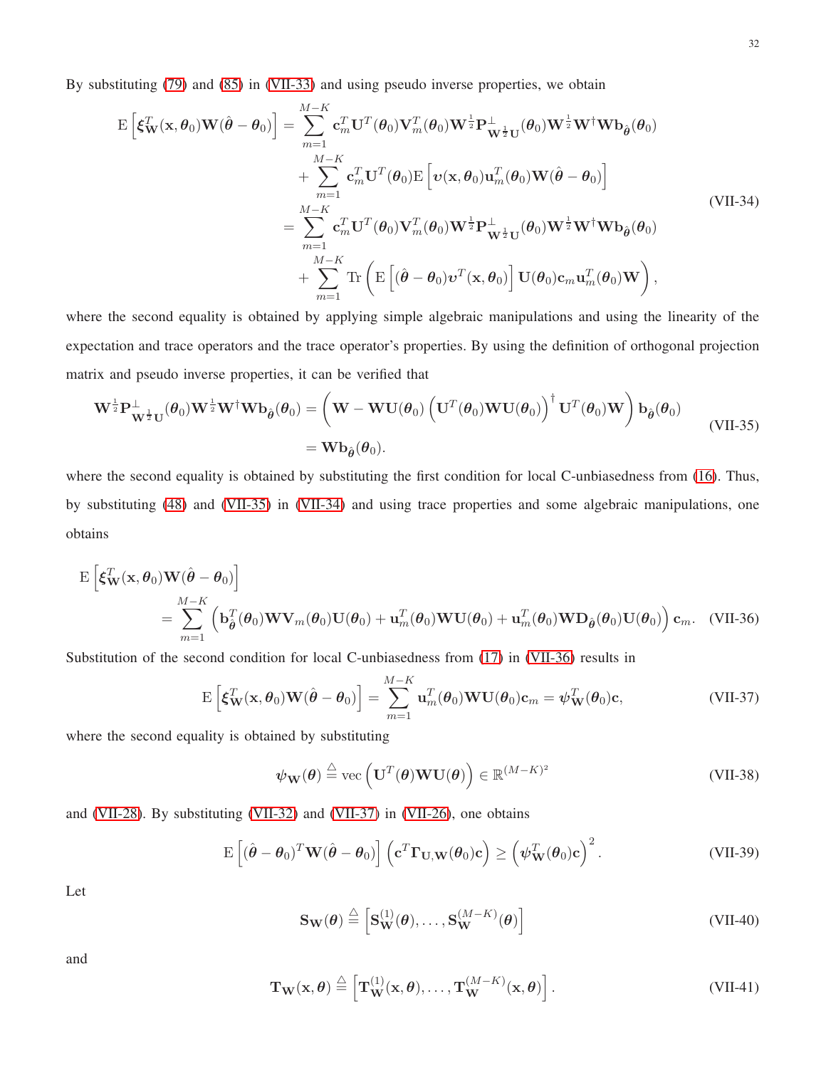By substituting (79) and (85) in (VII-33) and using pseudo inverse properties, we obtain

$$
\begin{aligned}
\mathrm{E}\left[\boldsymbol{\xi}_{\mathbf{W}}^T(\mathbf{x},\boldsymbol{\theta}_0)\mathbf{W}(\hat{\boldsymbol{\theta}}-\boldsymbol{\theta}_0)\right] &= \sum_{m=1}^{M-K}\mathbf{c}_m^T\mathbf{U}^T(\boldsymbol{\theta}_0)\mathbf{V}_m^T(\boldsymbol{\theta}_0)\mathbf{W}^{\frac{1}{2}}\mathbf{P}^{\perp}_{\mathbf{W}^{\frac{1}{2}}\mathbf{U}}(\boldsymbol{\theta}_0)\mathbf{W}^{\frac{1}{2}}\mathbf{W}^{\dagger}\mathbf{W}\mathbf{b}_{\hat{\boldsymbol{\theta}}}(\boldsymbol{\theta}_0) \\
&\quad + \sum_{m=1}^{M-K}\mathbf{c}_m^T\mathbf{U}^T(\boldsymbol{\theta}_0)\mathrm{E}\left[\boldsymbol{\upsilon}(\mathbf{x},\boldsymbol{\theta}_0)\mathbf{u}_m^T(\boldsymbol{\theta}_0)\mathbf{W}(\hat{\boldsymbol{\theta}}-\boldsymbol{\theta}_0)\right] \\
&= \sum_{m=1}^{M-K}\mathbf{c}_m^T\mathbf{U}^T(\boldsymbol{\theta}_0)\mathbf{V}_m^T(\boldsymbol{\theta}_0)\mathbf{W}^{\frac{1}{2}}\mathbf{P}^{\perp}_{\mathbf{W}^{\frac{1}{2}}\mathbf{U}}(\boldsymbol{\theta}_0)\mathbf{W}^{\frac{1}{2}}\mathbf{W}^{\dagger}\mathbf{W}\mathbf{b}_{\hat{\boldsymbol{\theta}}}(\boldsymbol{\theta}_0) \\
&\quad + \sum_{m=1}^{M-K}\mathrm{Tr}\left(\mathrm{E}\left[(\hat{\boldsymbol{\theta}}-\boldsymbol{\theta}_0)\boldsymbol{\upsilon}^T(\mathbf{x},\boldsymbol{\theta}_0)\right]\mathbf{U}(\boldsymbol{\theta}_0)\mathbf{c}_m\mathbf{u}_m^T(\boldsymbol{\theta}_0)\mathbf{W}\right),
\end{aligned}
\tag{VII-34}
$$

where the second equality is obtained by applying simple algebraic manipulations and using the linearity of the expectation and trace operators and the trace operator's properties. By using the definition of orthogonal projection matrix and pseudo inverse properties, it can be verified that

$$
\begin{aligned}
\mathbf{W}^{\frac{1}{2}}\mathbf{P}^{\perp}_{\mathbf{W}^{\frac{1}{2}}\mathbf{U}}(\boldsymbol{\theta}_0)\mathbf{W}^{\frac{1}{2}}\mathbf{W}^{\dagger}\mathbf{W}\mathbf{b}_{\hat{\boldsymbol{\theta}}}(\boldsymbol{\theta}_0) &= \left(\mathbf{W}-\mathbf{W}\mathbf{U}(\boldsymbol{\theta}_0)\left(\mathbf{U}^T(\boldsymbol{\theta}_0)\mathbf{W}\mathbf{U}(\boldsymbol{\theta}_0)\right)^{\dagger}\mathbf{U}^T(\boldsymbol{\theta}_0)\mathbf{W}\right)\mathbf{b}_{\hat{\boldsymbol{\theta}}}(\boldsymbol{\theta}_0) \\
&= \mathbf{W}\mathbf{b}_{\hat{\boldsymbol{\theta}}}(\boldsymbol{\theta}_0).
\end{aligned}
\tag{VII-35}
$$

where the second equality is obtained by substituting the first condition for local C-unbiasedness from (16). Thus, by substituting (48) and (VII-35) in (VII-34) and using trace properties and some algebraic manipulations, one obtains

$$
\begin{aligned}
&\mathrm{E}\left[\boldsymbol{\xi}_{\mathbf{W}}^T(\mathbf{x},\boldsymbol{\theta}_0)\mathbf{W}(\hat{\boldsymbol{\theta}}-\boldsymbol{\theta}_0)\right] \\
&\quad= \sum_{m=1}^{M-K}\left(\mathbf{b}_{\hat{\boldsymbol{\theta}}}^T(\boldsymbol{\theta}_0)\mathbf{W}\mathbf{V}_m(\boldsymbol{\theta}_0)\mathbf{U}(\boldsymbol{\theta}_0)+\mathbf{u}_m^T(\boldsymbol{\theta}_0)\mathbf{W}\mathbf{U}(\boldsymbol{\theta}_0)+\mathbf{u}_m^T(\boldsymbol{\theta}_0)\mathbf{W}\mathbf{D}_{\hat{\boldsymbol{\theta}}}(\boldsymbol{\theta}_0)\mathbf{U}(\boldsymbol{\theta}_0)\right)\mathbf{c}_m.
\end{aligned}
\tag{VII-36}
$$

Substitution of the second condition for local C-unbiasedness from (17) in (VII-36) results in

$$
\mathrm{E}\left[\boldsymbol{\xi}_{\mathbf{W}}^T(\mathbf{x},\boldsymbol{\theta}_0)\mathbf{W}(\hat{\boldsymbol{\theta}}-\boldsymbol{\theta}_0)\right] = \sum_{m=1}^{M-K}\mathbf{u}_m^T(\boldsymbol{\theta}_0)\mathbf{W}\mathbf{U}(\boldsymbol{\theta}_0)\mathbf{c}_m = \boldsymbol{\psi}_{\mathbf{W}}^T(\boldsymbol{\theta}_0)\mathbf{c},
\tag{VII-37}
$$

where the second equality is obtained by substituting

$$
\boldsymbol{\psi}_{\mathbf{W}}(\boldsymbol{\theta}) \stackrel{\triangle}{=} \mathrm{vec}\left(\mathbf{U}^T(\boldsymbol{\theta})\mathbf{W}\mathbf{U}(\boldsymbol{\theta})\right) \in \mathbb{R}^{(M-K)^2}
\tag{VII-38}
$$

and (VII-28). By substituting (VII-32) and (VII-37) in (VII-26), one obtains

$$
\mathrm{E}\left[(\hat{\boldsymbol{\theta}}-\boldsymbol{\theta}_0)^T\mathbf{W}(\hat{\boldsymbol{\theta}}-\boldsymbol{\theta}_0)\right]\left(\mathbf{c}^T\boldsymbol{\Gamma}_{\mathbf{U},\mathbf{W}}(\boldsymbol{\theta}_0)\mathbf{c}\right) \geq \left(\boldsymbol{\psi}_{\mathbf{W}}^T(\boldsymbol{\theta}_0)\mathbf{c}\right)^2.
\tag{VII-39}
$$

Let

$$
\mathbf{S}_{\mathbf{W}}(\boldsymbol{\theta}) \stackrel{\triangle}{=} \left[\mathbf{S}_{\mathbf{W}}^{(1)}(\boldsymbol{\theta}),\ldots,\mathbf{S}_{\mathbf{W}}^{(M-K)}(\boldsymbol{\theta})\right]
\tag{VII-40}
$$

and

$$
\mathbf{T}_{\mathbf{W}}(\mathbf{x},\boldsymbol{\theta}) \stackrel{\triangle}{=} \left[\mathbf{T}_{\mathbf{W}}^{(1)}(\mathbf{x},\boldsymbol{\theta}),\ldots,\mathbf{T}_{\mathbf{W}}^{(M-K)}(\mathbf{x},\boldsymbol{\theta})\right].
\tag{VII-41}
$$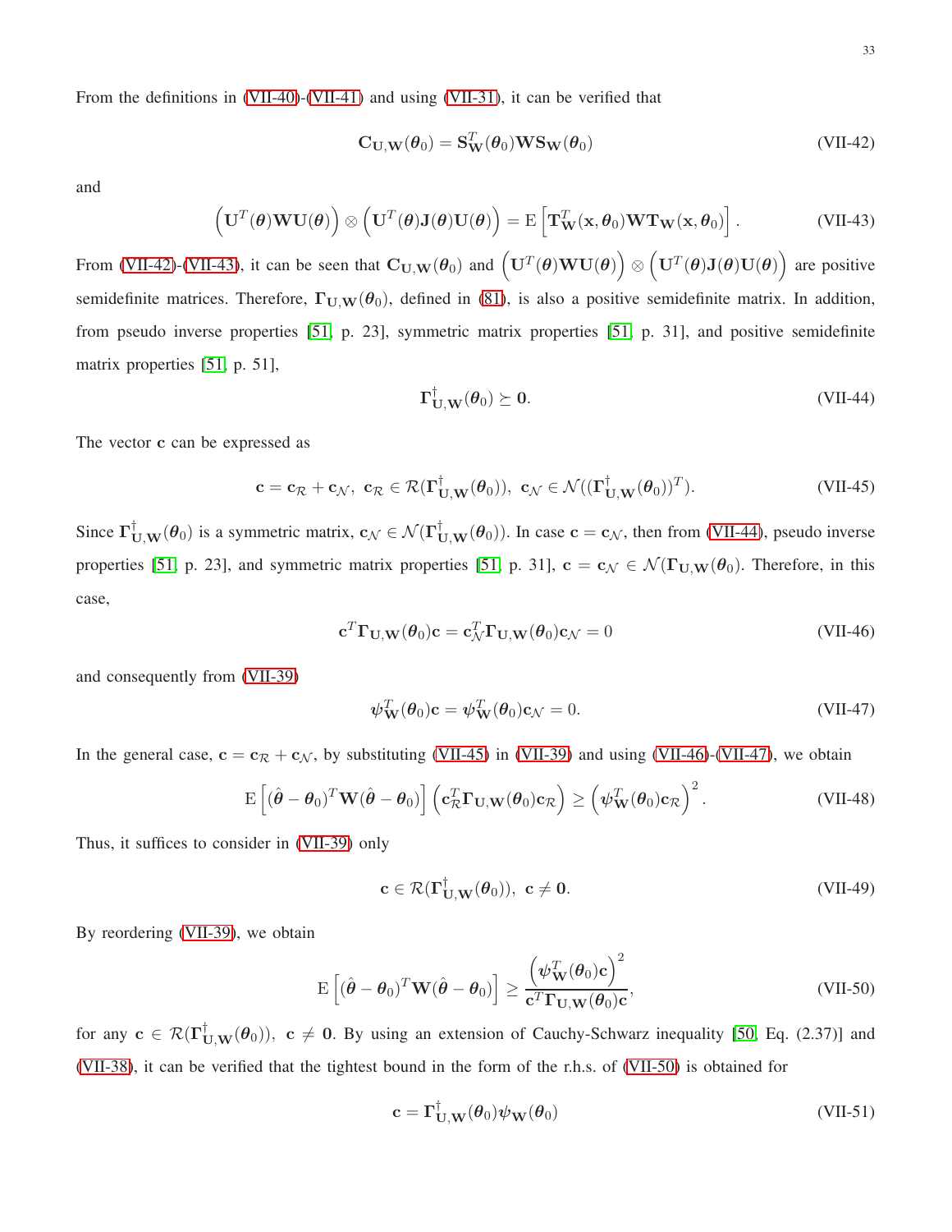From the definitions in (VII-40)-(VII-41) and using (VII-31), it can be verified that

$$\mathbf{C}_{\mathbf{U},\mathbf{W}}(\boldsymbol{\theta}_0) = \mathbf{S}_{\mathbf{W}}^T(\boldsymbol{\theta}_0)\mathbf{W}\mathbf{S}_{\mathbf{W}}(\boldsymbol{\theta}_0) \tag{VII-42}$$

and

$$\left(\mathbf{U}^T(\boldsymbol{\theta})\mathbf{W}\mathbf{U}(\boldsymbol{\theta})\right) \otimes \left(\mathbf{U}^T(\boldsymbol{\theta})\mathbf{J}(\boldsymbol{\theta})\mathbf{U}(\boldsymbol{\theta})\right) = \mathrm{E}\left[\mathbf{T}_{\mathbf{W}}^T(\mathbf{x},\boldsymbol{\theta}_0)\mathbf{W}\mathbf{T}_{\mathbf{W}}(\mathbf{x},\boldsymbol{\theta}_0)\right]. \tag{VII-43}$$

From (VII-42)-(VII-43), it can be seen that $\mathbf{C}_{\mathbf{U},\mathbf{W}}(\boldsymbol{\theta}_0)$ and $\left(\mathbf{U}^T(\boldsymbol{\theta})\mathbf{W}\mathbf{U}(\boldsymbol{\theta})\right) \otimes \left(\mathbf{U}^T(\boldsymbol{\theta})\mathbf{J}(\boldsymbol{\theta})\mathbf{U}(\boldsymbol{\theta})\right)$ are positive semidefinite matrices. Therefore, $\boldsymbol{\Gamma}_{\mathbf{U},\mathbf{W}}(\boldsymbol{\theta}_0)$, defined in (81), is also a positive semidefinite matrix. In addition, from pseudo inverse properties [51, p. 23], symmetric matrix properties [51, p. 31], and positive semidefinite matrix properties [51, p. 51],

$$\boldsymbol{\Gamma}_{\mathbf{U},\mathbf{W}}^{\dagger}(\boldsymbol{\theta}_0) \succeq \mathbf{0}. \tag{VII-44}$$

The vector $\mathbf{c}$ can be expressed as

$$\mathbf{c} = \mathbf{c}_{\mathcal{R}} + \mathbf{c}_{\mathcal{N}},\ \ \mathbf{c}_{\mathcal{R}} \in \mathcal{R}(\boldsymbol{\Gamma}_{\mathbf{U},\mathbf{W}}^{\dagger}(\boldsymbol{\theta}_0)),\ \ \mathbf{c}_{\mathcal{N}} \in \mathcal{N}((\boldsymbol{\Gamma}_{\mathbf{U},\mathbf{W}}^{\dagger}(\boldsymbol{\theta}_0))^T). \tag{VII-45}$$

Since $\boldsymbol{\Gamma}_{\mathbf{U},\mathbf{W}}^{\dagger}(\boldsymbol{\theta}_0)$ is a symmetric matrix, $\mathbf{c}_{\mathcal{N}} \in \mathcal{N}(\boldsymbol{\Gamma}_{\mathbf{U},\mathbf{W}}^{\dagger}(\boldsymbol{\theta}_0))$. In case $\mathbf{c} = \mathbf{c}_{\mathcal{N}}$, then from (VII-44), pseudo inverse properties [51, p. 23], and symmetric matrix properties [51, p. 31], $\mathbf{c} = \mathbf{c}_{\mathcal{N}} \in \mathcal{N}(\boldsymbol{\Gamma}_{\mathbf{U},\mathbf{W}}(\boldsymbol{\theta}_0)$. Therefore, in this case,

$$\mathbf{c}^T\boldsymbol{\Gamma}_{\mathbf{U},\mathbf{W}}(\boldsymbol{\theta}_0)\mathbf{c} = \mathbf{c}_{\mathcal{N}}^T\boldsymbol{\Gamma}_{\mathbf{U},\mathbf{W}}(\boldsymbol{\theta}_0)\mathbf{c}_{\mathcal{N}} = 0 \tag{VII-46}$$

and consequently from (VII-39)

$$\boldsymbol{\psi}_{\mathbf{W}}^T(\boldsymbol{\theta}_0)\mathbf{c} = \boldsymbol{\psi}_{\mathbf{W}}^T(\boldsymbol{\theta}_0)\mathbf{c}_{\mathcal{N}} = 0. \tag{VII-47}$$

In the general case, $\mathbf{c} = \mathbf{c}_{\mathcal{R}} + \mathbf{c}_{\mathcal{N}}$, by substituting (VII-45) in (VII-39) and using (VII-46)-(VII-47), we obtain

$$\mathrm{E}\left[(\hat{\boldsymbol{\theta}} - \boldsymbol{\theta}_0)^T\mathbf{W}(\hat{\boldsymbol{\theta}} - \boldsymbol{\theta}_0)\right]\left(\mathbf{c}_{\mathcal{R}}^T\boldsymbol{\Gamma}_{\mathbf{U},\mathbf{W}}(\boldsymbol{\theta}_0)\mathbf{c}_{\mathcal{R}}\right) \geq \left(\boldsymbol{\psi}_{\mathbf{W}}^T(\boldsymbol{\theta}_0)\mathbf{c}_{\mathcal{R}}\right)^2. \tag{VII-48}$$

Thus, it suffices to consider in (VII-39) only

$$\mathbf{c} \in \mathcal{R}(\boldsymbol{\Gamma}_{\mathbf{U},\mathbf{W}}^{\dagger}(\boldsymbol{\theta}_0)),\ \ \mathbf{c} \neq \mathbf{0}. \tag{VII-49}$$

By reordering (VII-39), we obtain

$$\mathrm{E}\left[(\hat{\boldsymbol{\theta}} - \boldsymbol{\theta}_0)^T\mathbf{W}(\hat{\boldsymbol{\theta}} - \boldsymbol{\theta}_0)\right] \geq \frac{\left(\boldsymbol{\psi}_{\mathbf{W}}^T(\boldsymbol{\theta}_0)\mathbf{c}\right)^2}{\mathbf{c}^T\boldsymbol{\Gamma}_{\mathbf{U},\mathbf{W}}(\boldsymbol{\theta}_0)\mathbf{c}}, \tag{VII-50}$$

for any $\mathbf{c} \in \mathcal{R}(\boldsymbol{\Gamma}_{\mathbf{U},\mathbf{W}}^{\dagger}(\boldsymbol{\theta}_0)),\ \mathbf{c} \neq \mathbf{0}$. By using an extension of Cauchy-Schwarz inequality [50, Eq. (2.37)] and (VII-38), it can be verified that the tightest bound in the form of the r.h.s. of (VII-50) is obtained for

$$\mathbf{c} = \boldsymbol{\Gamma}_{\mathbf{U},\mathbf{W}}^{\dagger}(\boldsymbol{\theta}_0)\boldsymbol{\psi}_{\mathbf{W}}(\boldsymbol{\theta}_0) \tag{VII-51}$$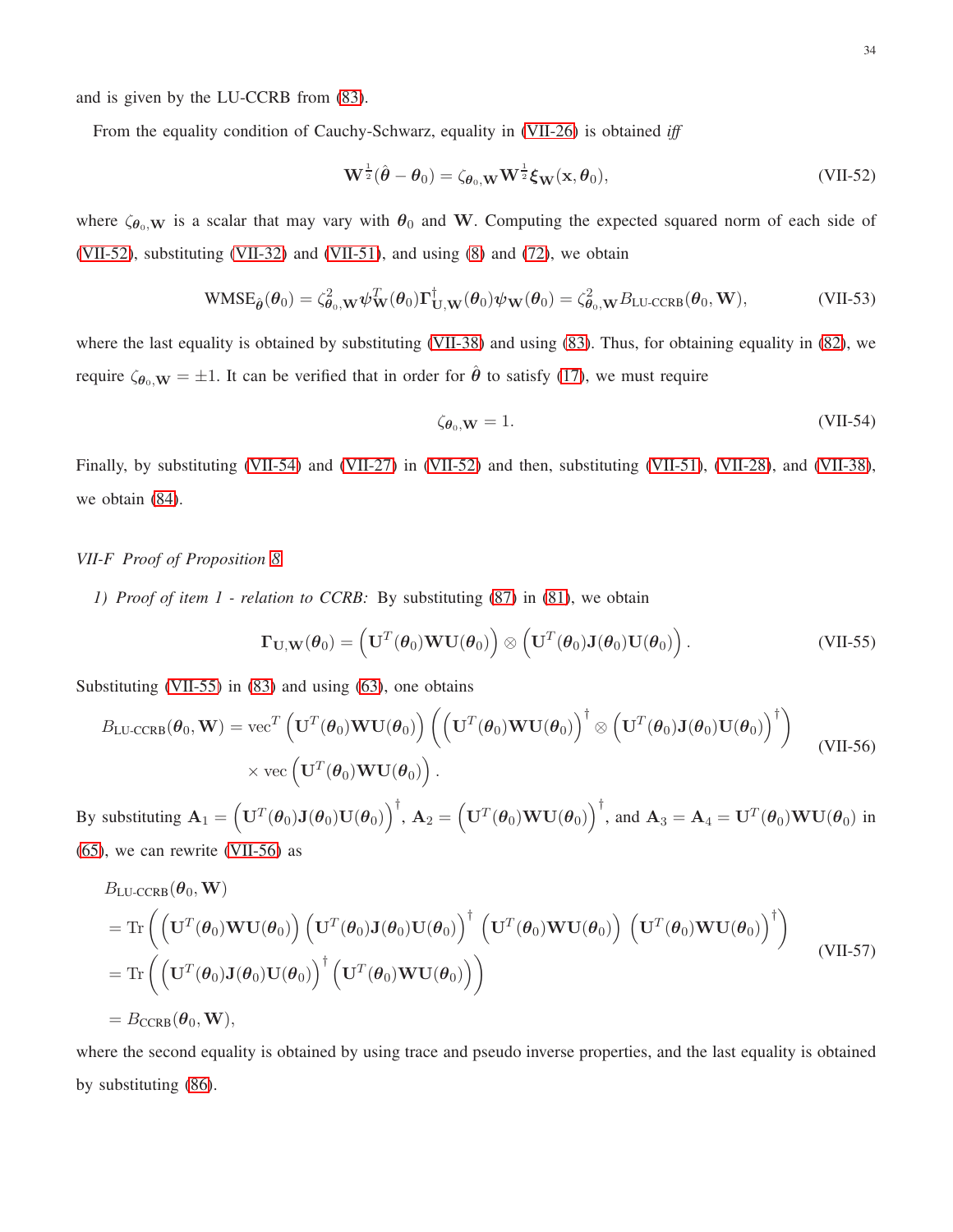and is given by the LU-CCRB from (83).

From the equality condition of Cauchy-Schwarz, equality in (VII-26) is obtained *iff*

$$\mathbf{W}^{\frac{1}{2}}(\hat{\boldsymbol{\theta}} - \boldsymbol{\theta}_0) = \zeta_{\boldsymbol{\theta}_0,\mathbf{W}} \mathbf{W}^{\frac{1}{2}} \boldsymbol{\xi}_{\mathbf{W}}(\mathbf{x}, \boldsymbol{\theta}_0), \tag{VII-52}$$

where $\zeta_{\boldsymbol{\theta}_0,\mathbf{W}}$ is a scalar that may vary with $\boldsymbol{\theta}_0$ and $\mathbf{W}$. Computing the expected squared norm of each side of (VII-52), substituting (VII-32) and (VII-51), and using (8) and (72), we obtain

$$\text{WMSE}_{\hat{\boldsymbol{\theta}}}(\boldsymbol{\theta}_0) = \zeta^2_{\boldsymbol{\theta}_0,\mathbf{W}} \boldsymbol{\psi}^T_{\mathbf{W}}(\boldsymbol{\theta}_0) \boldsymbol{\Gamma}^{\dagger}_{\mathbf{U},\mathbf{W}}(\boldsymbol{\theta}_0) \boldsymbol{\psi}_{\mathbf{W}}(\boldsymbol{\theta}_0) = \zeta^2_{\boldsymbol{\theta}_0,\mathbf{W}} B_{\text{LU-CCRB}}(\boldsymbol{\theta}_0, \mathbf{W}), \tag{VII-53}$$

where the last equality is obtained by substituting (VII-38) and using (83). Thus, for obtaining equality in (82), we require $\zeta_{\boldsymbol{\theta}_0,\mathbf{W}} = \pm 1$. It can be verified that in order for $\hat{\boldsymbol{\theta}}$ to satisfy (17), we must require

$$\zeta_{\boldsymbol{\theta}_0,\mathbf{W}} = 1. \tag{VII-54}$$

Finally, by substituting (VII-54) and (VII-27) in (VII-52) and then, substituting (VII-51), (VII-28), and (VII-38), we obtain (84).

### VII-F Proof of Proposition 8

*1) Proof of item 1 - relation to CCRB:* By substituting (87) in (81), we obtain

$$\boldsymbol{\Gamma}_{\mathbf{U},\mathbf{W}}(\boldsymbol{\theta}_0) = \left(\mathbf{U}^T(\boldsymbol{\theta}_0)\mathbf{W}\mathbf{U}(\boldsymbol{\theta}_0)\right) \otimes \left(\mathbf{U}^T(\boldsymbol{\theta}_0)\mathbf{J}(\boldsymbol{\theta}_0)\mathbf{U}(\boldsymbol{\theta}_0)\right). \tag{VII-55}$$

Substituting (VII-55) in (83) and using (63), one obtains

$$\begin{aligned} B_{\text{LU-CCRB}}(\boldsymbol{\theta}_0, \mathbf{W}) = {} & \text{vec}^T\left(\mathbf{U}^T(\boldsymbol{\theta}_0)\mathbf{W}\mathbf{U}(\boldsymbol{\theta}_0)\right) \left(\left(\mathbf{U}^T(\boldsymbol{\theta}_0)\mathbf{W}\mathbf{U}(\boldsymbol{\theta}_0)\right)^{\dagger} \otimes \left(\mathbf{U}^T(\boldsymbol{\theta}_0)\mathbf{J}(\boldsymbol{\theta}_0)\mathbf{U}(\boldsymbol{\theta}_0)\right)^{\dagger}\right) \\ & \times \text{vec}\left(\mathbf{U}^T(\boldsymbol{\theta}_0)\mathbf{W}\mathbf{U}(\boldsymbol{\theta}_0)\right). \end{aligned} \tag{VII-56}$$

By substituting $\mathbf{A}_1 = \left(\mathbf{U}^T(\boldsymbol{\theta}_0)\mathbf{J}(\boldsymbol{\theta}_0)\mathbf{U}(\boldsymbol{\theta}_0)\right)^{\dagger}$, $\mathbf{A}_2 = \left(\mathbf{U}^T(\boldsymbol{\theta}_0)\mathbf{W}\mathbf{U}(\boldsymbol{\theta}_0)\right)^{\dagger}$, and $\mathbf{A}_3 = \mathbf{A}_4 = \mathbf{U}^T(\boldsymbol{\theta}_0)\mathbf{W}\mathbf{U}(\boldsymbol{\theta}_0)$ in (65), we can rewrite (VII-56) as

$$\begin{aligned} & B_{\text{LU-CCRB}}(\boldsymbol{\theta}_0, \mathbf{W}) \\ & = \text{Tr}\left(\left(\mathbf{U}^T(\boldsymbol{\theta}_0)\mathbf{W}\mathbf{U}(\boldsymbol{\theta}_0)\right)\left(\mathbf{U}^T(\boldsymbol{\theta}_0)\mathbf{J}(\boldsymbol{\theta}_0)\mathbf{U}(\boldsymbol{\theta}_0)\right)^{\dagger}\left(\mathbf{U}^T(\boldsymbol{\theta}_0)\mathbf{W}\mathbf{U}(\boldsymbol{\theta}_0)\right)\left(\mathbf{U}^T(\boldsymbol{\theta}_0)\mathbf{W}\mathbf{U}(\boldsymbol{\theta}_0)\right)^{\dagger}\right) \\ & = \text{Tr}\left(\left(\mathbf{U}^T(\boldsymbol{\theta}_0)\mathbf{J}(\boldsymbol{\theta}_0)\mathbf{U}(\boldsymbol{\theta}_0)\right)^{\dagger}\left(\mathbf{U}^T(\boldsymbol{\theta}_0)\mathbf{W}\mathbf{U}(\boldsymbol{\theta}_0)\right)\right) \\ & = B_{\text{CCRB}}(\boldsymbol{\theta}_0, \mathbf{W}), \end{aligned} \tag{VII-57}$$

where the second equality is obtained by using trace and pseudo inverse properties, and the last equality is obtained by substituting (86).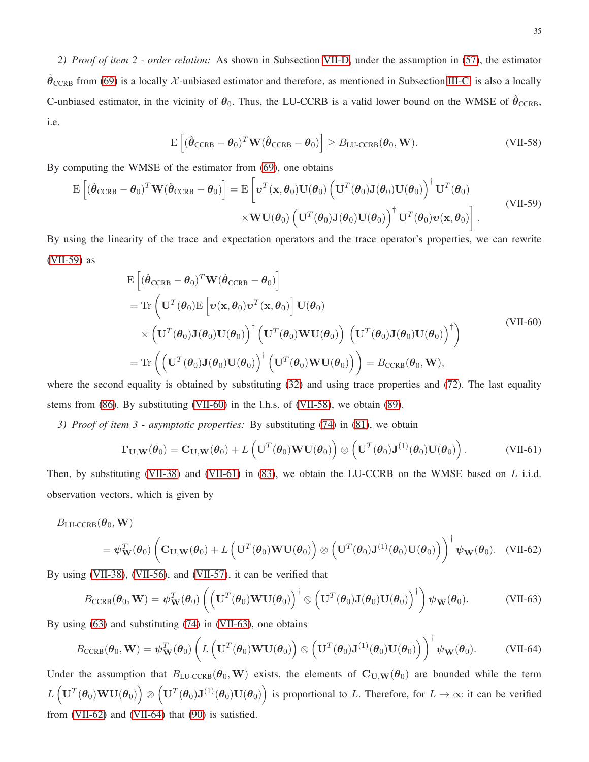*2) Proof of item 2 - order relation:* As shown in Subsection VII-D, under the assumption in (57), the estimator $\hat{\boldsymbol{\theta}}_{\text{CCRB}}$ from (69) is a locally $\mathcal{X}$-unbiased estimator and therefore, as mentioned in Subsection III-C, is also a locally C-unbiased estimator, in the vicinity of $\boldsymbol{\theta}_0$. Thus, the LU-CCRB is a valid lower bound on the WMSE of $\hat{\boldsymbol{\theta}}_{\text{CCRB}}$, i.e.

$$
\mathrm{E}\left[(\hat{\boldsymbol{\theta}}_{\text{CCRB}}-\boldsymbol{\theta}_0)^T\mathbf{W}(\hat{\boldsymbol{\theta}}_{\text{CCRB}}-\boldsymbol{\theta}_0)\right] \geq B_{\text{LU-CCRB}}(\boldsymbol{\theta}_0,\mathbf{W}). \tag{VII-58}
$$

By computing the WMSE of the estimator from (69), one obtains

$$
\begin{aligned}
\mathrm{E}\left[(\hat{\boldsymbol{\theta}}_{\text{CCRB}}-\boldsymbol{\theta}_0)^T\mathbf{W}(\hat{\boldsymbol{\theta}}_{\text{CCRB}}-\boldsymbol{\theta}_0)\right] = \mathrm{E}\Big[&\boldsymbol{\upsilon}^T(\mathbf{x},\boldsymbol{\theta}_0)\mathbf{U}(\boldsymbol{\theta}_0)\left(\mathbf{U}^T(\boldsymbol{\theta}_0)\mathbf{J}(\boldsymbol{\theta}_0)\mathbf{U}(\boldsymbol{\theta}_0)\right)^{\dagger}\mathbf{U}^T(\boldsymbol{\theta}_0) \\
&\times\mathbf{W}\mathbf{U}(\boldsymbol{\theta}_0)\left(\mathbf{U}^T(\boldsymbol{\theta}_0)\mathbf{J}(\boldsymbol{\theta}_0)\mathbf{U}(\boldsymbol{\theta}_0)\right)^{\dagger}\mathbf{U}^T(\boldsymbol{\theta}_0)\boldsymbol{\upsilon}(\mathbf{x},\boldsymbol{\theta}_0)\Big].
\end{aligned} \tag{VII-59}
$$

By using the linearity of the trace and expectation operators and the trace operator's properties, we can rewrite (VII-59) as

$$
\begin{aligned}
&\mathrm{E}\left[(\hat{\boldsymbol{\theta}}_{\text{CCRB}}-\boldsymbol{\theta}_0)^T\mathbf{W}(\hat{\boldsymbol{\theta}}_{\text{CCRB}}-\boldsymbol{\theta}_0)\right] \\
&= \mathrm{Tr}\Big(\mathbf{U}^T(\boldsymbol{\theta}_0)\mathrm{E}\left[\boldsymbol{\upsilon}(\mathbf{x},\boldsymbol{\theta}_0)\boldsymbol{\upsilon}^T(\mathbf{x},\boldsymbol{\theta}_0)\right]\mathbf{U}(\boldsymbol{\theta}_0) \\
&\quad\times\left(\mathbf{U}^T(\boldsymbol{\theta}_0)\mathbf{J}(\boldsymbol{\theta}_0)\mathbf{U}(\boldsymbol{\theta}_0)\right)^{\dagger}\left(\mathbf{U}^T(\boldsymbol{\theta}_0)\mathbf{W}\mathbf{U}(\boldsymbol{\theta}_0)\right)\left(\mathbf{U}^T(\boldsymbol{\theta}_0)\mathbf{J}(\boldsymbol{\theta}_0)\mathbf{U}(\boldsymbol{\theta}_0)\right)^{\dagger}\Big) \\
&= \mathrm{Tr}\left(\left(\mathbf{U}^T(\boldsymbol{\theta}_0)\mathbf{J}(\boldsymbol{\theta}_0)\mathbf{U}(\boldsymbol{\theta}_0)\right)^{\dagger}\left(\mathbf{U}^T(\boldsymbol{\theta}_0)\mathbf{W}\mathbf{U}(\boldsymbol{\theta}_0)\right)\right) = B_{\text{CCRB}}(\boldsymbol{\theta}_0,\mathbf{W}),
\end{aligned} \tag{VII-60}
$$

where the second equality is obtained by substituting (32) and using trace properties and (72). The last equality stems from (86). By substituting (VII-60) in the l.h.s. of (VII-58), we obtain (89).

*3) Proof of item 3 - asymptotic properties:* By substituting (74) in (81), we obtain

$$
\boldsymbol{\Gamma}_{\mathbf{U},\mathbf{W}}(\boldsymbol{\theta}_0) = \mathbf{C}_{\mathbf{U},\mathbf{W}}(\boldsymbol{\theta}_0) + L\left(\mathbf{U}^T(\boldsymbol{\theta}_0)\mathbf{W}\mathbf{U}(\boldsymbol{\theta}_0)\right)\otimes\left(\mathbf{U}^T(\boldsymbol{\theta}_0)\mathbf{J}^{(1)}(\boldsymbol{\theta}_0)\mathbf{U}(\boldsymbol{\theta}_0)\right). \tag{VII-61}
$$

Then, by substituting (VII-38) and (VII-61) in (83), we obtain the LU-CCRB on the WMSE based on $L$ i.i.d. observation vectors, which is given by

$$
\begin{aligned}
&B_{\text{LU-CCRB}}(\boldsymbol{\theta}_0,\mathbf{W}) \\
&= \boldsymbol{\psi}_{\mathbf{W}}^T(\boldsymbol{\theta}_0)\left(\mathbf{C}_{\mathbf{U},\mathbf{W}}(\boldsymbol{\theta}_0) + L\left(\mathbf{U}^T(\boldsymbol{\theta}_0)\mathbf{W}\mathbf{U}(\boldsymbol{\theta}_0)\right)\otimes\left(\mathbf{U}^T(\boldsymbol{\theta}_0)\mathbf{J}^{(1)}(\boldsymbol{\theta}_0)\mathbf{U}(\boldsymbol{\theta}_0)\right)\right)^{\dagger}\boldsymbol{\psi}_{\mathbf{W}}(\boldsymbol{\theta}_0).
\end{aligned} \tag{VII-62}
$$

By using (VII-38), (VII-56), and (VII-57), it can be verified that

$$
B_{\text{CCRB}}(\boldsymbol{\theta}_0,\mathbf{W}) = \boldsymbol{\psi}_{\mathbf{W}}^T(\boldsymbol{\theta}_0)\left(\left(\mathbf{U}^T(\boldsymbol{\theta}_0)\mathbf{W}\mathbf{U}(\boldsymbol{\theta}_0)\right)^{\dagger}\otimes\left(\mathbf{U}^T(\boldsymbol{\theta}_0)\mathbf{J}(\boldsymbol{\theta}_0)\mathbf{U}(\boldsymbol{\theta}_0)\right)^{\dagger}\right)\boldsymbol{\psi}_{\mathbf{W}}(\boldsymbol{\theta}_0). \tag{VII-63}
$$

By using (63) and substituting (74) in (VII-63), one obtains

$$
B_{\text{CCRB}}(\boldsymbol{\theta}_0,\mathbf{W}) = \boldsymbol{\psi}_{\mathbf{W}}^T(\boldsymbol{\theta}_0)\left(L\left(\mathbf{U}^T(\boldsymbol{\theta}_0)\mathbf{W}\mathbf{U}(\boldsymbol{\theta}_0)\right)\otimes\left(\mathbf{U}^T(\boldsymbol{\theta}_0)\mathbf{J}^{(1)}(\boldsymbol{\theta}_0)\mathbf{U}(\boldsymbol{\theta}_0)\right)\right)^{\dagger}\boldsymbol{\psi}_{\mathbf{W}}(\boldsymbol{\theta}_0). \tag{VII-64}
$$

Under the assumption that $B_{\text{LU-CCRB}}(\boldsymbol{\theta}_0,\mathbf{W})$ exists, the elements of $\mathbf{C}_{\mathbf{U},\mathbf{W}}(\boldsymbol{\theta}_0)$ are bounded while the term $L\left(\mathbf{U}^T(\boldsymbol{\theta}_0)\mathbf{W}\mathbf{U}(\boldsymbol{\theta}_0)\right)\otimes\left(\mathbf{U}^T(\boldsymbol{\theta}_0)\mathbf{J}^{(1)}(\boldsymbol{\theta}_0)\mathbf{U}(\boldsymbol{\theta}_0)\right)$ is proportional to $L$. Therefore, for $L\to\infty$ it can be verified from (VII-62) and (VII-64) that (90) is satisfied.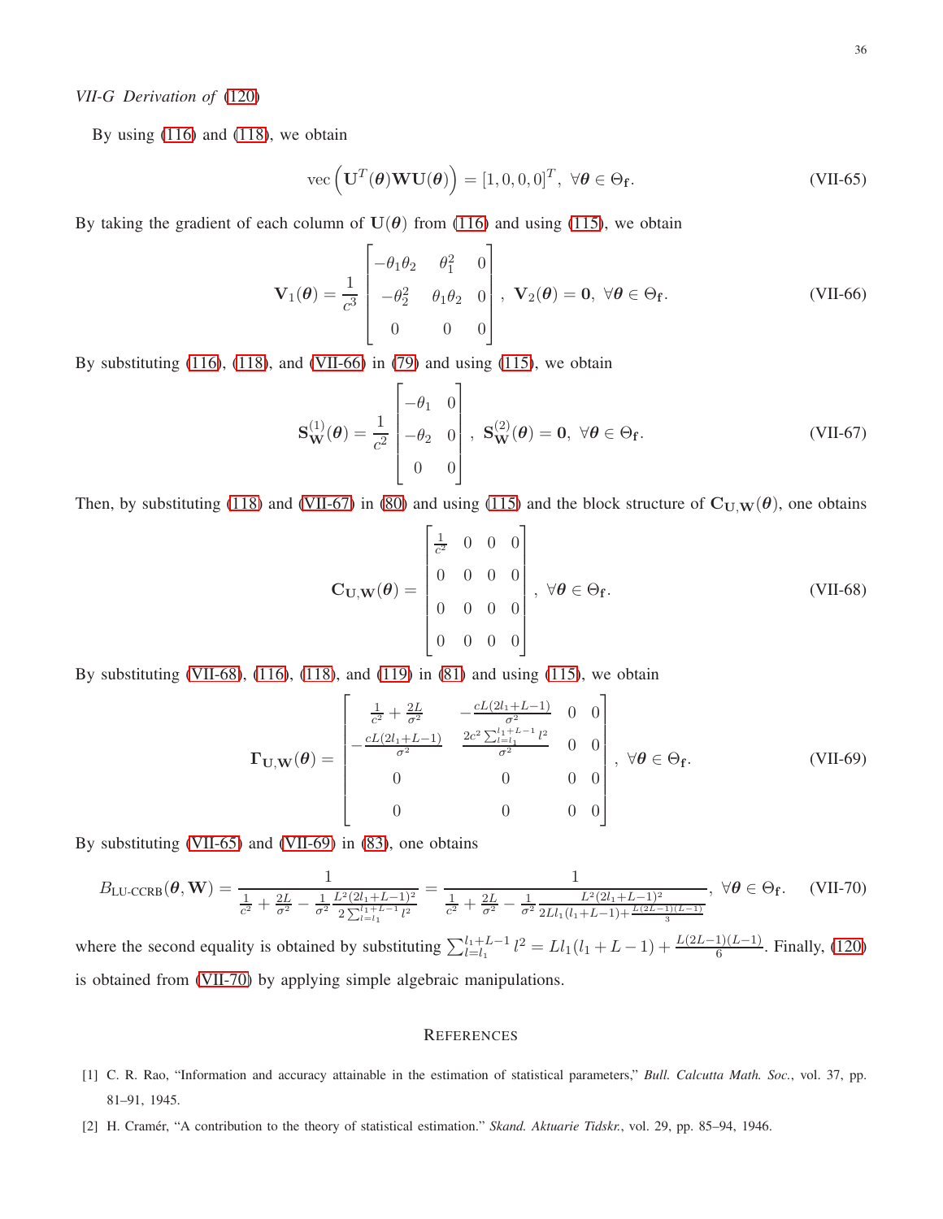*VII-G Derivation of (120)*

By using (116) and (118), we obtain

$$\text{vec}\left(\mathbf{U}^T(\boldsymbol{\theta})\mathbf{W}\mathbf{U}(\boldsymbol{\theta})\right) = [1,0,0,0]^T, \ \forall \boldsymbol{\theta} \in \Theta_{\mathbf{f}}. \tag{VII-65}$$

By taking the gradient of each column of $\mathbf{U}(\boldsymbol{\theta})$ from (116) and using (115), we obtain

$$\mathbf{V}_1(\boldsymbol{\theta}) = \frac{1}{c^3}\begin{bmatrix} -\theta_1\theta_2 & \theta_1^2 & 0 \\ -\theta_2^2 & \theta_1\theta_2 & 0 \\ 0 & 0 & 0 \end{bmatrix}, \ \mathbf{V}_2(\boldsymbol{\theta}) = \mathbf{0}, \ \forall \boldsymbol{\theta} \in \Theta_{\mathbf{f}}. \tag{VII-66}$$

By substituting (116), (118), and (VII-66) in (79) and using (115), we obtain

$$\mathbf{S}_{\mathbf{W}}^{(1)}(\boldsymbol{\theta}) = \frac{1}{c^2}\begin{bmatrix} -\theta_1 & 0 \\ -\theta_2 & 0 \\ 0 & 0 \end{bmatrix}, \ \mathbf{S}_{\mathbf{W}}^{(2)}(\boldsymbol{\theta}) = \mathbf{0}, \ \forall \boldsymbol{\theta} \in \Theta_{\mathbf{f}}. \tag{VII-67}$$

Then, by substituting (118) and (VII-67) in (80) and using (115) and the block structure of $\mathbf{C}_{\mathbf{U},\mathbf{W}}(\boldsymbol{\theta})$, one obtains

$$\mathbf{C}_{\mathbf{U},\mathbf{W}}(\boldsymbol{\theta}) = \begin{bmatrix} \frac{1}{c^2} & 0 & 0 & 0 \\ 0 & 0 & 0 & 0 \\ 0 & 0 & 0 & 0 \\ 0 & 0 & 0 & 0 \end{bmatrix}, \ \forall \boldsymbol{\theta} \in \Theta_{\mathbf{f}}. \tag{VII-68}$$

By substituting (VII-68), (116), (118), and (119) in (81) and using (115), we obtain

$$\boldsymbol{\Gamma}_{\mathbf{U},\mathbf{W}}(\boldsymbol{\theta}) = \begin{bmatrix} \frac{1}{c^2} + \frac{2L}{\sigma^2} & -\frac{cL(2l_1+L-1)}{\sigma^2} & 0 & 0 \\ -\frac{cL(2l_1+L-1)}{\sigma^2} & \frac{2c^2\sum_{l=l_1}^{l_1+L-1} l^2}{\sigma^2} & 0 & 0 \\ 0 & 0 & 0 & 0 \\ 0 & 0 & 0 & 0 \end{bmatrix}, \ \forall \boldsymbol{\theta} \in \Theta_{\mathbf{f}}. \tag{VII-69}$$

By substituting (VII-65) and (VII-69) in (83), one obtains

$$B_{\text{LU-CCRB}}(\boldsymbol{\theta},\mathbf{W}) = \frac{1}{\frac{1}{c^2} + \frac{2L}{\sigma^2} - \frac{1}{\sigma^2}\frac{L^2(2l_1+L-1)^2}{2\sum_{l=l_1}^{l_1+L-1} l^2}} = \frac{1}{\frac{1}{c^2} + \frac{2L}{\sigma^2} - \frac{1}{\sigma^2}\frac{L^2(2l_1+L-1)^2}{2Ll_1(l_1+L-1)+\frac{L(2L-1)(L-1)}{3}}}, \ \forall \boldsymbol{\theta} \in \Theta_{\mathbf{f}}. \tag{VII-70}$$

where the second equality is obtained by substituting $\sum_{l=l_1}^{l_1+L-1} l^2 = Ll_1(l_1+L-1) + \frac{L(2L-1)(L-1)}{6}$. Finally, (120) is obtained from (VII-70) by applying simple algebraic manipulations.

## References

[1] C. R. Rao, "Information and accuracy attainable in the estimation of statistical parameters," *Bull. Calcutta Math. Soc.*, vol. 37, pp. 81–91, 1945.

[2] H. Cramér, "A contribution to the theory of statistical estimation." *Skand. Aktuarie Tidskr.*, vol. 29, pp. 85–94, 1946.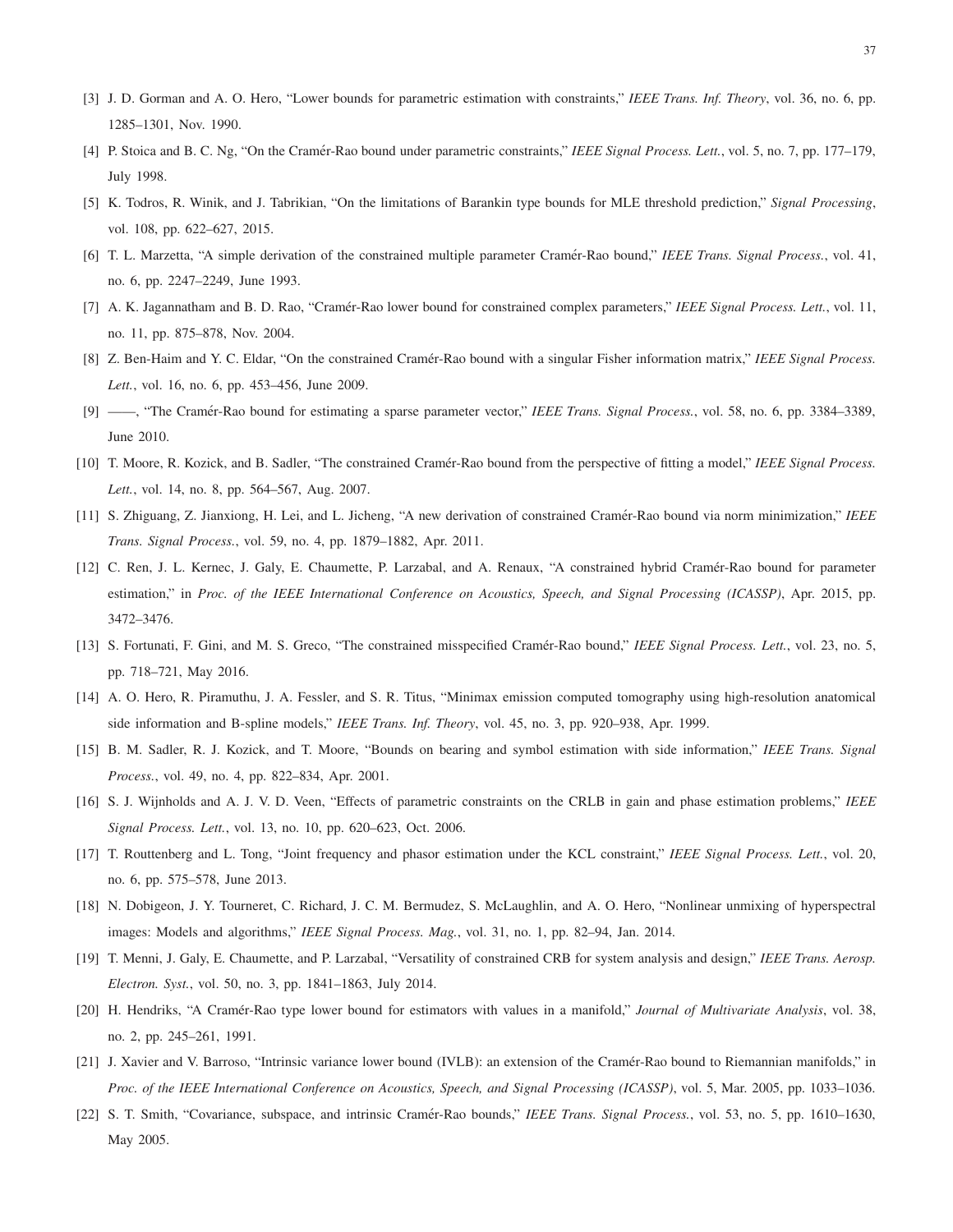[3] J. D. Gorman and A. O. Hero, "Lower bounds for parametric estimation with constraints," *IEEE Trans. Inf. Theory*, vol. 36, no. 6, pp. 1285–1301, Nov. 1990.

[4] P. Stoica and B. C. Ng, "On the Cramér-Rao bound under parametric constraints," *IEEE Signal Process. Lett.*, vol. 5, no. 7, pp. 177–179, July 1998.

[5] K. Todros, R. Winik, and J. Tabrikian, "On the limitations of Barankin type bounds for MLE threshold prediction," *Signal Processing*, vol. 108, pp. 622–627, 2015.

[6] T. L. Marzetta, "A simple derivation of the constrained multiple parameter Cramér-Rao bound," *IEEE Trans. Signal Process.*, vol. 41, no. 6, pp. 2247–2249, June 1993.

[7] A. K. Jagannatham and B. D. Rao, "Cramér-Rao lower bound for constrained complex parameters," *IEEE Signal Process. Lett.*, vol. 11, no. 11, pp. 875–878, Nov. 2004.

[8] Z. Ben-Haim and Y. C. Eldar, "On the constrained Cramér-Rao bound with a singular Fisher information matrix," *IEEE Signal Process. Lett.*, vol. 16, no. 6, pp. 453–456, June 2009.

[9] ——, "The Cramér-Rao bound for estimating a sparse parameter vector," *IEEE Trans. Signal Process.*, vol. 58, no. 6, pp. 3384–3389, June 2010.

[10] T. Moore, R. Kozick, and B. Sadler, "The constrained Cramér-Rao bound from the perspective of fitting a model," *IEEE Signal Process. Lett.*, vol. 14, no. 8, pp. 564–567, Aug. 2007.

[11] S. Zhiguang, Z. Jianxiong, H. Lei, and L. Jicheng, "A new derivation of constrained Cramér-Rao bound via norm minimization," *IEEE Trans. Signal Process.*, vol. 59, no. 4, pp. 1879–1882, Apr. 2011.

[12] C. Ren, J. L. Kernec, J. Galy, E. Chaumette, P. Larzabal, and A. Renaux, "A constrained hybrid Cramér-Rao bound for parameter estimation," in *Proc. of the IEEE International Conference on Acoustics, Speech, and Signal Processing (ICASSP)*, Apr. 2015, pp. 3472–3476.

[13] S. Fortunati, F. Gini, and M. S. Greco, "The constrained misspecified Cramér-Rao bound," *IEEE Signal Process. Lett.*, vol. 23, no. 5, pp. 718–721, May 2016.

[14] A. O. Hero, R. Piramuthu, J. A. Fessler, and S. R. Titus, "Minimax emission computed tomography using high-resolution anatomical side information and B-spline models," *IEEE Trans. Inf. Theory*, vol. 45, no. 3, pp. 920–938, Apr. 1999.

[15] B. M. Sadler, R. J. Kozick, and T. Moore, "Bounds on bearing and symbol estimation with side information," *IEEE Trans. Signal Process.*, vol. 49, no. 4, pp. 822–834, Apr. 2001.

[16] S. J. Wijnholds and A. J. V. D. Veen, "Effects of parametric constraints on the CRLB in gain and phase estimation problems," *IEEE Signal Process. Lett.*, vol. 13, no. 10, pp. 620–623, Oct. 2006.

[17] T. Routtenberg and L. Tong, "Joint frequency and phasor estimation under the KCL constraint," *IEEE Signal Process. Lett.*, vol. 20, no. 6, pp. 575–578, June 2013.

[18] N. Dobigeon, J. Y. Tourneret, C. Richard, J. C. M. Bermudez, S. McLaughlin, and A. O. Hero, "Nonlinear unmixing of hyperspectral images: Models and algorithms," *IEEE Signal Process. Mag.*, vol. 31, no. 1, pp. 82–94, Jan. 2014.

[19] T. Menni, J. Galy, E. Chaumette, and P. Larzabal, "Versatility of constrained CRB for system analysis and design," *IEEE Trans. Aerosp. Electron. Syst.*, vol. 50, no. 3, pp. 1841–1863, July 2014.

[20] H. Hendriks, "A Cramér-Rao type lower bound for estimators with values in a manifold," *Journal of Multivariate Analysis*, vol. 38, no. 2, pp. 245–261, 1991.

[21] J. Xavier and V. Barroso, "Intrinsic variance lower bound (IVLB): an extension of the Cramér-Rao bound to Riemannian manifolds," in *Proc. of the IEEE International Conference on Acoustics, Speech, and Signal Processing (ICASSP)*, vol. 5, Mar. 2005, pp. 1033–1036.

[22] S. T. Smith, "Covariance, subspace, and intrinsic Cramér-Rao bounds," *IEEE Trans. Signal Process.*, vol. 53, no. 5, pp. 1610–1630, May 2005.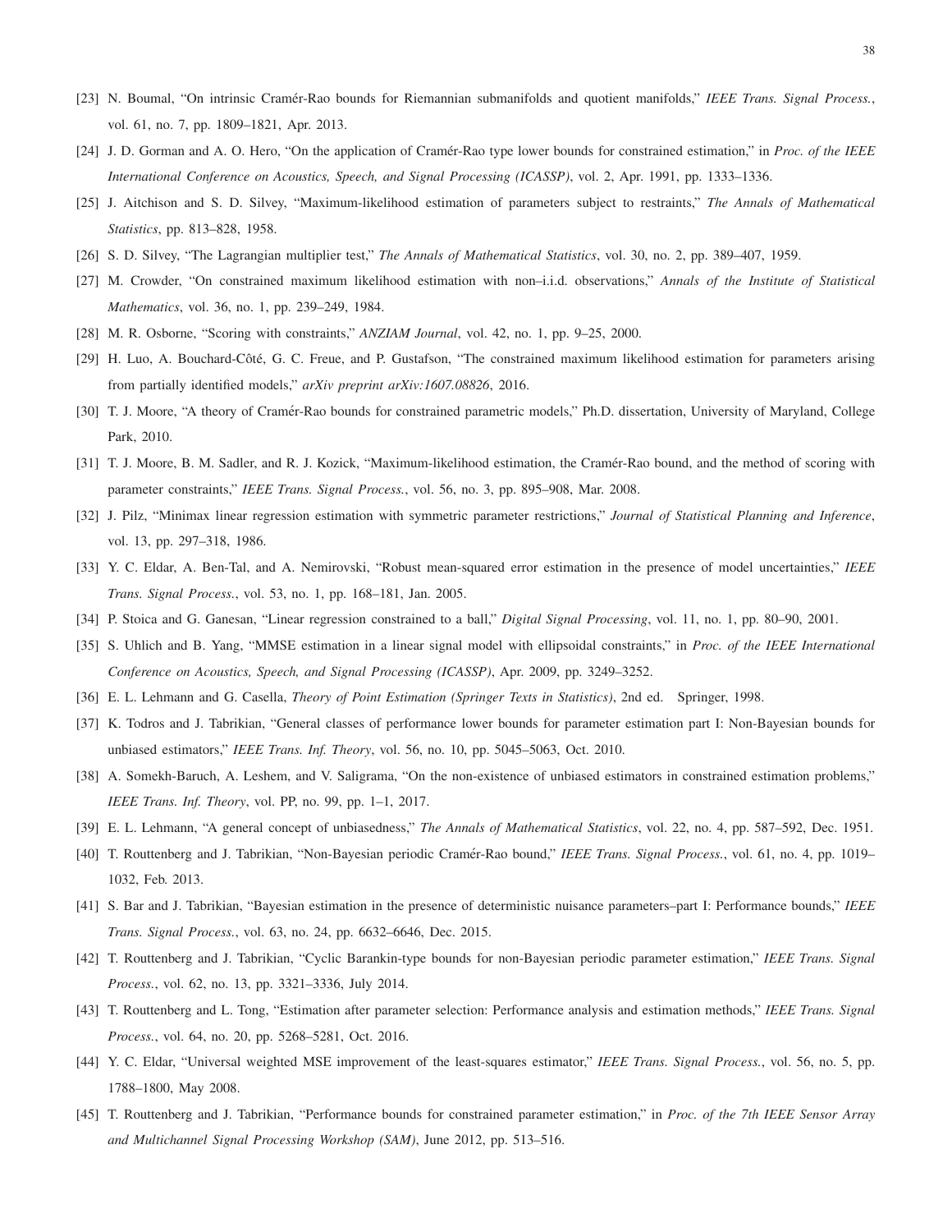[23] N. Boumal, "On intrinsic Cramér-Rao bounds for Riemannian submanifolds and quotient manifolds," *IEEE Trans. Signal Process.*, vol. 61, no. 7, pp. 1809–1821, Apr. 2013.

[24] J. D. Gorman and A. O. Hero, "On the application of Cramér-Rao type lower bounds for constrained estimation," in *Proc. of the IEEE International Conference on Acoustics, Speech, and Signal Processing (ICASSP)*, vol. 2, Apr. 1991, pp. 1333–1336.

[25] J. Aitchison and S. D. Silvey, "Maximum-likelihood estimation of parameters subject to restraints," *The Annals of Mathematical Statistics*, pp. 813–828, 1958.

[26] S. D. Silvey, "The Lagrangian multiplier test," *The Annals of Mathematical Statistics*, vol. 30, no. 2, pp. 389–407, 1959.

[27] M. Crowder, "On constrained maximum likelihood estimation with non–i.i.d. observations," *Annals of the Institute of Statistical Mathematics*, vol. 36, no. 1, pp. 239–249, 1984.

[28] M. R. Osborne, "Scoring with constraints," *ANZIAM Journal*, vol. 42, no. 1, pp. 9–25, 2000.

[29] H. Luo, A. Bouchard-Côté, G. C. Freue, and P. Gustafson, "The constrained maximum likelihood estimation for parameters arising from partially identified models," *arXiv preprint arXiv:1607.08826*, 2016.

[30] T. J. Moore, "A theory of Cramér-Rao bounds for constrained parametric models," Ph.D. dissertation, University of Maryland, College Park, 2010.

[31] T. J. Moore, B. M. Sadler, and R. J. Kozick, "Maximum-likelihood estimation, the Cramér-Rao bound, and the method of scoring with parameter constraints," *IEEE Trans. Signal Process.*, vol. 56, no. 3, pp. 895–908, Mar. 2008.

[32] J. Pilz, "Minimax linear regression estimation with symmetric parameter restrictions," *Journal of Statistical Planning and Inference*, vol. 13, pp. 297–318, 1986.

[33] Y. C. Eldar, A. Ben-Tal, and A. Nemirovski, "Robust mean-squared error estimation in the presence of model uncertainties," *IEEE Trans. Signal Process.*, vol. 53, no. 1, pp. 168–181, Jan. 2005.

[34] P. Stoica and G. Ganesan, "Linear regression constrained to a ball," *Digital Signal Processing*, vol. 11, no. 1, pp. 80–90, 2001.

[35] S. Uhlich and B. Yang, "MMSE estimation in a linear signal model with ellipsoidal constraints," in *Proc. of the IEEE International Conference on Acoustics, Speech, and Signal Processing (ICASSP)*, Apr. 2009, pp. 3249–3252.

[36] E. L. Lehmann and G. Casella, *Theory of Point Estimation (Springer Texts in Statistics)*, 2nd ed. Springer, 1998.

[37] K. Todros and J. Tabrikian, "General classes of performance lower bounds for parameter estimation part I: Non-Bayesian bounds for unbiased estimators," *IEEE Trans. Inf. Theory*, vol. 56, no. 10, pp. 5045–5063, Oct. 2010.

[38] A. Somekh-Baruch, A. Leshem, and V. Saligrama, "On the non-existence of unbiased estimators in constrained estimation problems," *IEEE Trans. Inf. Theory*, vol. PP, no. 99, pp. 1–1, 2017.

[39] E. L. Lehmann, "A general concept of unbiasedness," *The Annals of Mathematical Statistics*, vol. 22, no. 4, pp. 587–592, Dec. 1951.

[40] T. Routtenberg and J. Tabrikian, "Non-Bayesian periodic Cramér-Rao bound," *IEEE Trans. Signal Process.*, vol. 61, no. 4, pp. 1019–1032, Feb. 2013.

[41] S. Bar and J. Tabrikian, "Bayesian estimation in the presence of deterministic nuisance parameters–part I: Performance bounds," *IEEE Trans. Signal Process.*, vol. 63, no. 24, pp. 6632–6646, Dec. 2015.

[42] T. Routtenberg and J. Tabrikian, "Cyclic Barankin-type bounds for non-Bayesian periodic parameter estimation," *IEEE Trans. Signal Process.*, vol. 62, no. 13, pp. 3321–3336, July 2014.

[43] T. Routtenberg and L. Tong, "Estimation after parameter selection: Performance analysis and estimation methods," *IEEE Trans. Signal Process.*, vol. 64, no. 20, pp. 5268–5281, Oct. 2016.

[44] Y. C. Eldar, "Universal weighted MSE improvement of the least-squares estimator," *IEEE Trans. Signal Process.*, vol. 56, no. 5, pp. 1788–1800, May 2008.

[45] T. Routtenberg and J. Tabrikian, "Performance bounds for constrained parameter estimation," in *Proc. of the 7th IEEE Sensor Array and Multichannel Signal Processing Workshop (SAM)*, June 2012, pp. 513–516.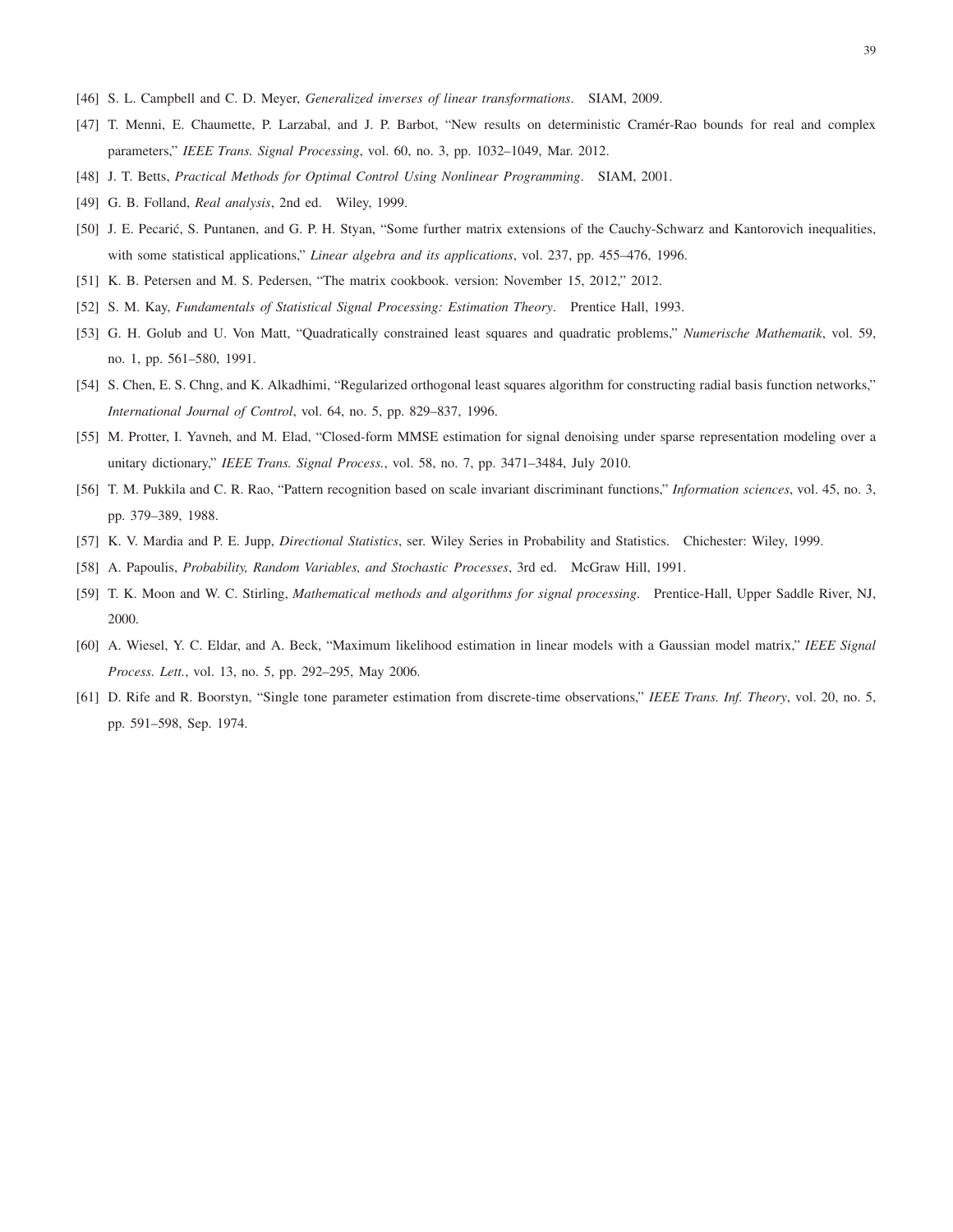[46] S. L. Campbell and C. D. Meyer, *Generalized inverses of linear transformations*. SIAM, 2009.

[47] T. Menni, E. Chaumette, P. Larzabal, and J. P. Barbot, "New results on deterministic Cramér-Rao bounds for real and complex parameters," *IEEE Trans. Signal Processing*, vol. 60, no. 3, pp. 1032–1049, Mar. 2012.

[48] J. T. Betts, *Practical Methods for Optimal Control Using Nonlinear Programming*. SIAM, 2001.

[49] G. B. Folland, *Real analysis*, 2nd ed. Wiley, 1999.

[50] J. E. Pecarić, S. Puntanen, and G. P. H. Styan, "Some further matrix extensions of the Cauchy-Schwarz and Kantorovich inequalities, with some statistical applications," *Linear algebra and its applications*, vol. 237, pp. 455–476, 1996.

[51] K. B. Petersen and M. S. Pedersen, "The matrix cookbook. version: November 15, 2012," 2012.

[52] S. M. Kay, *Fundamentals of Statistical Signal Processing: Estimation Theory*. Prentice Hall, 1993.

[53] G. H. Golub and U. Von Matt, "Quadratically constrained least squares and quadratic problems," *Numerische Mathematik*, vol. 59, no. 1, pp. 561–580, 1991.

[54] S. Chen, E. S. Chng, and K. Alkadhimi, "Regularized orthogonal least squares algorithm for constructing radial basis function networks," *International Journal of Control*, vol. 64, no. 5, pp. 829–837, 1996.

[55] M. Protter, I. Yavneh, and M. Elad, "Closed-form MMSE estimation for signal denoising under sparse representation modeling over a unitary dictionary," *IEEE Trans. Signal Process.*, vol. 58, no. 7, pp. 3471–3484, July 2010.

[56] T. M. Pukkila and C. R. Rao, "Pattern recognition based on scale invariant discriminant functions," *Information sciences*, vol. 45, no. 3, pp. 379–389, 1988.

[57] K. V. Mardia and P. E. Jupp, *Directional Statistics*, ser. Wiley Series in Probability and Statistics. Chichester: Wiley, 1999.

[58] A. Papoulis, *Probability, Random Variables, and Stochastic Processes*, 3rd ed. McGraw Hill, 1991.

[59] T. K. Moon and W. C. Stirling, *Mathematical methods and algorithms for signal processing*. Prentice-Hall, Upper Saddle River, NJ, 2000.

[60] A. Wiesel, Y. C. Eldar, and A. Beck, "Maximum likelihood estimation in linear models with a Gaussian model matrix," *IEEE Signal Process. Lett.*, vol. 13, no. 5, pp. 292–295, May 2006.

[61] D. Rife and R. Boorstyn, "Single tone parameter estimation from discrete-time observations," *IEEE Trans. Inf. Theory*, vol. 20, no. 5, pp. 591–598, Sep. 1974.